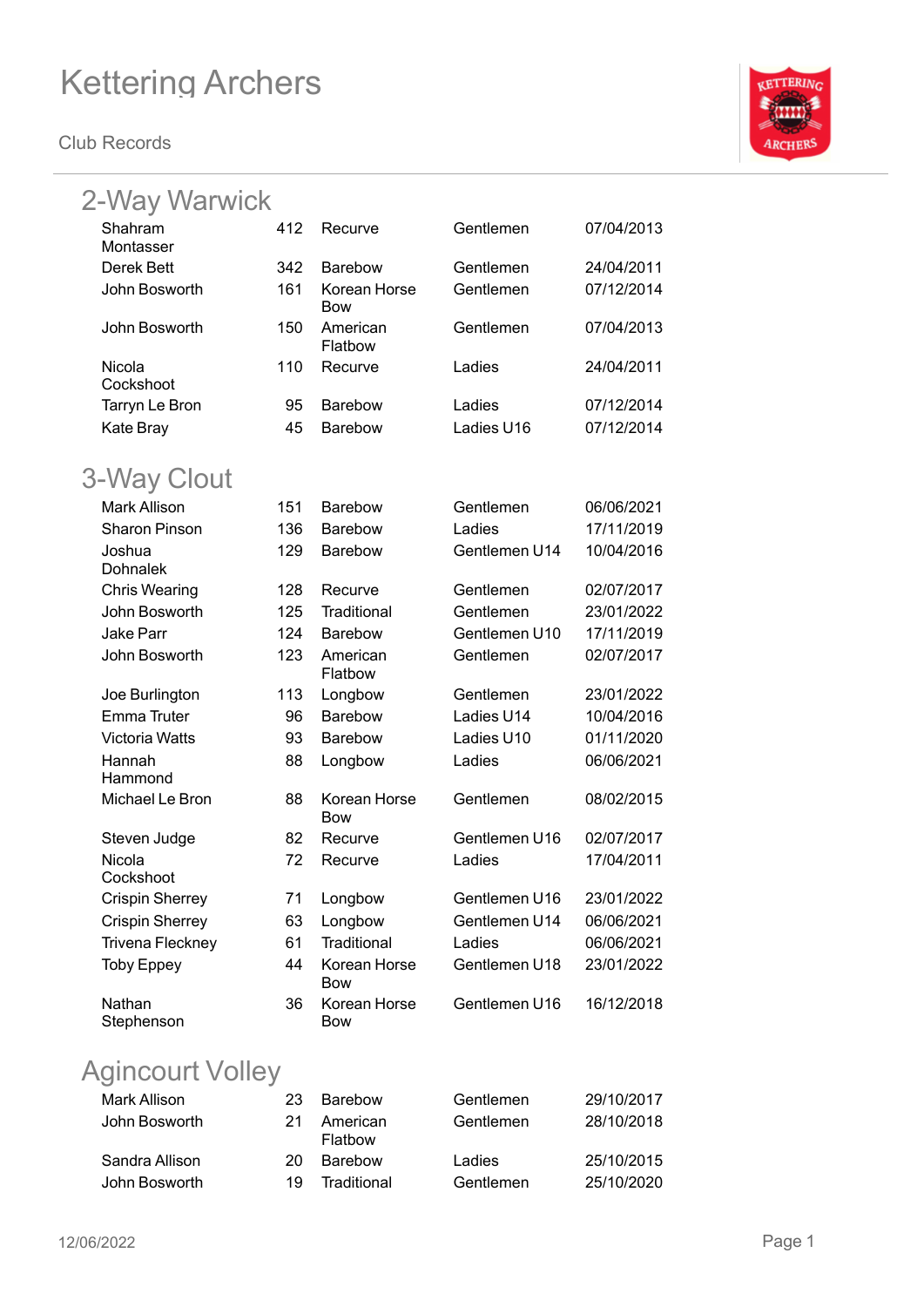# Kettering Archers

Club Records

## 2-Way Warwick

| | | | | |
|---|---|---|---|---|
| Shahram Montasser | 412 | Recurve | Gentlemen | 07/04/2013 |
| Derek Bett | 342 | Barebow | Gentlemen | 24/04/2011 |
| John Bosworth | 161 | Korean Horse Bow | Gentlemen | 07/12/2014 |
| John Bosworth | 150 | American Flatbow | Gentlemen | 07/04/2013 |
| Nicola Cockshoot | 110 | Recurve | Ladies | 24/04/2011 |
| Tarryn Le Bron | 95 | Barebow | Ladies | 07/12/2014 |
| Kate Bray | 45 | Barebow | Ladies U16 | 07/12/2014 |

## 3-Way Clout

| | | | | |
|---|---|---|---|---|
| Mark Allison | 151 | Barebow | Gentlemen | 06/06/2021 |
| Sharon Pinson | 136 | Barebow | Ladies | 17/11/2019 |
| Joshua Dohnalek | 129 | Barebow | Gentlemen U14 | 10/04/2016 |
| Chris Wearing | 128 | Recurve | Gentlemen | 02/07/2017 |
| John Bosworth | 125 | Traditional | Gentlemen | 23/01/2022 |
| Jake Parr | 124 | Barebow | Gentlemen U10 | 17/11/2019 |
| John Bosworth | 123 | American Flatbow | Gentlemen | 02/07/2017 |
| Joe Burlington | 113 | Longbow | Gentlemen | 23/01/2022 |
| Emma Truter | 96 | Barebow | Ladies U14 | 10/04/2016 |
| Victoria Watts | 93 | Barebow | Ladies U10 | 01/11/2020 |
| Hannah Hammond | 88 | Longbow | Ladies | 06/06/2021 |
| Michael Le Bron | 88 | Korean Horse Bow | Gentlemen | 08/02/2015 |
| Steven Judge | 82 | Recurve | Gentlemen U16 | 02/07/2017 |
| Nicola Cockshoot | 72 | Recurve | Ladies | 17/04/2011 |
| Crispin Sherrey | 71 | Longbow | Gentlemen U16 | 23/01/2022 |
| Crispin Sherrey | 63 | Longbow | Gentlemen U14 | 06/06/2021 |
| Trivena Fleckney | 61 | Traditional | Ladies | 06/06/2021 |
| Toby Eppey | 44 | Korean Horse Bow | Gentlemen U18 | 23/01/2022 |
| Nathan Stephenson | 36 | Korean Horse Bow | Gentlemen U16 | 16/12/2018 |

## Agincourt Volley

| | | | | |
|---|---|---|---|---|
| Mark Allison | 23 | Barebow | Gentlemen | 29/10/2017 |
| John Bosworth | 21 | American Flatbow | Gentlemen | 28/10/2018 |
| Sandra Allison | 20 | Barebow | Ladies | 25/10/2015 |
| John Bosworth | 19 | Traditional | Gentlemen | 25/10/2020 |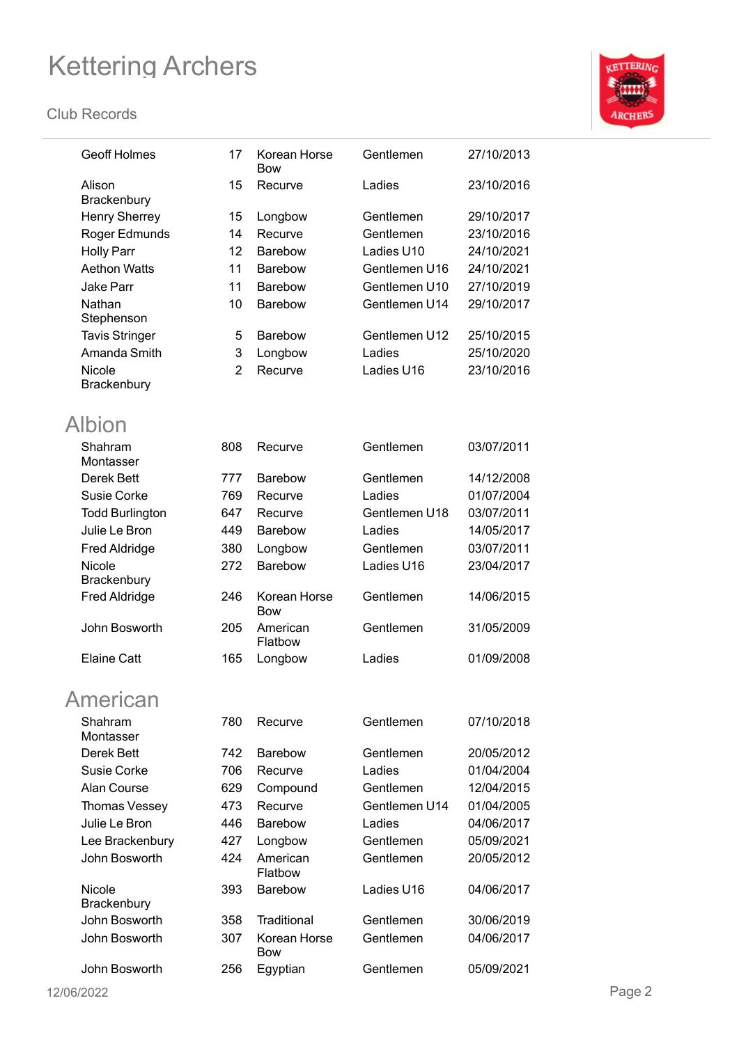| | | | | |
|---|---|---|---|---|
| Geoff Holmes | 17 | Korean Horse Bow | Gentlemen | 27/10/2013 |
| Alison Brackenbury | 15 | Recurve | Ladies | 23/10/2016 |
| Henry Sherrey | 15 | Longbow | Gentlemen | 29/10/2017 |
| Roger Edmunds | 14 | Recurve | Gentlemen | 23/10/2016 |
| Holly Parr | 12 | Barebow | Ladies U10 | 24/10/2021 |
| Aethon Watts | 11 | Barebow | Gentlemen U16 | 24/10/2021 |
| Jake Parr | 11 | Barebow | Gentlemen U10 | 27/10/2019 |
| Nathan Stephenson | 10 | Barebow | Gentlemen U14 | 29/10/2017 |
| Tavis Stringer | 5 | Barebow | Gentlemen U12 | 25/10/2015 |
| Amanda Smith | 3 | Longbow | Ladies | 25/10/2020 |
| Nicole Brackenbury | 2 | Recurve | Ladies U16 | 23/10/2016 |

## Albion

| | | | | |
|---|---|---|---|---|
| Shahram Montasser | 808 | Recurve | Gentlemen | 03/07/2011 |
| Derek Bett | 777 | Barebow | Gentlemen | 14/12/2008 |
| Susie Corke | 769 | Recurve | Ladies | 01/07/2004 |
| Todd Burlington | 647 | Recurve | Gentlemen U18 | 03/07/2011 |
| Julie Le Bron | 449 | Barebow | Ladies | 14/05/2017 |
| Fred Aldridge | 380 | Longbow | Gentlemen | 03/07/2011 |
| Nicole Brackenbury | 272 | Barebow | Ladies U16 | 23/04/2017 |
| Fred Aldridge | 246 | Korean Horse Bow | Gentlemen | 14/06/2015 |
| John Bosworth | 205 | American Flatbow | Gentlemen | 31/05/2009 |
| Elaine Catt | 165 | Longbow | Ladies | 01/09/2008 |

## American

| | | | | |
|---|---|---|---|---|
| Shahram Montasser | 780 | Recurve | Gentlemen | 07/10/2018 |
| Derek Bett | 742 | Barebow | Gentlemen | 20/05/2012 |
| Susie Corke | 706 | Recurve | Ladies | 01/04/2004 |
| Alan Course | 629 | Compound | Gentlemen | 12/04/2015 |
| Thomas Vessey | 473 | Recurve | Gentlemen U14 | 01/04/2005 |
| Julie Le Bron | 446 | Barebow | Ladies | 04/06/2017 |
| Lee Brackenbury | 427 | Longbow | Gentlemen | 05/09/2021 |
| John Bosworth | 424 | American Flatbow | Gentlemen | 20/05/2012 |
| Nicole Brackenbury | 393 | Barebow | Ladies U16 | 04/06/2017 |
| John Bosworth | 358 | Traditional | Gentlemen | 30/06/2019 |
| John Bosworth | 307 | Korean Horse Bow | Gentlemen | 04/06/2017 |
| John Bosworth | 256 | Egyptian | Gentlemen | 05/09/2021 |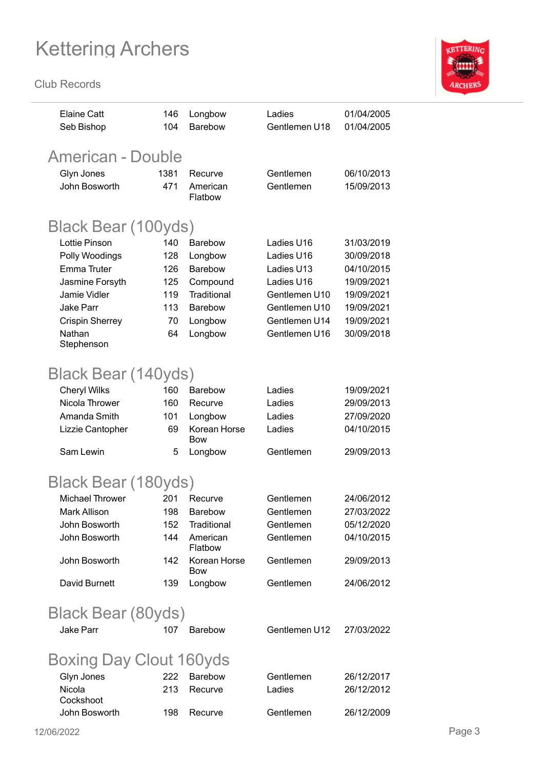| | | | | |
|---|---|---|---|---|
| Elaine Catt | 146 | Longbow | Ladies | 01/04/2005 |
| Seb Bishop | 104 | Barebow | Gentlemen U18 | 01/04/2005 |

## American - Double

| | | | | |
|---|---|---|---|---|
| Glyn Jones | 1381 | Recurve | Gentlemen | 06/10/2013 |
| John Bosworth | 471 | American Flatbow | Gentlemen | 15/09/2013 |

## Black Bear (100yds)

| | | | | |
|---|---|---|---|---|
| Lottie Pinson | 140 | Barebow | Ladies U16 | 31/03/2019 |
| Polly Woodings | 128 | Longbow | Ladies U16 | 30/09/2018 |
| Emma Truter | 126 | Barebow | Ladies U13 | 04/10/2015 |
| Jasmine Forsyth | 125 | Compound | Ladies U16 | 19/09/2021 |
| Jamie Vidler | 119 | Traditional | Gentlemen U10 | 19/09/2021 |
| Jake Parr | 113 | Barebow | Gentlemen U10 | 19/09/2021 |
| Crispin Sherrey | 70 | Longbow | Gentlemen U14 | 19/09/2021 |
| Nathan Stephenson | 64 | Longbow | Gentlemen U16 | 30/09/2018 |

## Black Bear (140yds)

| | | | | |
|---|---|---|---|---|
| Cheryl Wilks | 160 | Barebow | Ladies | 19/09/2021 |
| Nicola Thrower | 160 | Recurve | Ladies | 29/09/2013 |
| Amanda Smith | 101 | Longbow | Ladies | 27/09/2020 |
| Lizzie Cantopher | 69 | Korean Horse Bow | Ladies | 04/10/2015 |
| Sam Lewin | 5 | Longbow | Gentlemen | 29/09/2013 |

## Black Bear (180yds)

| | | | | |
|---|---|---|---|---|
| Michael Thrower | 201 | Recurve | Gentlemen | 24/06/2012 |
| Mark Allison | 198 | Barebow | Gentlemen | 27/03/2022 |
| John Bosworth | 152 | Traditional | Gentlemen | 05/12/2020 |
| John Bosworth | 144 | American Flatbow | Gentlemen | 04/10/2015 |
| John Bosworth | 142 | Korean Horse Bow | Gentlemen | 29/09/2013 |
| David Burnett | 139 | Longbow | Gentlemen | 24/06/2012 |

## Black Bear (80yds)

| | | | | |
|---|---|---|---|---|
| Jake Parr | 107 | Barebow | Gentlemen U12 | 27/03/2022 |

## Boxing Day Clout 160yds

| | | | | |
|---|---|---|---|---|
| Glyn Jones | 222 | Barebow | Gentlemen | 26/12/2017 |
| Nicola Cockshoot | 213 | Recurve | Ladies | 26/12/2012 |
| John Bosworth | 198 | Recurve | Gentlemen | 26/12/2009 |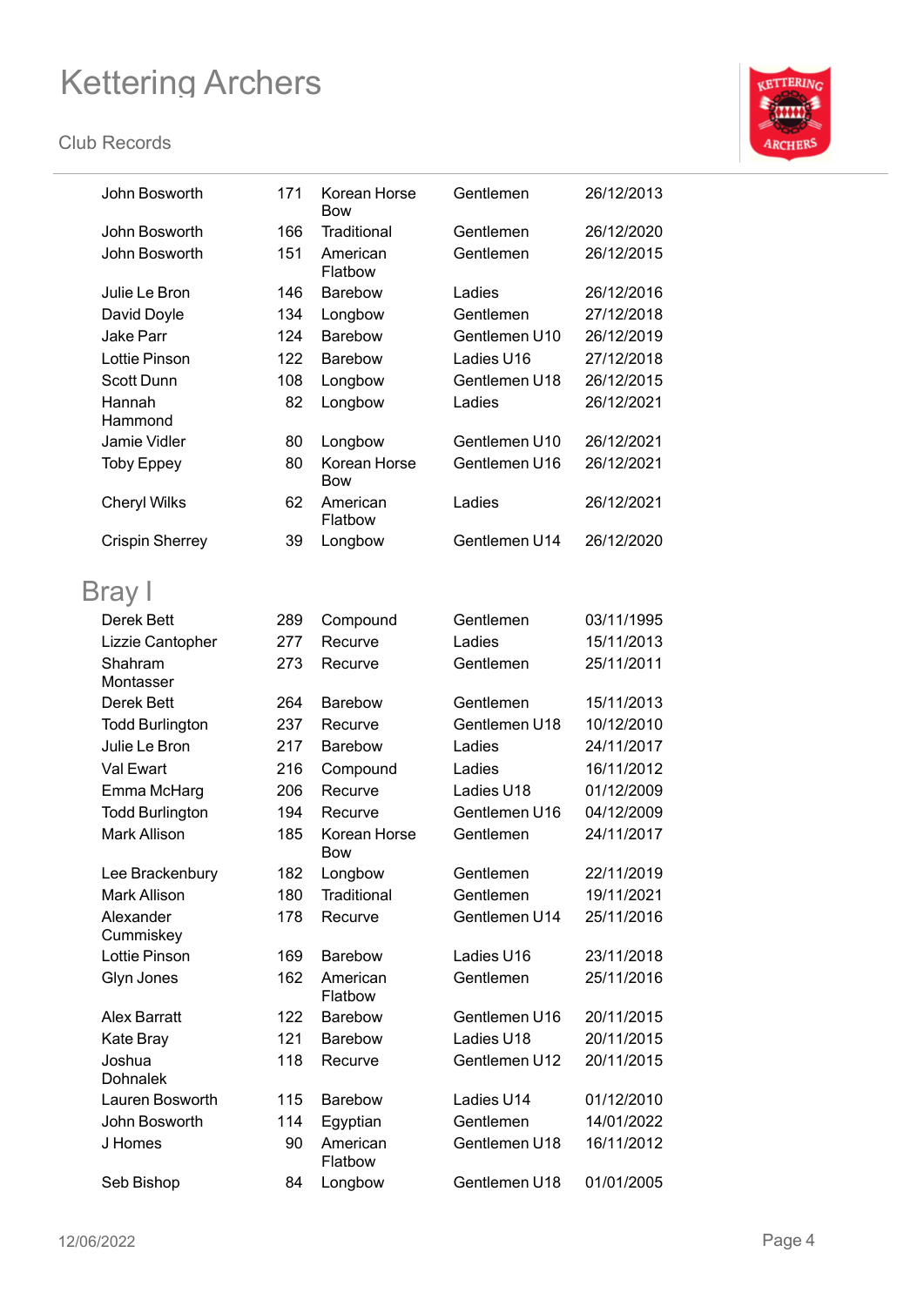| | | | | |
|---|---|---|---|---|
| John Bosworth | 171 | Korean Horse Bow | Gentlemen | 26/12/2013 |
| John Bosworth | 166 | Traditional | Gentlemen | 26/12/2020 |
| John Bosworth | 151 | American Flatbow | Gentlemen | 26/12/2015 |
| Julie Le Bron | 146 | Barebow | Ladies | 26/12/2016 |
| David Doyle | 134 | Longbow | Gentlemen | 27/12/2018 |
| Jake Parr | 124 | Barebow | Gentlemen U10 | 26/12/2019 |
| Lottie Pinson | 122 | Barebow | Ladies U16 | 27/12/2018 |
| Scott Dunn | 108 | Longbow | Gentlemen U18 | 26/12/2015 |
| Hannah Hammond | 82 | Longbow | Ladies | 26/12/2021 |
| Jamie Vidler | 80 | Longbow | Gentlemen U10 | 26/12/2021 |
| Toby Eppey | 80 | Korean Horse Bow | Gentlemen U16 | 26/12/2021 |
| Cheryl Wilks | 62 | American Flatbow | Ladies | 26/12/2021 |
| Crispin Sherrey | 39 | Longbow | Gentlemen U14 | 26/12/2020 |

## Bray I

| | | | | |
|---|---|---|---|---|
| Derek Bett | 289 | Compound | Gentlemen | 03/11/1995 |
| Lizzie Cantopher | 277 | Recurve | Ladies | 15/11/2013 |
| Shahram Montasser | 273 | Recurve | Gentlemen | 25/11/2011 |
| Derek Bett | 264 | Barebow | Gentlemen | 15/11/2013 |
| Todd Burlington | 237 | Recurve | Gentlemen U18 | 10/12/2010 |
| Julie Le Bron | 217 | Barebow | Ladies | 24/11/2017 |
| Val Ewart | 216 | Compound | Ladies | 16/11/2012 |
| Emma McHarg | 206 | Recurve | Ladies U18 | 01/12/2009 |
| Todd Burlington | 194 | Recurve | Gentlemen U16 | 04/12/2009 |
| Mark Allison | 185 | Korean Horse Bow | Gentlemen | 24/11/2017 |
| Lee Brackenbury | 182 | Longbow | Gentlemen | 22/11/2019 |
| Mark Allison | 180 | Traditional | Gentlemen | 19/11/2021 |
| Alexander Cummiskey | 178 | Recurve | Gentlemen U14 | 25/11/2016 |
| Lottie Pinson | 169 | Barebow | Ladies U16 | 23/11/2018 |
| Glyn Jones | 162 | American Flatbow | Gentlemen | 25/11/2016 |
| Alex Barratt | 122 | Barebow | Gentlemen U16 | 20/11/2015 |
| Kate Bray | 121 | Barebow | Ladies U18 | 20/11/2015 |
| Joshua Dohnalek | 118 | Recurve | Gentlemen U12 | 20/11/2015 |
| Lauren Bosworth | 115 | Barebow | Ladies U14 | 01/12/2010 |
| John Bosworth | 114 | Egyptian | Gentlemen | 14/01/2022 |
| J Homes | 90 | American Flatbow | Gentlemen U18 | 16/11/2012 |
| Seb Bishop | 84 | Longbow | Gentlemen U18 | 01/01/2005 |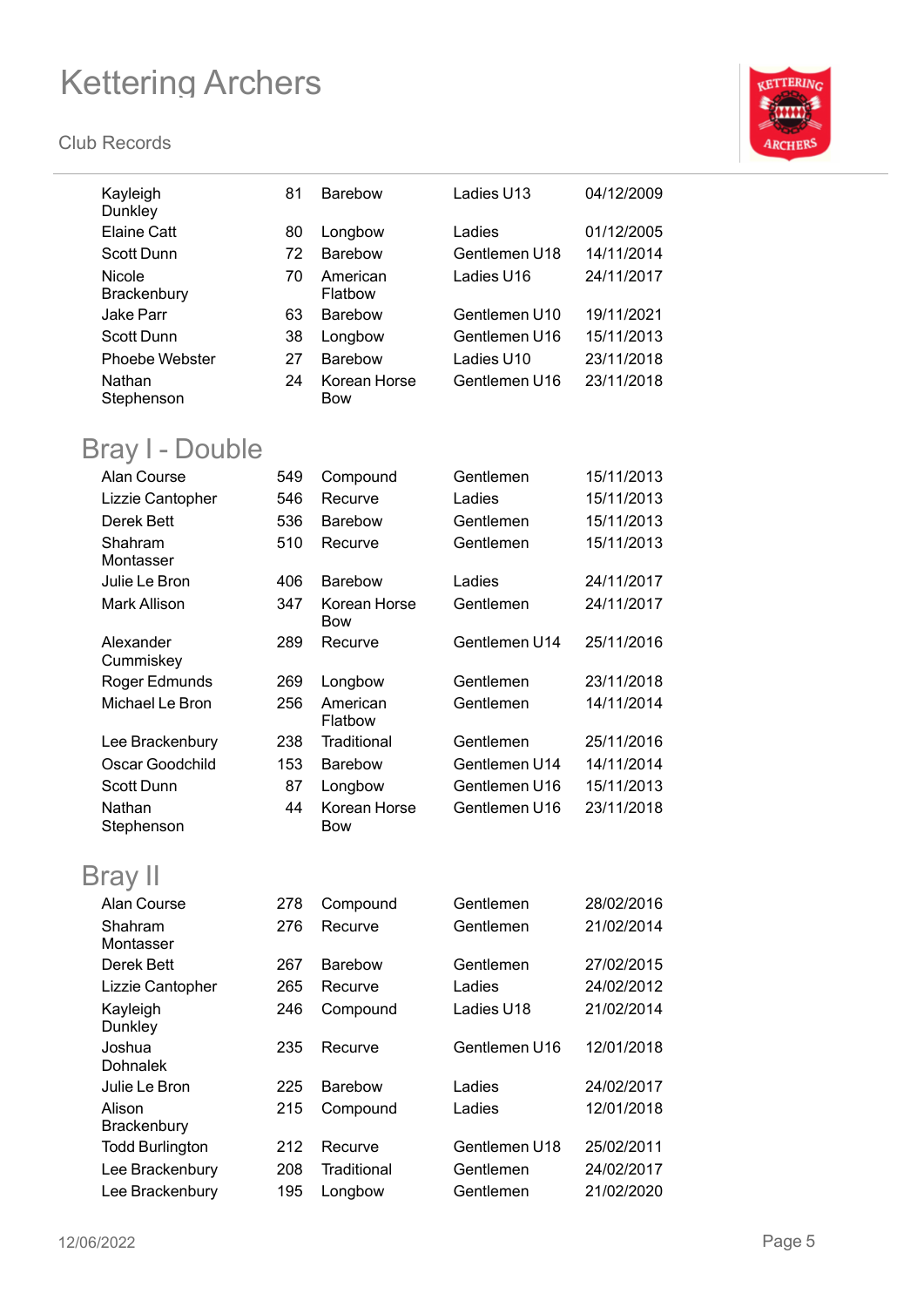| | | | | |
|---|---|---|---|---|
| Kayleigh Dunkley | 81 | Barebow | Ladies U13 | 04/12/2009 |
| Elaine Catt | 80 | Longbow | Ladies | 01/12/2005 |
| Scott Dunn | 72 | Barebow | Gentlemen U18 | 14/11/2014 |
| Nicole Brackenbury | 70 | American Flatbow | Ladies U16 | 24/11/2017 |
| Jake Parr | 63 | Barebow | Gentlemen U10 | 19/11/2021 |
| Scott Dunn | 38 | Longbow | Gentlemen U16 | 15/11/2013 |
| Phoebe Webster | 27 | Barebow | Ladies U10 | 23/11/2018 |
| Nathan Stephenson | 24 | Korean Horse Bow | Gentlemen U16 | 23/11/2018 |

## Bray I - Double

| | | | | |
|---|---|---|---|---|
| Alan Course | 549 | Compound | Gentlemen | 15/11/2013 |
| Lizzie Cantopher | 546 | Recurve | Ladies | 15/11/2013 |
| Derek Bett | 536 | Barebow | Gentlemen | 15/11/2013 |
| Shahram Montasser | 510 | Recurve | Gentlemen | 15/11/2013 |
| Julie Le Bron | 406 | Barebow | Ladies | 24/11/2017 |
| Mark Allison | 347 | Korean Horse Bow | Gentlemen | 24/11/2017 |
| Alexander Cummiskey | 289 | Recurve | Gentlemen U14 | 25/11/2016 |
| Roger Edmunds | 269 | Longbow | Gentlemen | 23/11/2018 |
| Michael Le Bron | 256 | American Flatbow | Gentlemen | 14/11/2014 |
| Lee Brackenbury | 238 | Traditional | Gentlemen | 25/11/2016 |
| Oscar Goodchild | 153 | Barebow | Gentlemen U14 | 14/11/2014 |
| Scott Dunn | 87 | Longbow | Gentlemen U16 | 15/11/2013 |
| Nathan Stephenson | 44 | Korean Horse Bow | Gentlemen U16 | 23/11/2018 |

## Bray II

| | | | | |
|---|---|---|---|---|
| Alan Course | 278 | Compound | Gentlemen | 28/02/2016 |
| Shahram Montasser | 276 | Recurve | Gentlemen | 21/02/2014 |
| Derek Bett | 267 | Barebow | Gentlemen | 27/02/2015 |
| Lizzie Cantopher | 265 | Recurve | Ladies | 24/02/2012 |
| Kayleigh Dunkley | 246 | Compound | Ladies U18 | 21/02/2014 |
| Joshua Dohnalek | 235 | Recurve | Gentlemen U16 | 12/01/2018 |
| Julie Le Bron | 225 | Barebow | Ladies | 24/02/2017 |
| Alison Brackenbury | 215 | Compound | Ladies | 12/01/2018 |
| Todd Burlington | 212 | Recurve | Gentlemen U18 | 25/02/2011 |
| Lee Brackenbury | 208 | Traditional | Gentlemen | 24/02/2017 |
| Lee Brackenbury | 195 | Longbow | Gentlemen | 21/02/2020 |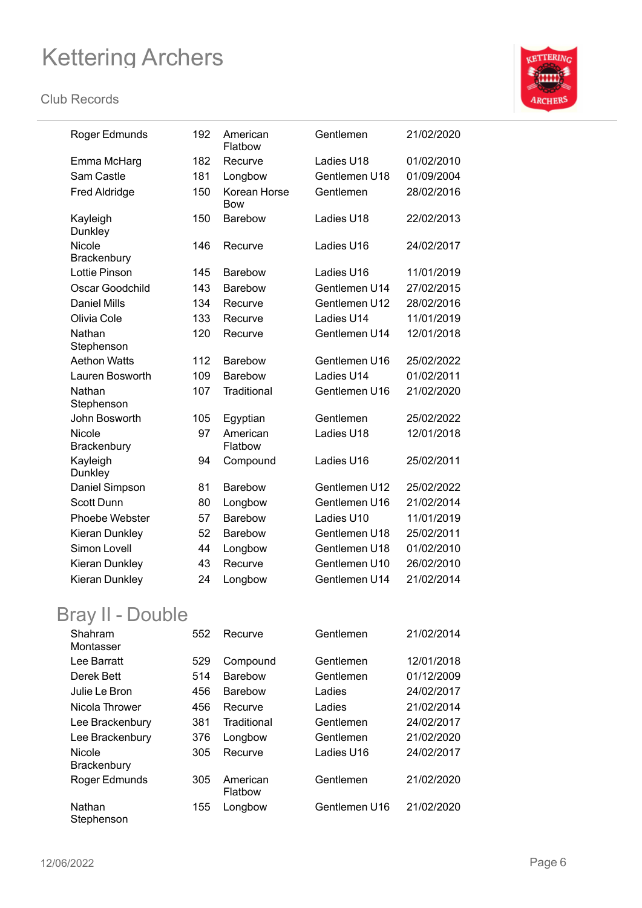| | | | | |
|---|---|---|---|---|
| Roger Edmunds | 192 | American Flatbow | Gentlemen | 21/02/2020 |
| Emma McHarg | 182 | Recurve | Ladies U18 | 01/02/2010 |
| Sam Castle | 181 | Longbow | Gentlemen U18 | 01/09/2004 |
| Fred Aldridge | 150 | Korean Horse Bow | Gentlemen | 28/02/2016 |
| Kayleigh Dunkley | 150 | Barebow | Ladies U18 | 22/02/2013 |
| Nicole Brackenbury | 146 | Recurve | Ladies U16 | 24/02/2017 |
| Lottie Pinson | 145 | Barebow | Ladies U16 | 11/01/2019 |
| Oscar Goodchild | 143 | Barebow | Gentlemen U14 | 27/02/2015 |
| Daniel Mills | 134 | Recurve | Gentlemen U12 | 28/02/2016 |
| Olivia Cole | 133 | Recurve | Ladies U14 | 11/01/2019 |
| Nathan Stephenson | 120 | Recurve | Gentlemen U14 | 12/01/2018 |
| Aethon Watts | 112 | Barebow | Gentlemen U16 | 25/02/2022 |
| Lauren Bosworth | 109 | Barebow | Ladies U14 | 01/02/2011 |
| Nathan Stephenson | 107 | Traditional | Gentlemen U16 | 21/02/2020 |
| John Bosworth | 105 | Egyptian | Gentlemen | 25/02/2022 |
| Nicole Brackenbury | 97 | American Flatbow | Ladies U18 | 12/01/2018 |
| Kayleigh Dunkley | 94 | Compound | Ladies U16 | 25/02/2011 |
| Daniel Simpson | 81 | Barebow | Gentlemen U12 | 25/02/2022 |
| Scott Dunn | 80 | Longbow | Gentlemen U16 | 21/02/2014 |
| Phoebe Webster | 57 | Barebow | Ladies U10 | 11/01/2019 |
| Kieran Dunkley | 52 | Barebow | Gentlemen U18 | 25/02/2011 |
| Simon Lovell | 44 | Longbow | Gentlemen U18 | 01/02/2010 |
| Kieran Dunkley | 43 | Recurve | Gentlemen U10 | 26/02/2010 |
| Kieran Dunkley | 24 | Longbow | Gentlemen U14 | 21/02/2014 |

## Bray II - Double

| | | | | |
|---|---|---|---|---|
| Shahram Montasser | 552 | Recurve | Gentlemen | 21/02/2014 |
| Lee Barratt | 529 | Compound | Gentlemen | 12/01/2018 |
| Derek Bett | 514 | Barebow | Gentlemen | 01/12/2009 |
| Julie Le Bron | 456 | Barebow | Ladies | 24/02/2017 |
| Nicola Thrower | 456 | Recurve | Ladies | 21/02/2014 |
| Lee Brackenbury | 381 | Traditional | Gentlemen | 24/02/2017 |
| Lee Brackenbury | 376 | Longbow | Gentlemen | 21/02/2020 |
| Nicole Brackenbury | 305 | Recurve | Ladies U16 | 24/02/2017 |
| Roger Edmunds | 305 | American Flatbow | Gentlemen | 21/02/2020 |
| Nathan Stephenson | 155 | Longbow | Gentlemen U16 | 21/02/2020 |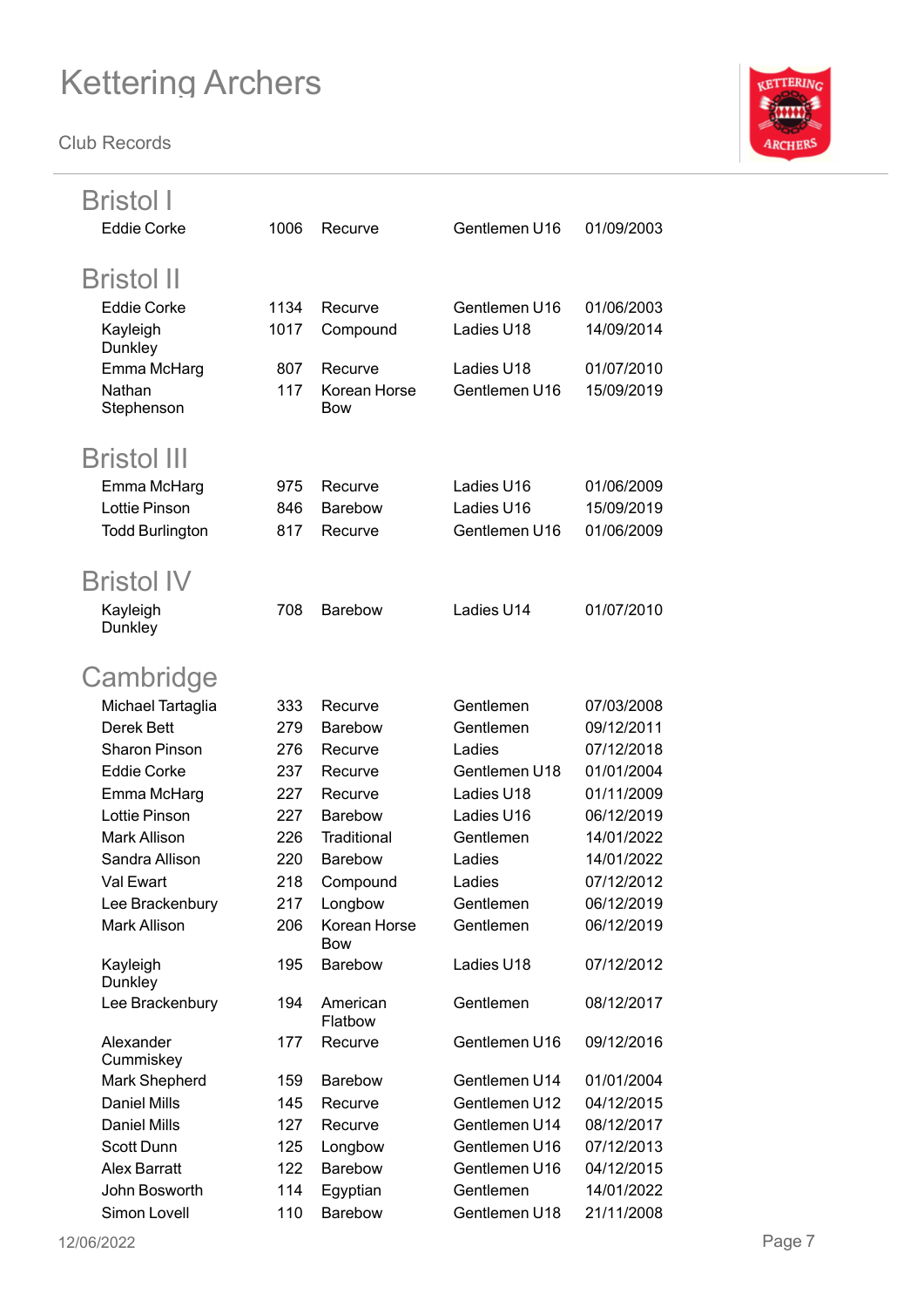# Kettering Archers

Club Records

## Bristol I

| | | | | |
|---|---|---|---|---|
| Eddie Corke | 1006 | Recurve | Gentlemen U16 | 01/09/2003 |

## Bristol II

| | | | | |
|---|---|---|---|---|
| Eddie Corke | 1134 | Recurve | Gentlemen U16 | 01/06/2003 |
| Kayleigh Dunkley | 1017 | Compound | Ladies U18 | 14/09/2014 |
| Emma McHarg | 807 | Recurve | Ladies U18 | 01/07/2010 |
| Nathan Stephenson | 117 | Korean Horse Bow | Gentlemen U16 | 15/09/2019 |

## Bristol III

| | | | | |
|---|---|---|---|---|
| Emma McHarg | 975 | Recurve | Ladies U16 | 01/06/2009 |
| Lottie Pinson | 846 | Barebow | Ladies U16 | 15/09/2019 |
| Todd Burlington | 817 | Recurve | Gentlemen U16 | 01/06/2009 |

## Bristol IV

| | | | | |
|---|---|---|---|---|
| Kayleigh Dunkley | 708 | Barebow | Ladies U14 | 01/07/2010 |

## Cambridge

| | | | | |
|---|---|---|---|---|
| Michael Tartaglia | 333 | Recurve | Gentlemen | 07/03/2008 |
| Derek Bett | 279 | Barebow | Gentlemen | 09/12/2011 |
| Sharon Pinson | 276 | Recurve | Ladies | 07/12/2018 |
| Eddie Corke | 237 | Recurve | Gentlemen U18 | 01/01/2004 |
| Emma McHarg | 227 | Recurve | Ladies U18 | 01/11/2009 |
| Lottie Pinson | 227 | Barebow | Ladies U16 | 06/12/2019 |
| Mark Allison | 226 | Traditional | Gentlemen | 14/01/2022 |
| Sandra Allison | 220 | Barebow | Ladies | 14/01/2022 |
| Val Ewart | 218 | Compound | Ladies | 07/12/2012 |
| Lee Brackenbury | 217 | Longbow | Gentlemen | 06/12/2019 |
| Mark Allison | 206 | Korean Horse Bow | Gentlemen | 06/12/2019 |
| Kayleigh Dunkley | 195 | Barebow | Ladies U18 | 07/12/2012 |
| Lee Brackenbury | 194 | American Flatbow | Gentlemen | 08/12/2017 |
| Alexander Cummiskey | 177 | Recurve | Gentlemen U16 | 09/12/2016 |
| Mark Shepherd | 159 | Barebow | Gentlemen U14 | 01/01/2004 |
| Daniel Mills | 145 | Recurve | Gentlemen U12 | 04/12/2015 |
| Daniel Mills | 127 | Recurve | Gentlemen U14 | 08/12/2017 |
| Scott Dunn | 125 | Longbow | Gentlemen U16 | 07/12/2013 |
| Alex Barratt | 122 | Barebow | Gentlemen U16 | 04/12/2015 |
| John Bosworth | 114 | Egyptian | Gentlemen | 14/01/2022 |
| Simon Lovell | 110 | Barebow | Gentlemen U18 | 21/11/2008 |

12/06/2022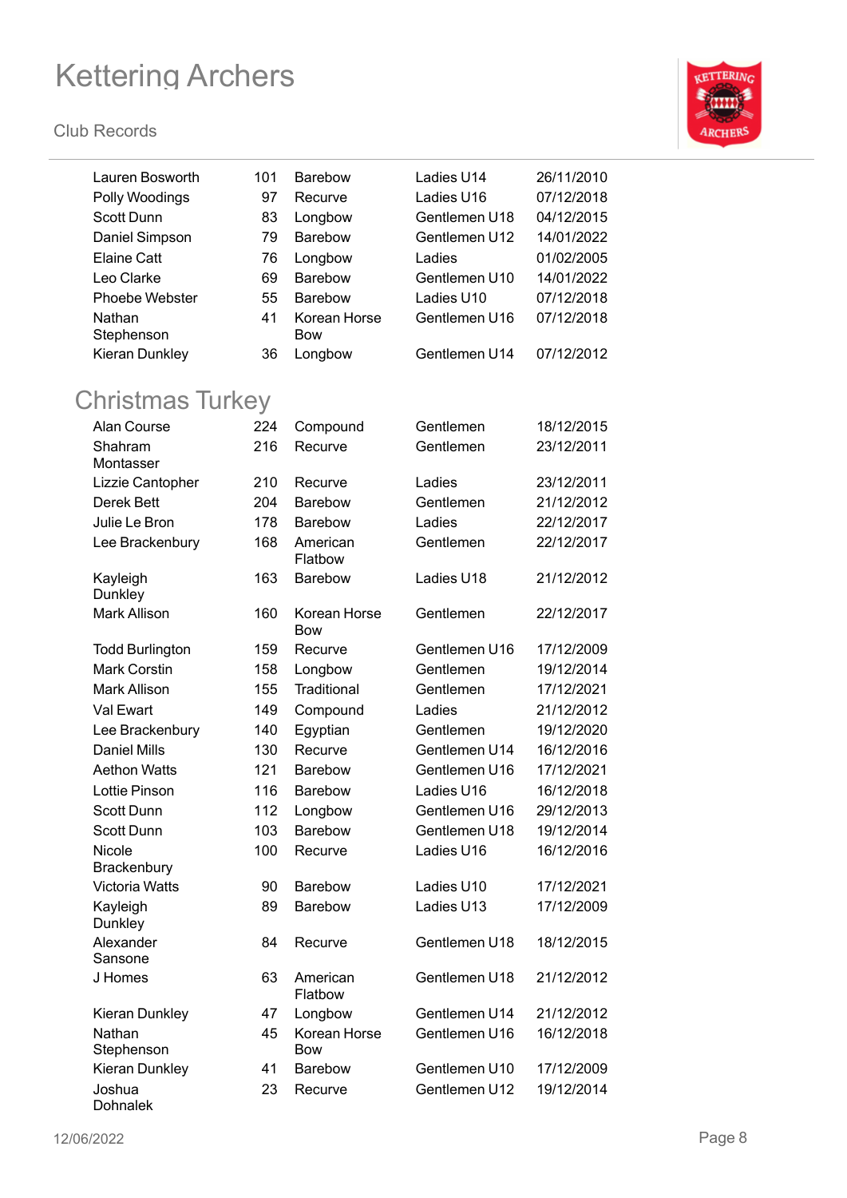| | | | | |
|---|---|---|---|---|
| Lauren Bosworth | 101 | Barebow | Ladies U14 | 26/11/2010 |
| Polly Woodings | 97 | Recurve | Ladies U16 | 07/12/2018 |
| Scott Dunn | 83 | Longbow | Gentlemen U18 | 04/12/2015 |
| Daniel Simpson | 79 | Barebow | Gentlemen U12 | 14/01/2022 |
| Elaine Catt | 76 | Longbow | Ladies | 01/02/2005 |
| Leo Clarke | 69 | Barebow | Gentlemen U10 | 14/01/2022 |
| Phoebe Webster | 55 | Barebow | Ladies U10 | 07/12/2018 |
| Nathan Stephenson | 41 | Korean Horse Bow | Gentlemen U16 | 07/12/2018 |
| Kieran Dunkley | 36 | Longbow | Gentlemen U14 | 07/12/2012 |

## Christmas Turkey

| | | | | |
|---|---|---|---|---|
| Alan Course | 224 | Compound | Gentlemen | 18/12/2015 |
| Shahram Montasser | 216 | Recurve | Gentlemen | 23/12/2011 |
| Lizzie Cantopher | 210 | Recurve | Ladies | 23/12/2011 |
| Derek Bett | 204 | Barebow | Gentlemen | 21/12/2012 |
| Julie Le Bron | 178 | Barebow | Ladies | 22/12/2017 |
| Lee Brackenbury | 168 | American Flatbow | Gentlemen | 22/12/2017 |
| Kayleigh Dunkley | 163 | Barebow | Ladies U18 | 21/12/2012 |
| Mark Allison | 160 | Korean Horse Bow | Gentlemen | 22/12/2017 |
| Todd Burlington | 159 | Recurve | Gentlemen U16 | 17/12/2009 |
| Mark Corstin | 158 | Longbow | Gentlemen | 19/12/2014 |
| Mark Allison | 155 | Traditional | Gentlemen | 17/12/2021 |
| Val Ewart | 149 | Compound | Ladies | 21/12/2012 |
| Lee Brackenbury | 140 | Egyptian | Gentlemen | 19/12/2020 |
| Daniel Mills | 130 | Recurve | Gentlemen U14 | 16/12/2016 |
| Aethon Watts | 121 | Barebow | Gentlemen U16 | 17/12/2021 |
| Lottie Pinson | 116 | Barebow | Ladies U16 | 16/12/2018 |
| Scott Dunn | 112 | Longbow | Gentlemen U16 | 29/12/2013 |
| Scott Dunn | 103 | Barebow | Gentlemen U18 | 19/12/2014 |
| Nicole Brackenbury | 100 | Recurve | Ladies U16 | 16/12/2016 |
| Victoria Watts | 90 | Barebow | Ladies U10 | 17/12/2021 |
| Kayleigh Dunkley | 89 | Barebow | Ladies U13 | 17/12/2009 |
| Alexander Sansone | 84 | Recurve | Gentlemen U18 | 18/12/2015 |
| J Homes | 63 | American Flatbow | Gentlemen U18 | 21/12/2012 |
| Kieran Dunkley | 47 | Longbow | Gentlemen U14 | 21/12/2012 |
| Nathan Stephenson | 45 | Korean Horse Bow | Gentlemen U16 | 16/12/2018 |
| Kieran Dunkley | 41 | Barebow | Gentlemen U10 | 17/12/2009 |
| Joshua Dohnalek | 23 | Recurve | Gentlemen U12 | 19/12/2014 |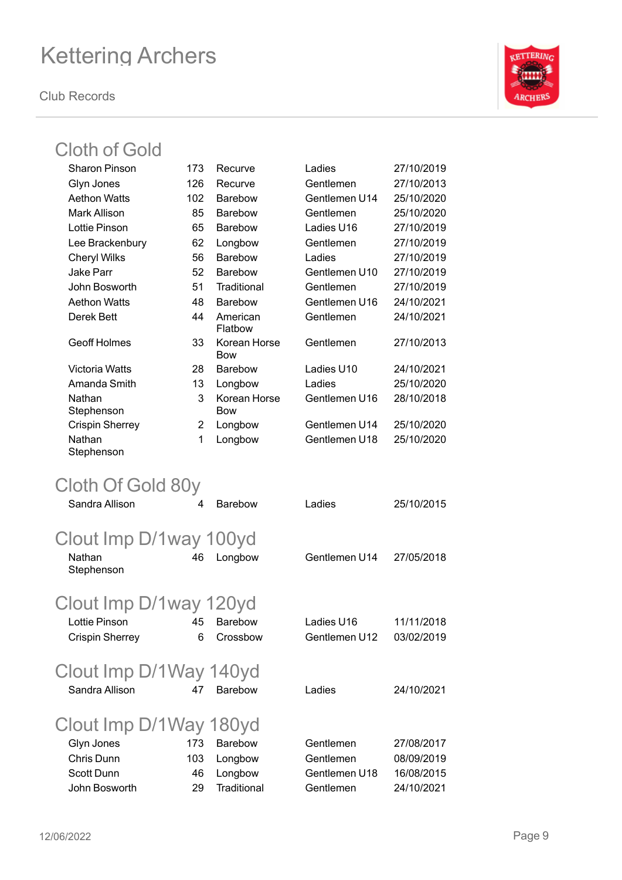# Kettering Archers

Club Records

## Cloth of Gold

| | | | | |
|---|---|---|---|---|
| Sharon Pinson | 173 | Recurve | Ladies | 27/10/2019 |
| Glyn Jones | 126 | Recurve | Gentlemen | 27/10/2013 |
| Aethon Watts | 102 | Barebow | Gentlemen U14 | 25/10/2020 |
| Mark Allison | 85 | Barebow | Gentlemen | 25/10/2020 |
| Lottie Pinson | 65 | Barebow | Ladies U16 | 27/10/2019 |
| Lee Brackenbury | 62 | Longbow | Gentlemen | 27/10/2019 |
| Cheryl Wilks | 56 | Barebow | Ladies | 27/10/2019 |
| Jake Parr | 52 | Barebow | Gentlemen U10 | 27/10/2019 |
| John Bosworth | 51 | Traditional | Gentlemen | 27/10/2019 |
| Aethon Watts | 48 | Barebow | Gentlemen U16 | 24/10/2021 |
| Derek Bett | 44 | American Flatbow | Gentlemen | 24/10/2021 |
| Geoff Holmes | 33 | Korean Horse Bow | Gentlemen | 27/10/2013 |
| Victoria Watts | 28 | Barebow | Ladies U10 | 24/10/2021 |
| Amanda Smith | 13 | Longbow | Ladies | 25/10/2020 |
| Nathan Stephenson | 3 | Korean Horse Bow | Gentlemen U16 | 28/10/2018 |
| Crispin Sherrey | 2 | Longbow | Gentlemen U14 | 25/10/2020 |
| Nathan Stephenson | 1 | Longbow | Gentlemen U18 | 25/10/2020 |

## Cloth Of Gold 80y

| | | | | |
|---|---|---|---|---|
| Sandra Allison | 4 | Barebow | Ladies | 25/10/2015 |

## Clout Imp D/1way 100yd

| | | | | |
|---|---|---|---|---|
| Nathan Stephenson | 46 | Longbow | Gentlemen U14 | 27/05/2018 |

## Clout Imp D/1way 120yd

| | | | | |
|---|---|---|---|---|
| Lottie Pinson | 45 | Barebow | Ladies U16 | 11/11/2018 |
| Crispin Sherrey | 6 | Crossbow | Gentlemen U12 | 03/02/2019 |

## Clout Imp D/1Way 140yd

| | | | | |
|---|---|---|---|---|
| Sandra Allison | 47 | Barebow | Ladies | 24/10/2021 |

## Clout Imp D/1Way 180yd

| | | | | |
|---|---|---|---|---|
| Glyn Jones | 173 | Barebow | Gentlemen | 27/08/2017 |
| Chris Dunn | 103 | Longbow | Gentlemen | 08/09/2019 |
| Scott Dunn | 46 | Longbow | Gentlemen U18 | 16/08/2015 |
| John Bosworth | 29 | Traditional | Gentlemen | 24/10/2021 |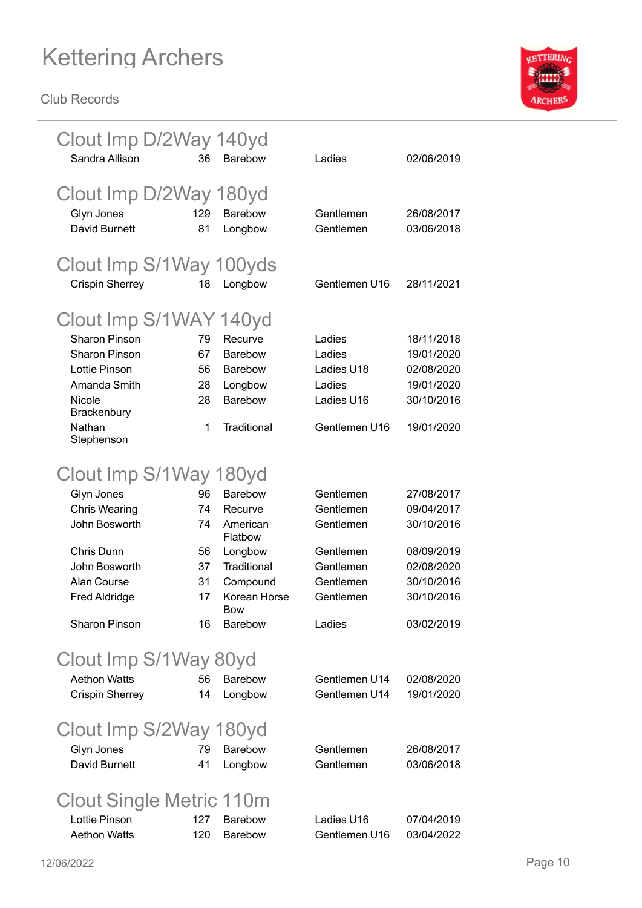# Kettering Archers

Club Records

## Clout Imp D/2Way 140yd

| | | | | |
|---|---|---|---|---|
| Sandra Allison | 36 | Barebow | Ladies | 02/06/2019 |

## Clout Imp D/2Way 180yd

| | | | | |
|---|---|---|---|---|
| Glyn Jones | 129 | Barebow | Gentlemen | 26/08/2017 |
| David Burnett | 81 | Longbow | Gentlemen | 03/06/2018 |

## Clout Imp S/1Way 100yds

| | | | | |
|---|---|---|---|---|
| Crispin Sherrey | 18 | Longbow | Gentlemen U16 | 28/11/2021 |

## Clout Imp S/1WAY 140yd

| | | | | |
|---|---|---|---|---|
| Sharon Pinson | 79 | Recurve | Ladies | 18/11/2018 |
| Sharon Pinson | 67 | Barebow | Ladies | 19/01/2020 |
| Lottie Pinson | 56 | Barebow | Ladies U18 | 02/08/2020 |
| Amanda Smith | 28 | Longbow | Ladies | 19/01/2020 |
| Nicole Brackenbury | 28 | Barebow | Ladies U16 | 30/10/2016 |
| Nathan Stephenson | 1 | Traditional | Gentlemen U16 | 19/01/2020 |

## Clout Imp S/1Way 180yd

| | | | | |
|---|---|---|---|---|
| Glyn Jones | 96 | Barebow | Gentlemen | 27/08/2017 |
| Chris Wearing | 74 | Recurve | Gentlemen | 09/04/2017 |
| John Bosworth | 74 | American Flatbow | Gentlemen | 30/10/2016 |
| Chris Dunn | 56 | Longbow | Gentlemen | 08/09/2019 |
| John Bosworth | 37 | Traditional | Gentlemen | 02/08/2020 |
| Alan Course | 31 | Compound | Gentlemen | 30/10/2016 |
| Fred Aldridge | 17 | Korean Horse Bow | Gentlemen | 30/10/2016 |
| Sharon Pinson | 16 | Barebow | Ladies | 03/02/2019 |

## Clout Imp S/1Way 80yd

| | | | | |
|---|---|---|---|---|
| Aethon Watts | 56 | Barebow | Gentlemen U14 | 02/08/2020 |
| Crispin Sherrey | 14 | Longbow | Gentlemen U14 | 19/01/2020 |

## Clout Imp S/2Way 180yd

| | | | | |
|---|---|---|---|---|
| Glyn Jones | 79 | Barebow | Gentlemen | 26/08/2017 |
| David Burnett | 41 | Longbow | Gentlemen | 03/06/2018 |

## Clout Single Metric 110m

| | | | | |
|---|---|---|---|---|
| Lottie Pinson | 127 | Barebow | Ladies U16 | 07/04/2019 |
| Aethon Watts | 120 | Barebow | Gentlemen U16 | 03/04/2022 |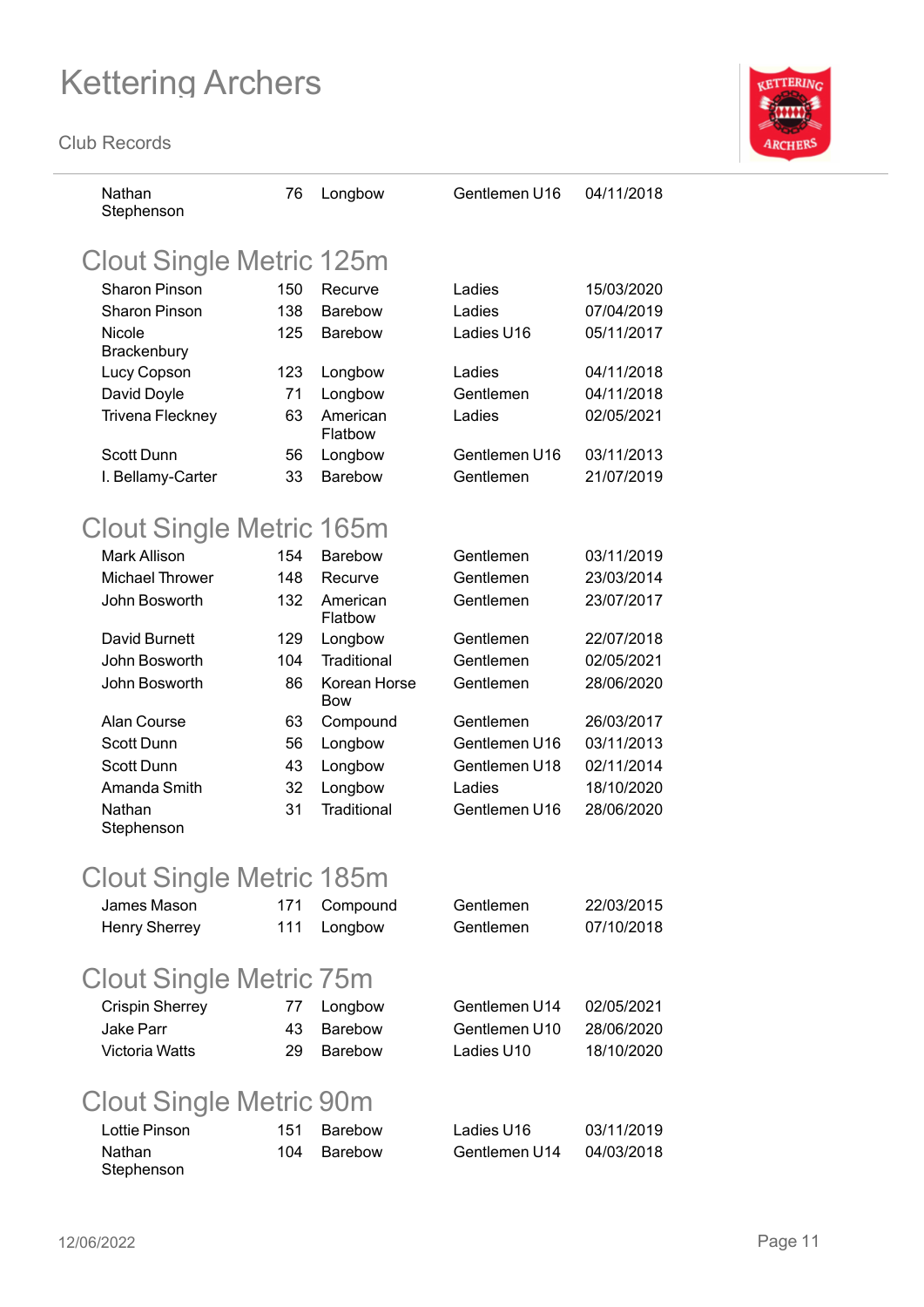| Nathan Stephenson | 76 | Longbow | Gentlemen U16 | 04/11/2018 |
|---|---|---|---|---|

## Clout Single Metric 125m

| | | | | |
|---|---|---|---|---|
| Sharon Pinson | 150 | Recurve | Ladies | 15/03/2020 |
| Sharon Pinson | 138 | Barebow | Ladies | 07/04/2019 |
| Nicole Brackenbury | 125 | Barebow | Ladies U16 | 05/11/2017 |
| Lucy Copson | 123 | Longbow | Ladies | 04/11/2018 |
| David Doyle | 71 | Longbow | Gentlemen | 04/11/2018 |
| Trivena Fleckney | 63 | American Flatbow | Ladies | 02/05/2021 |
| Scott Dunn | 56 | Longbow | Gentlemen U16 | 03/11/2013 |
| I. Bellamy-Carter | 33 | Barebow | Gentlemen | 21/07/2019 |

## Clout Single Metric 165m

| | | | | |
|---|---|---|---|---|
| Mark Allison | 154 | Barebow | Gentlemen | 03/11/2019 |
| Michael Thrower | 148 | Recurve | Gentlemen | 23/03/2014 |
| John Bosworth | 132 | American Flatbow | Gentlemen | 23/07/2017 |
| David Burnett | 129 | Longbow | Gentlemen | 22/07/2018 |
| John Bosworth | 104 | Traditional | Gentlemen | 02/05/2021 |
| John Bosworth | 86 | Korean Horse Bow | Gentlemen | 28/06/2020 |
| Alan Course | 63 | Compound | Gentlemen | 26/03/2017 |
| Scott Dunn | 56 | Longbow | Gentlemen U16 | 03/11/2013 |
| Scott Dunn | 43 | Longbow | Gentlemen U18 | 02/11/2014 |
| Amanda Smith | 32 | Longbow | Ladies | 18/10/2020 |
| Nathan Stephenson | 31 | Traditional | Gentlemen U16 | 28/06/2020 |

## Clout Single Metric 185m

| | | | | |
|---|---|---|---|---|
| James Mason | 171 | Compound | Gentlemen | 22/03/2015 |
| Henry Sherrey | 111 | Longbow | Gentlemen | 07/10/2018 |

## Clout Single Metric 75m

| | | | | |
|---|---|---|---|---|
| Crispin Sherrey | 77 | Longbow | Gentlemen U14 | 02/05/2021 |
| Jake Parr | 43 | Barebow | Gentlemen U10 | 28/06/2020 |
| Victoria Watts | 29 | Barebow | Ladies U10 | 18/10/2020 |

## Clout Single Metric 90m

| | | | | |
|---|---|---|---|---|
| Lottie Pinson | 151 | Barebow | Ladies U16 | 03/11/2019 |
| Nathan Stephenson | 104 | Barebow | Gentlemen U14 | 04/03/2018 |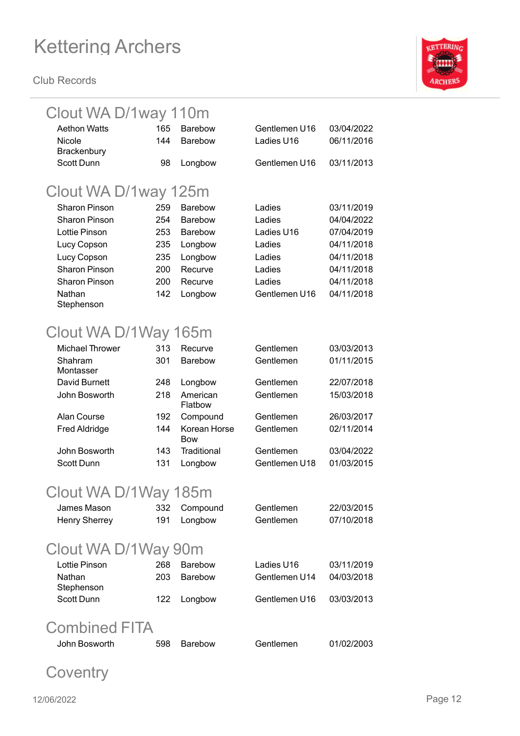## Clout WA D/1way 110m

| | | | | |
|---|---|---|---|---|
| Aethon Watts | 165 | Barebow | Gentlemen U16 | 03/04/2022 |
| Nicole Brackenbury | 144 | Barebow | Ladies U16 | 06/11/2016 |
| Scott Dunn | 98 | Longbow | Gentlemen U16 | 03/11/2013 |

## Clout WA D/1way 125m

| | | | | |
|---|---|---|---|---|
| Sharon Pinson | 259 | Barebow | Ladies | 03/11/2019 |
| Sharon Pinson | 254 | Barebow | Ladies | 04/04/2022 |
| Lottie Pinson | 253 | Barebow | Ladies U16 | 07/04/2019 |
| Lucy Copson | 235 | Longbow | Ladies | 04/11/2018 |
| Lucy Copson | 235 | Longbow | Ladies | 04/11/2018 |
| Sharon Pinson | 200 | Recurve | Ladies | 04/11/2018 |
| Sharon Pinson | 200 | Recurve | Ladies | 04/11/2018 |
| Nathan Stephenson | 142 | Longbow | Gentlemen U16 | 04/11/2018 |

## Clout WA D/1Way 165m

| | | | | |
|---|---|---|---|---|
| Michael Thrower | 313 | Recurve | Gentlemen | 03/03/2013 |
| Shahram Montasser | 301 | Barebow | Gentlemen | 01/11/2015 |
| David Burnett | 248 | Longbow | Gentlemen | 22/07/2018 |
| John Bosworth | 218 | American Flatbow | Gentlemen | 15/03/2018 |
| Alan Course | 192 | Compound | Gentlemen | 26/03/2017 |
| Fred Aldridge | 144 | Korean Horse Bow | Gentlemen | 02/11/2014 |
| John Bosworth | 143 | Traditional | Gentlemen | 03/04/2022 |
| Scott Dunn | 131 | Longbow | Gentlemen U18 | 01/03/2015 |

## Clout WA D/1Way 185m

| | | | | |
|---|---|---|---|---|
| James Mason | 332 | Compound | Gentlemen | 22/03/2015 |
| Henry Sherrey | 191 | Longbow | Gentlemen | 07/10/2018 |

## Clout WA D/1Way 90m

| | | | | |
|---|---|---|---|---|
| Lottie Pinson | 268 | Barebow | Ladies U16 | 03/11/2019 |
| Nathan Stephenson | 203 | Barebow | Gentlemen U14 | 04/03/2018 |
| Scott Dunn | 122 | Longbow | Gentlemen U16 | 03/03/2013 |

## Combined FITA

| | | | | |
|---|---|---|---|---|
| John Bosworth | 598 | Barebow | Gentlemen | 01/02/2003 |

## Coventry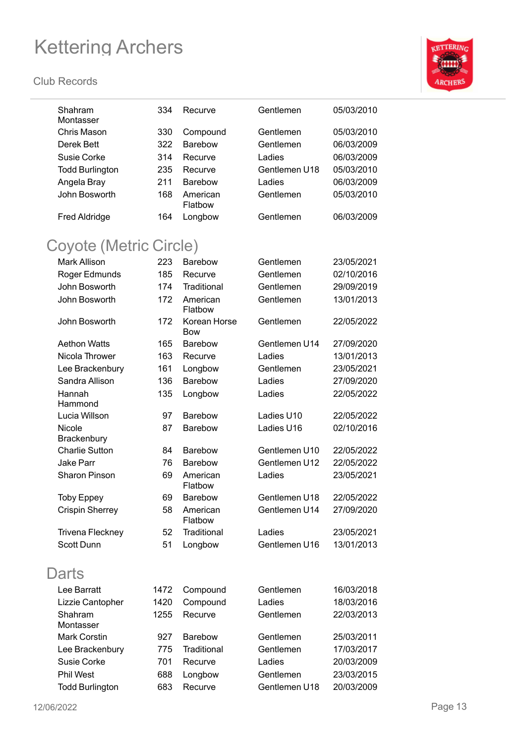| | | | | |
|---|---|---|---|---|
| Shahram Montasser | 334 | Recurve | Gentlemen | 05/03/2010 |
| Chris Mason | 330 | Compound | Gentlemen | 05/03/2010 |
| Derek Bett | 322 | Barebow | Gentlemen | 06/03/2009 |
| Susie Corke | 314 | Recurve | Ladies | 06/03/2009 |
| Todd Burlington | 235 | Recurve | Gentlemen U18 | 05/03/2010 |
| Angela Bray | 211 | Barebow | Ladies | 06/03/2009 |
| John Bosworth | 168 | American Flatbow | Gentlemen | 05/03/2010 |
| Fred Aldridge | 164 | Longbow | Gentlemen | 06/03/2009 |

## Coyote (Metric Circle)

| | | | | |
|---|---|---|---|---|
| Mark Allison | 223 | Barebow | Gentlemen | 23/05/2021 |
| Roger Edmunds | 185 | Recurve | Gentlemen | 02/10/2016 |
| John Bosworth | 174 | Traditional | Gentlemen | 29/09/2019 |
| John Bosworth | 172 | American Flatbow | Gentlemen | 13/01/2013 |
| John Bosworth | 172 | Korean Horse Bow | Gentlemen | 22/05/2022 |
| Aethon Watts | 165 | Barebow | Gentlemen U14 | 27/09/2020 |
| Nicola Thrower | 163 | Recurve | Ladies | 13/01/2013 |
| Lee Brackenbury | 161 | Longbow | Gentlemen | 23/05/2021 |
| Sandra Allison | 136 | Barebow | Ladies | 27/09/2020 |
| Hannah Hammond | 135 | Longbow | Ladies | 22/05/2022 |
| Lucia Willson | 97 | Barebow | Ladies U10 | 22/05/2022 |
| Nicole Brackenbury | 87 | Barebow | Ladies U16 | 02/10/2016 |
| Charlie Sutton | 84 | Barebow | Gentlemen U10 | 22/05/2022 |
| Jake Parr | 76 | Barebow | Gentlemen U12 | 22/05/2022 |
| Sharon Pinson | 69 | American Flatbow | Ladies | 23/05/2021 |
| Toby Eppey | 69 | Barebow | Gentlemen U18 | 22/05/2022 |
| Crispin Sherrey | 58 | American Flatbow | Gentlemen U14 | 27/09/2020 |
| Trivena Fleckney | 52 | Traditional | Ladies | 23/05/2021 |
| Scott Dunn | 51 | Longbow | Gentlemen U16 | 13/01/2013 |

## Darts

| | | | | |
|---|---|---|---|---|
| Lee Barratt | 1472 | Compound | Gentlemen | 16/03/2018 |
| Lizzie Cantopher | 1420 | Compound | Ladies | 18/03/2016 |
| Shahram Montasser | 1255 | Recurve | Gentlemen | 22/03/2013 |
| Mark Corstin | 927 | Barebow | Gentlemen | 25/03/2011 |
| Lee Brackenbury | 775 | Traditional | Gentlemen | 17/03/2017 |
| Susie Corke | 701 | Recurve | Ladies | 20/03/2009 |
| Phil West | 688 | Longbow | Gentlemen | 23/03/2015 |
| Todd Burlington | 683 | Recurve | Gentlemen U18 | 20/03/2009 |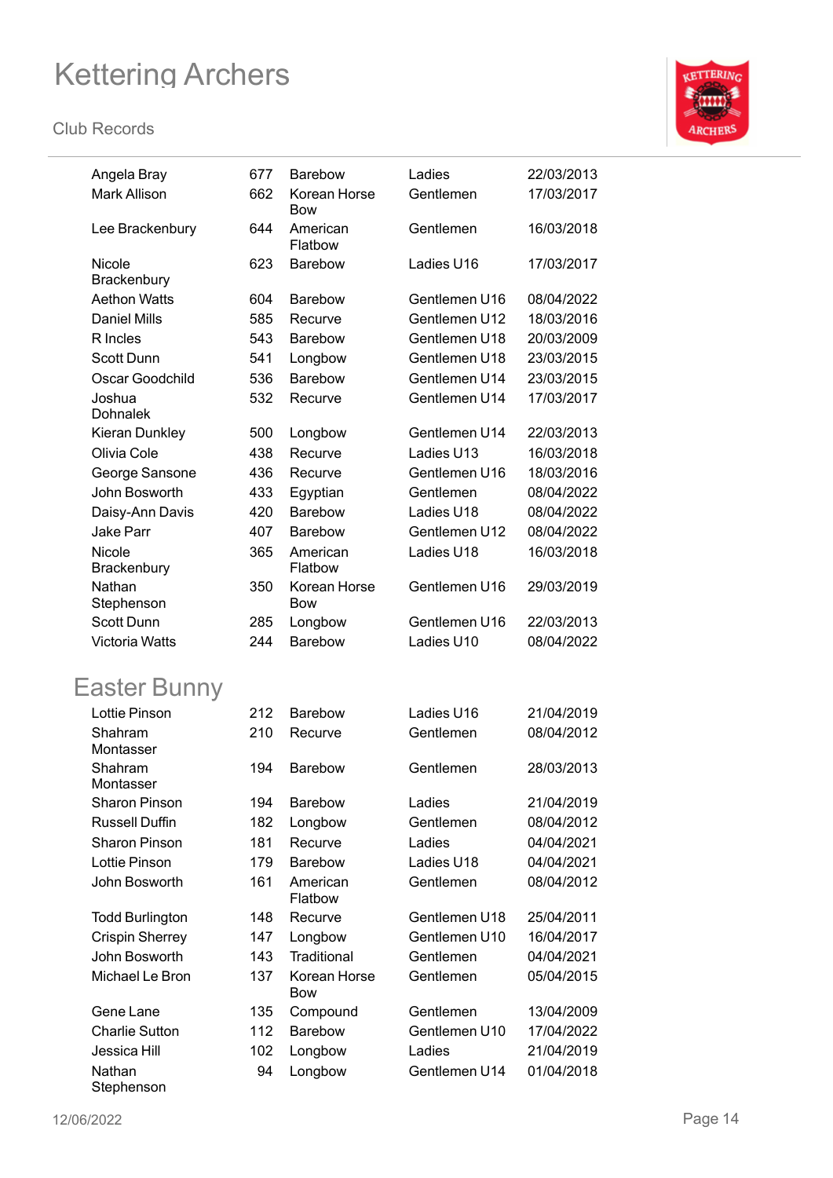| | | | | |
|---|---|---|---|---|
| Angela Bray | 677 | Barebow | Ladies | 22/03/2013 |
| Mark Allison | 662 | Korean Horse Bow | Gentlemen | 17/03/2017 |
| Lee Brackenbury | 644 | American Flatbow | Gentlemen | 16/03/2018 |
| Nicole Brackenbury | 623 | Barebow | Ladies U16 | 17/03/2017 |
| Aethon Watts | 604 | Barebow | Gentlemen U16 | 08/04/2022 |
| Daniel Mills | 585 | Recurve | Gentlemen U12 | 18/03/2016 |
| R Incles | 543 | Barebow | Gentlemen U18 | 20/03/2009 |
| Scott Dunn | 541 | Longbow | Gentlemen U18 | 23/03/2015 |
| Oscar Goodchild | 536 | Barebow | Gentlemen U14 | 23/03/2015 |
| Joshua Dohnalek | 532 | Recurve | Gentlemen U14 | 17/03/2017 |
| Kieran Dunkley | 500 | Longbow | Gentlemen U14 | 22/03/2013 |
| Olivia Cole | 438 | Recurve | Ladies U13 | 16/03/2018 |
| George Sansone | 436 | Recurve | Gentlemen U16 | 18/03/2016 |
| John Bosworth | 433 | Egyptian | Gentlemen | 08/04/2022 |
| Daisy-Ann Davis | 420 | Barebow | Ladies U18 | 08/04/2022 |
| Jake Parr | 407 | Barebow | Gentlemen U12 | 08/04/2022 |
| Nicole Brackenbury | 365 | American Flatbow | Ladies U18 | 16/03/2018 |
| Nathan Stephenson | 350 | Korean Horse Bow | Gentlemen U16 | 29/03/2019 |
| Scott Dunn | 285 | Longbow | Gentlemen U16 | 22/03/2013 |
| Victoria Watts | 244 | Barebow | Ladies U10 | 08/04/2022 |

## Easter Bunny

| | | | | |
|---|---|---|---|---|
| Lottie Pinson | 212 | Barebow | Ladies U16 | 21/04/2019 |
| Shahram Montasser | 210 | Recurve | Gentlemen | 08/04/2012 |
| Shahram Montasser | 194 | Barebow | Gentlemen | 28/03/2013 |
| Sharon Pinson | 194 | Barebow | Ladies | 21/04/2019 |
| Russell Duffin | 182 | Longbow | Gentlemen | 08/04/2012 |
| Sharon Pinson | 181 | Recurve | Ladies | 04/04/2021 |
| Lottie Pinson | 179 | Barebow | Ladies U18 | 04/04/2021 |
| John Bosworth | 161 | American Flatbow | Gentlemen | 08/04/2012 |
| Todd Burlington | 148 | Recurve | Gentlemen U18 | 25/04/2011 |
| Crispin Sherrey | 147 | Longbow | Gentlemen U10 | 16/04/2017 |
| John Bosworth | 143 | Traditional | Gentlemen | 04/04/2021 |
| Michael Le Bron | 137 | Korean Horse Bow | Gentlemen | 05/04/2015 |
| Gene Lane | 135 | Compound | Gentlemen | 13/04/2009 |
| Charlie Sutton | 112 | Barebow | Gentlemen U10 | 17/04/2022 |
| Jessica Hill | 102 | Longbow | Ladies | 21/04/2019 |
| Nathan Stephenson | 94 | Longbow | Gentlemen U14 | 01/04/2018 |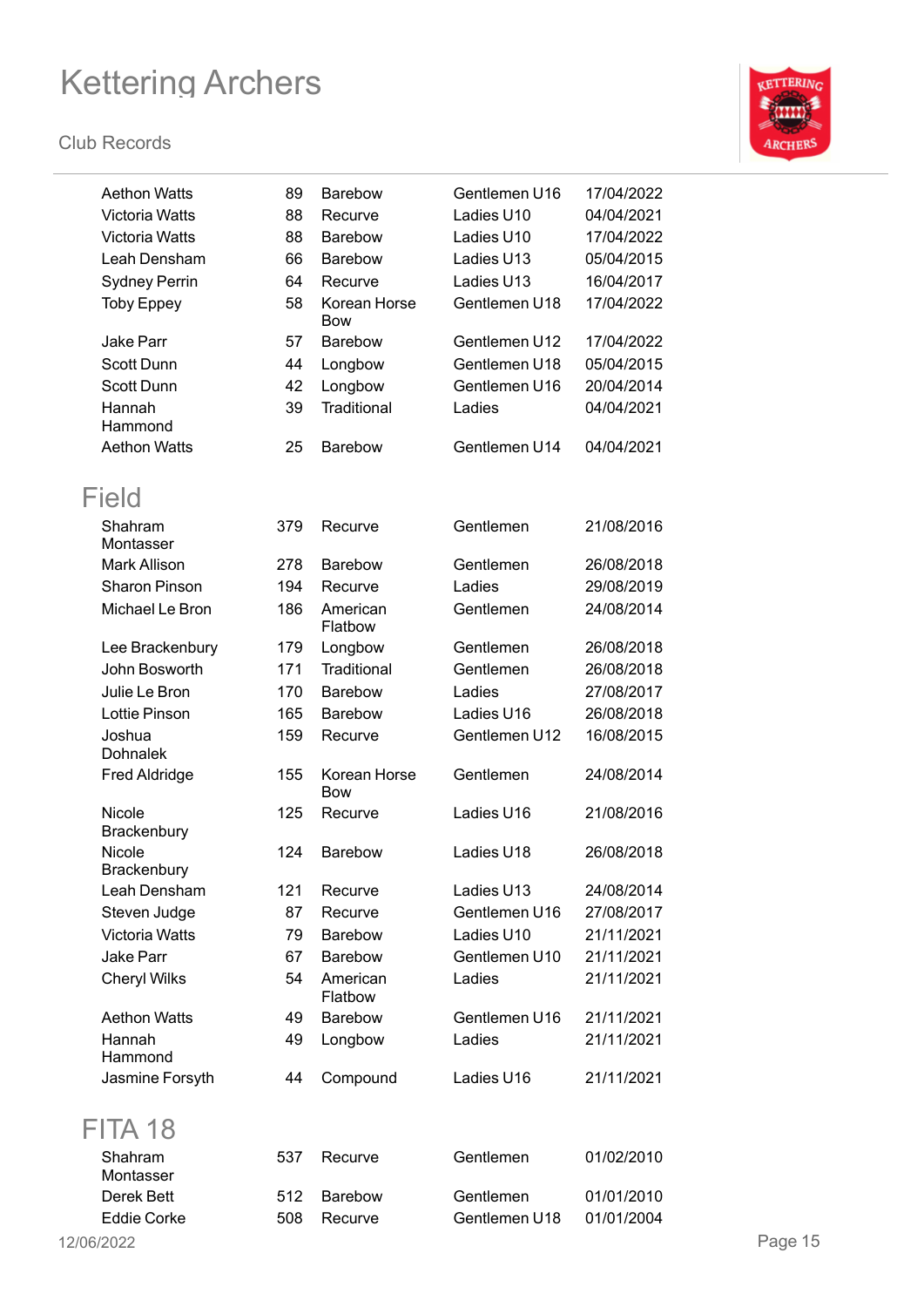| | | | | |
|---|---|---|---|---|
| Aethon Watts | 89 | Barebow | Gentlemen U16 | 17/04/2022 |
| Victoria Watts | 88 | Recurve | Ladies U10 | 04/04/2021 |
| Victoria Watts | 88 | Barebow | Ladies U10 | 17/04/2022 |
| Leah Densham | 66 | Barebow | Ladies U13 | 05/04/2015 |
| Sydney Perrin | 64 | Recurve | Ladies U13 | 16/04/2017 |
| Toby Eppey | 58 | Korean Horse Bow | Gentlemen U18 | 17/04/2022 |
| Jake Parr | 57 | Barebow | Gentlemen U12 | 17/04/2022 |
| Scott Dunn | 44 | Longbow | Gentlemen U18 | 05/04/2015 |
| Scott Dunn | 42 | Longbow | Gentlemen U16 | 20/04/2014 |
| Hannah Hammond | 39 | Traditional | Ladies | 04/04/2021 |
| Aethon Watts | 25 | Barebow | Gentlemen U14 | 04/04/2021 |

## Field

| | | | | |
|---|---|---|---|---|
| Shahram Montasser | 379 | Recurve | Gentlemen | 21/08/2016 |
| Mark Allison | 278 | Barebow | Gentlemen | 26/08/2018 |
| Sharon Pinson | 194 | Recurve | Ladies | 29/08/2019 |
| Michael Le Bron | 186 | American Flatbow | Gentlemen | 24/08/2014 |
| Lee Brackenbury | 179 | Longbow | Gentlemen | 26/08/2018 |
| John Bosworth | 171 | Traditional | Gentlemen | 26/08/2018 |
| Julie Le Bron | 170 | Barebow | Ladies | 27/08/2017 |
| Lottie Pinson | 165 | Barebow | Ladies U16 | 26/08/2018 |
| Joshua Dohnalek | 159 | Recurve | Gentlemen U12 | 16/08/2015 |
| Fred Aldridge | 155 | Korean Horse Bow | Gentlemen | 24/08/2014 |
| Nicole Brackenbury | 125 | Recurve | Ladies U16 | 21/08/2016 |
| Nicole Brackenbury | 124 | Barebow | Ladies U18 | 26/08/2018 |
| Leah Densham | 121 | Recurve | Ladies U13 | 24/08/2014 |
| Steven Judge | 87 | Recurve | Gentlemen U16 | 27/08/2017 |
| Victoria Watts | 79 | Barebow | Ladies U10 | 21/11/2021 |
| Jake Parr | 67 | Barebow | Gentlemen U10 | 21/11/2021 |
| Cheryl Wilks | 54 | American Flatbow | Ladies | 21/11/2021 |
| Aethon Watts | 49 | Barebow | Gentlemen U16 | 21/11/2021 |
| Hannah Hammond | 49 | Longbow | Ladies | 21/11/2021 |
| Jasmine Forsyth | 44 | Compound | Ladies U16 | 21/11/2021 |

## FITA 18

| | | | | |
|---|---|---|---|---|
| Shahram Montasser | 537 | Recurve | Gentlemen | 01/02/2010 |
| Derek Bett | 512 | Barebow | Gentlemen | 01/01/2010 |
| Eddie Corke | 508 | Recurve | Gentlemen U18 | 01/01/2004 |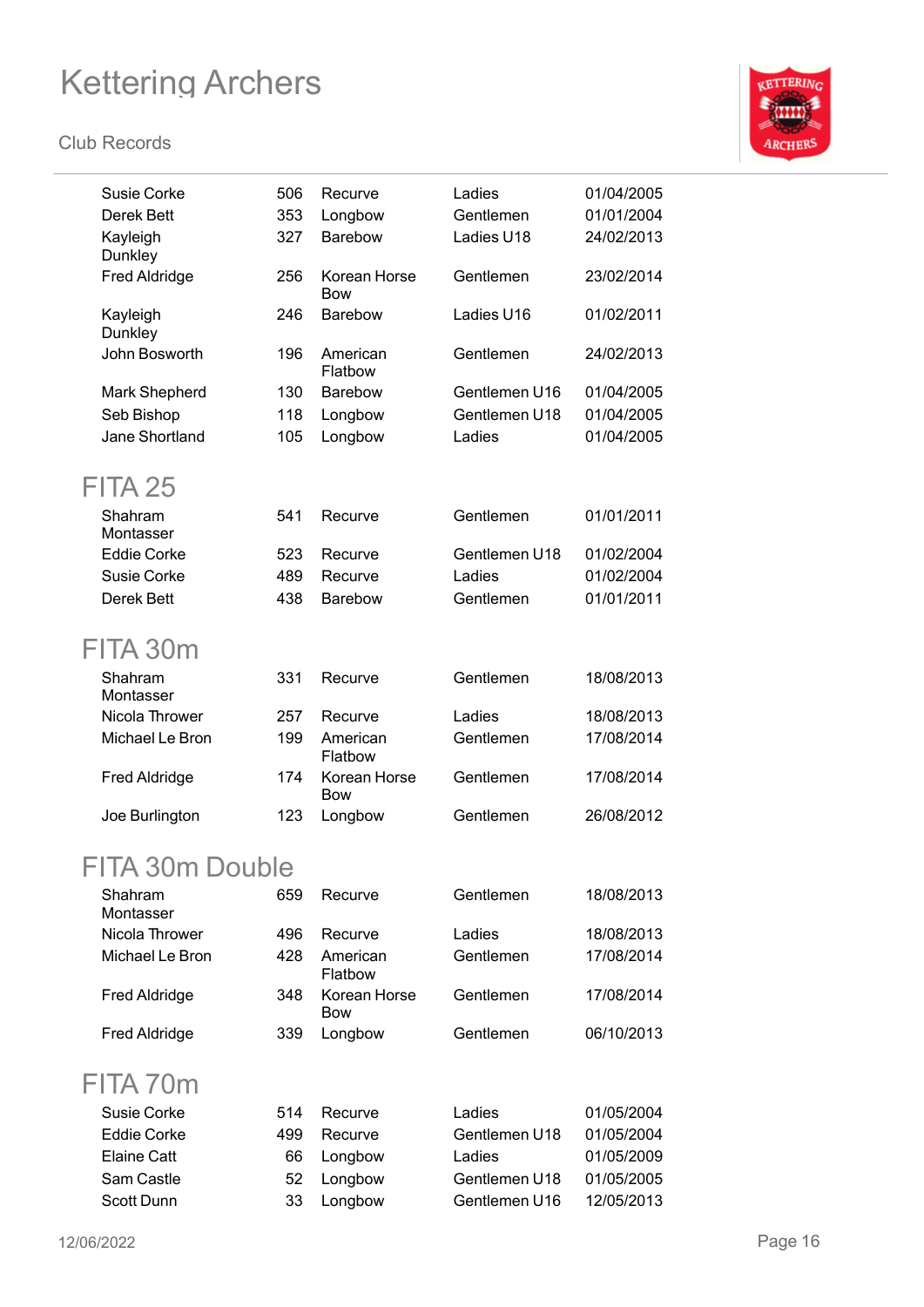| | | | | |
|---|---|---|---|---|
| Susie Corke | 506 | Recurve | Ladies | 01/04/2005 |
| Derek Bett | 353 | Longbow | Gentlemen | 01/01/2004 |
| Kayleigh Dunkley | 327 | Barebow | Ladies U18 | 24/02/2013 |
| Fred Aldridge | 256 | Korean Horse Bow | Gentlemen | 23/02/2014 |
| Kayleigh Dunkley | 246 | Barebow | Ladies U16 | 01/02/2011 |
| John Bosworth | 196 | American Flatbow | Gentlemen | 24/02/2013 |
| Mark Shepherd | 130 | Barebow | Gentlemen U16 | 01/04/2005 |
| Seb Bishop | 118 | Longbow | Gentlemen U18 | 01/04/2005 |
| Jane Shortland | 105 | Longbow | Ladies | 01/04/2005 |

## FITA 25

| | | | | |
|---|---|---|---|---|
| Shahram Montasser | 541 | Recurve | Gentlemen | 01/01/2011 |
| Eddie Corke | 523 | Recurve | Gentlemen U18 | 01/02/2004 |
| Susie Corke | 489 | Recurve | Ladies | 01/02/2004 |
| Derek Bett | 438 | Barebow | Gentlemen | 01/01/2011 |

## FITA 30m

| | | | | |
|---|---|---|---|---|
| Shahram Montasser | 331 | Recurve | Gentlemen | 18/08/2013 |
| Nicola Thrower | 257 | Recurve | Ladies | 18/08/2013 |
| Michael Le Bron | 199 | American Flatbow | Gentlemen | 17/08/2014 |
| Fred Aldridge | 174 | Korean Horse Bow | Gentlemen | 17/08/2014 |
| Joe Burlington | 123 | Longbow | Gentlemen | 26/08/2012 |

## FITA 30m Double

| | | | | |
|---|---|---|---|---|
| Shahram Montasser | 659 | Recurve | Gentlemen | 18/08/2013 |
| Nicola Thrower | 496 | Recurve | Ladies | 18/08/2013 |
| Michael Le Bron | 428 | American Flatbow | Gentlemen | 17/08/2014 |
| Fred Aldridge | 348 | Korean Horse Bow | Gentlemen | 17/08/2014 |
| Fred Aldridge | 339 | Longbow | Gentlemen | 06/10/2013 |

## FITA 70m

| | | | | |
|---|---|---|---|---|
| Susie Corke | 514 | Recurve | Ladies | 01/05/2004 |
| Eddie Corke | 499 | Recurve | Gentlemen U18 | 01/05/2004 |
| Elaine Catt | 66 | Longbow | Ladies | 01/05/2009 |
| Sam Castle | 52 | Longbow | Gentlemen U18 | 01/05/2005 |
| Scott Dunn | 33 | Longbow | Gentlemen U16 | 12/05/2013 |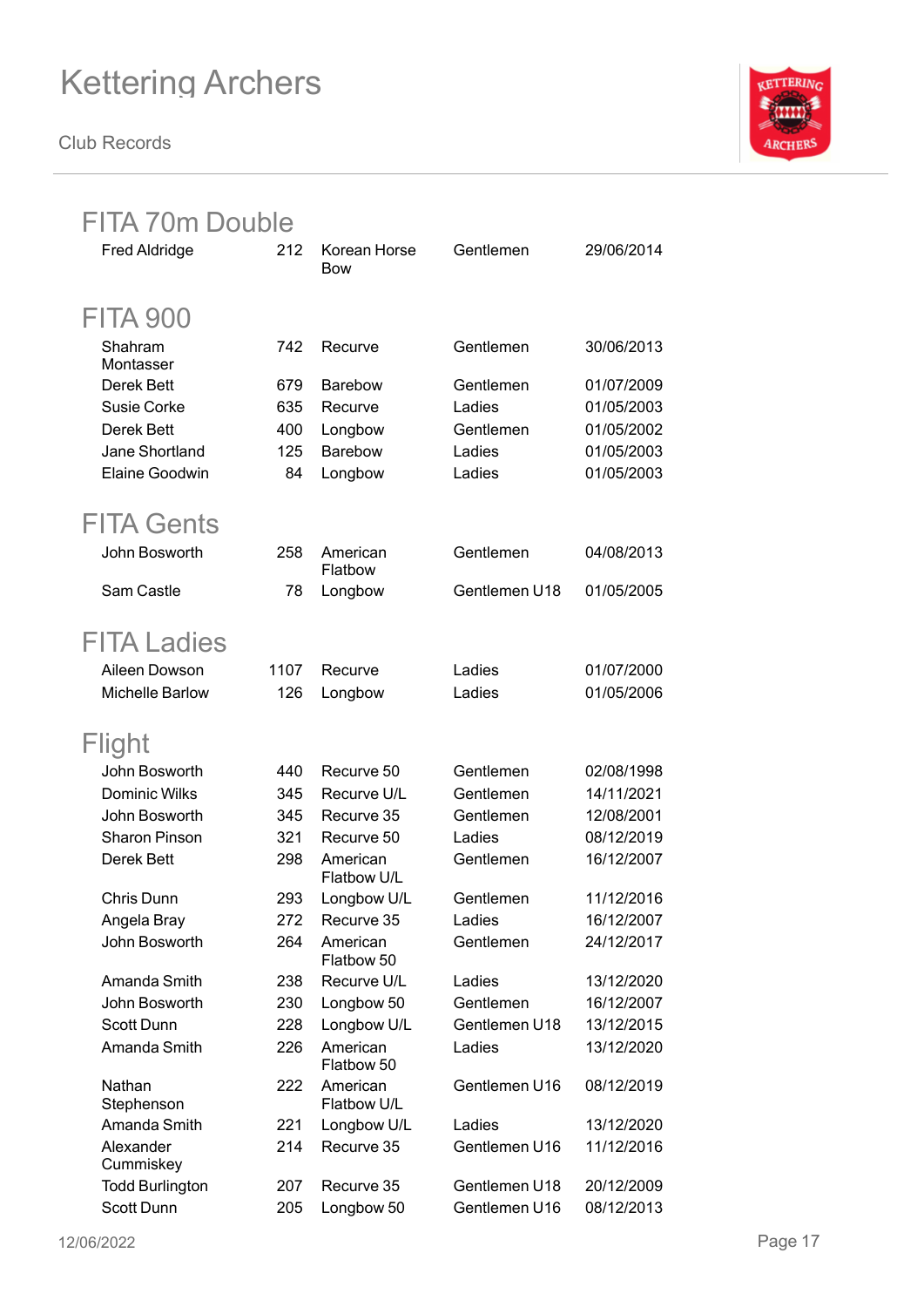# Kettering Archers

Club Records

## FITA 70m Double

| | | | | |
|---|---|---|---|---|
| Fred Aldridge | 212 | Korean Horse Bow | Gentlemen | 29/06/2014 |

## FITA 900

| | | | | |
|---|---|---|---|---|
| Shahram Montasser | 742 | Recurve | Gentlemen | 30/06/2013 |
| Derek Bett | 679 | Barebow | Gentlemen | 01/07/2009 |
| Susie Corke | 635 | Recurve | Ladies | 01/05/2003 |
| Derek Bett | 400 | Longbow | Gentlemen | 01/05/2002 |
| Jane Shortland | 125 | Barebow | Ladies | 01/05/2003 |
| Elaine Goodwin | 84 | Longbow | Ladies | 01/05/2003 |

## FITA Gents

| | | | | |
|---|---|---|---|---|
| John Bosworth | 258 | American Flatbow | Gentlemen | 04/08/2013 |
| Sam Castle | 78 | Longbow | Gentlemen U18 | 01/05/2005 |

## FITA Ladies

| | | | | |
|---|---|---|---|---|
| Aileen Dowson | 1107 | Recurve | Ladies | 01/07/2000 |
| Michelle Barlow | 126 | Longbow | Ladies | 01/05/2006 |

## Flight

| | | | | |
|---|---|---|---|---|
| John Bosworth | 440 | Recurve 50 | Gentlemen | 02/08/1998 |
| Dominic Wilks | 345 | Recurve U/L | Gentlemen | 14/11/2021 |
| John Bosworth | 345 | Recurve 35 | Gentlemen | 12/08/2001 |
| Sharon Pinson | 321 | Recurve 50 | Ladies | 08/12/2019 |
| Derek Bett | 298 | American Flatbow U/L | Gentlemen | 16/12/2007 |
| Chris Dunn | 293 | Longbow U/L | Gentlemen | 11/12/2016 |
| Angela Bray | 272 | Recurve 35 | Ladies | 16/12/2007 |
| John Bosworth | 264 | American Flatbow 50 | Gentlemen | 24/12/2017 |
| Amanda Smith | 238 | Recurve U/L | Ladies | 13/12/2020 |
| John Bosworth | 230 | Longbow 50 | Gentlemen | 16/12/2007 |
| Scott Dunn | 228 | Longbow U/L | Gentlemen U18 | 13/12/2015 |
| Amanda Smith | 226 | American Flatbow 50 | Ladies | 13/12/2020 |
| Nathan Stephenson | 222 | American Flatbow U/L | Gentlemen U16 | 08/12/2019 |
| Amanda Smith | 221 | Longbow U/L | Ladies | 13/12/2020 |
| Alexander Cummiskey | 214 | Recurve 35 | Gentlemen U16 | 11/12/2016 |
| Todd Burlington | 207 | Recurve 35 | Gentlemen U18 | 20/12/2009 |
| Scott Dunn | 205 | Longbow 50 | Gentlemen U16 | 08/12/2013 |

12/06/2022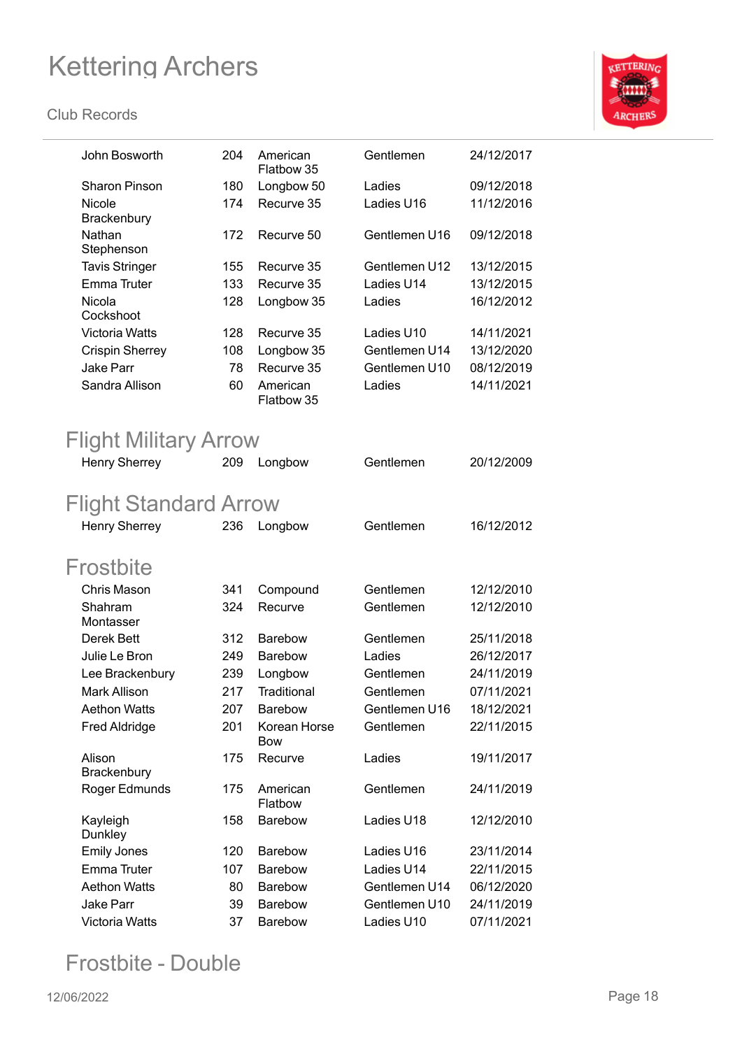| | | | | |
|---|---|---|---|---|
| John Bosworth | 204 | American Flatbow 35 | Gentlemen | 24/12/2017 |
| Sharon Pinson | 180 | Longbow 50 | Ladies | 09/12/2018 |
| Nicole Brackenbury | 174 | Recurve 35 | Ladies U16 | 11/12/2016 |
| Nathan Stephenson | 172 | Recurve 50 | Gentlemen U16 | 09/12/2018 |
| Tavis Stringer | 155 | Recurve 35 | Gentlemen U12 | 13/12/2015 |
| Emma Truter | 133 | Recurve 35 | Ladies U14 | 13/12/2015 |
| Nicola Cockshoot | 128 | Longbow 35 | Ladies | 16/12/2012 |
| Victoria Watts | 128 | Recurve 35 | Ladies U10 | 14/11/2021 |
| Crispin Sherrey | 108 | Longbow 35 | Gentlemen U14 | 13/12/2020 |
| Jake Parr | 78 | Recurve 35 | Gentlemen U10 | 08/12/2019 |
| Sandra Allison | 60 | American Flatbow 35 | Ladies | 14/11/2021 |

## Flight Military Arrow

| | | | | |
|---|---|---|---|---|
| Henry Sherrey | 209 | Longbow | Gentlemen | 20/12/2009 |

## Flight Standard Arrow

| | | | | |
|---|---|---|---|---|
| Henry Sherrey | 236 | Longbow | Gentlemen | 16/12/2012 |

## Frostbite

| | | | | |
|---|---|---|---|---|
| Chris Mason | 341 | Compound | Gentlemen | 12/12/2010 |
| Shahram Montasser | 324 | Recurve | Gentlemen | 12/12/2010 |
| Derek Bett | 312 | Barebow | Gentlemen | 25/11/2018 |
| Julie Le Bron | 249 | Barebow | Ladies | 26/12/2017 |
| Lee Brackenbury | 239 | Longbow | Gentlemen | 24/11/2019 |
| Mark Allison | 217 | Traditional | Gentlemen | 07/11/2021 |
| Aethon Watts | 207 | Barebow | Gentlemen U16 | 18/12/2021 |
| Fred Aldridge | 201 | Korean Horse Bow | Gentlemen | 22/11/2015 |
| Alison Brackenbury | 175 | Recurve | Ladies | 19/11/2017 |
| Roger Edmunds | 175 | American Flatbow | Gentlemen | 24/11/2019 |
| Kayleigh Dunkley | 158 | Barebow | Ladies U18 | 12/12/2010 |
| Emily Jones | 120 | Barebow | Ladies U16 | 23/11/2014 |
| Emma Truter | 107 | Barebow | Ladies U14 | 22/11/2015 |
| Aethon Watts | 80 | Barebow | Gentlemen U14 | 06/12/2020 |
| Jake Parr | 39 | Barebow | Gentlemen U10 | 24/11/2019 |
| Victoria Watts | 37 | Barebow | Ladies U10 | 07/11/2021 |

## Frostbite - Double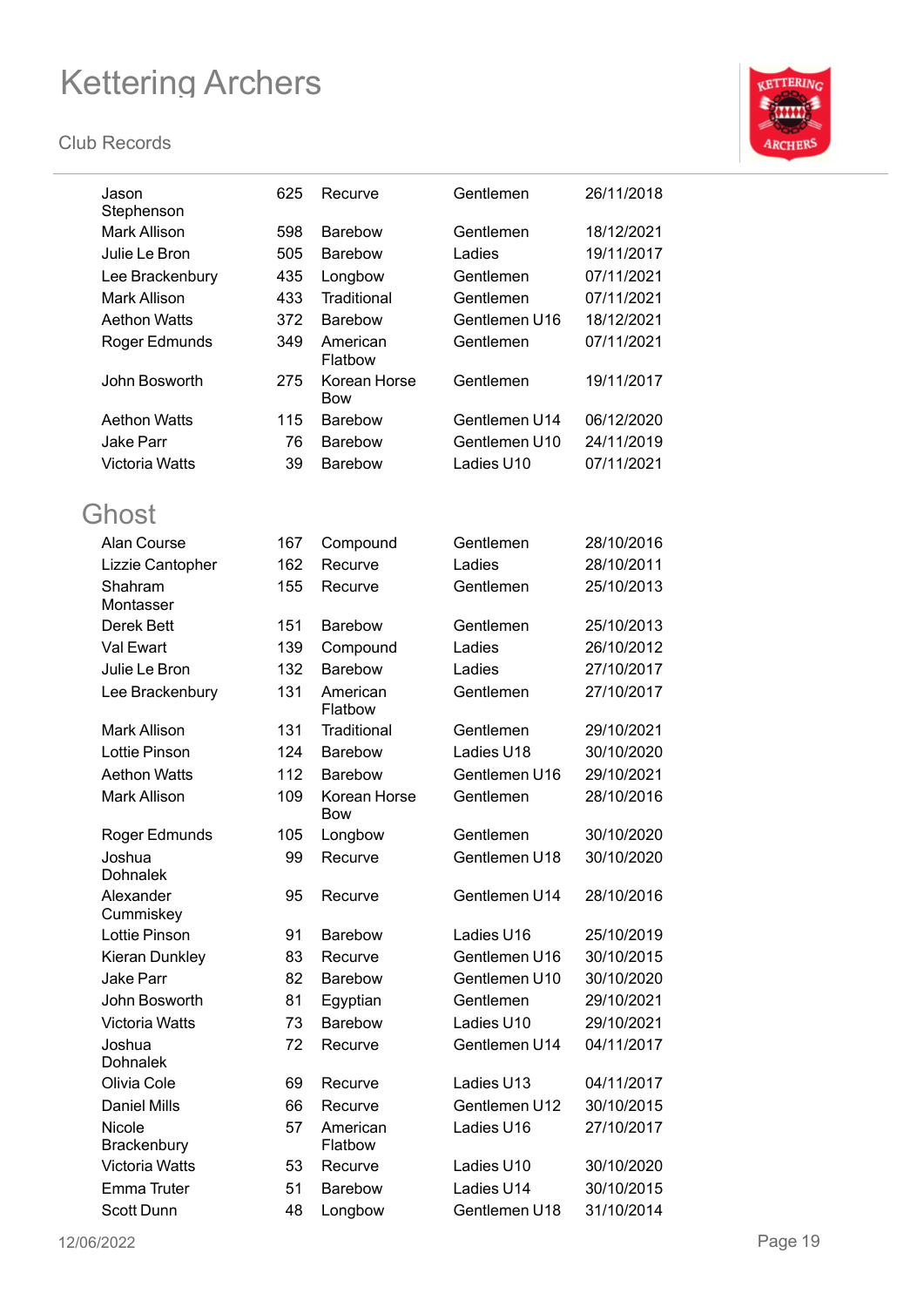| | | | | |
|---|---|---|---|---|
| Jason Stephenson | 625 | Recurve | Gentlemen | 26/11/2018 |
| Mark Allison | 598 | Barebow | Gentlemen | 18/12/2021 |
| Julie Le Bron | 505 | Barebow | Ladies | 19/11/2017 |
| Lee Brackenbury | 435 | Longbow | Gentlemen | 07/11/2021 |
| Mark Allison | 433 | Traditional | Gentlemen | 07/11/2021 |
| Aethon Watts | 372 | Barebow | Gentlemen U16 | 18/12/2021 |
| Roger Edmunds | 349 | American Flatbow | Gentlemen | 07/11/2021 |
| John Bosworth | 275 | Korean Horse Bow | Gentlemen | 19/11/2017 |
| Aethon Watts | 115 | Barebow | Gentlemen U14 | 06/12/2020 |
| Jake Parr | 76 | Barebow | Gentlemen U10 | 24/11/2019 |
| Victoria Watts | 39 | Barebow | Ladies U10 | 07/11/2021 |

## Ghost

| | | | | |
|---|---|---|---|---|
| Alan Course | 167 | Compound | Gentlemen | 28/10/2016 |
| Lizzie Cantopher | 162 | Recurve | Ladies | 28/10/2011 |
| Shahram Montasser | 155 | Recurve | Gentlemen | 25/10/2013 |
| Derek Bett | 151 | Barebow | Gentlemen | 25/10/2013 |
| Val Ewart | 139 | Compound | Ladies | 26/10/2012 |
| Julie Le Bron | 132 | Barebow | Ladies | 27/10/2017 |
| Lee Brackenbury | 131 | American Flatbow | Gentlemen | 27/10/2017 |
| Mark Allison | 131 | Traditional | Gentlemen | 29/10/2021 |
| Lottie Pinson | 124 | Barebow | Ladies U18 | 30/10/2020 |
| Aethon Watts | 112 | Barebow | Gentlemen U16 | 29/10/2021 |
| Mark Allison | 109 | Korean Horse Bow | Gentlemen | 28/10/2016 |
| Roger Edmunds | 105 | Longbow | Gentlemen | 30/10/2020 |
| Joshua Dohnalek | 99 | Recurve | Gentlemen U18 | 30/10/2020 |
| Alexander Cummiskey | 95 | Recurve | Gentlemen U14 | 28/10/2016 |
| Lottie Pinson | 91 | Barebow | Ladies U16 | 25/10/2019 |
| Kieran Dunkley | 83 | Recurve | Gentlemen U16 | 30/10/2015 |
| Jake Parr | 82 | Barebow | Gentlemen U10 | 30/10/2020 |
| John Bosworth | 81 | Egyptian | Gentlemen | 29/10/2021 |
| Victoria Watts | 73 | Barebow | Ladies U10 | 29/10/2021 |
| Joshua Dohnalek | 72 | Recurve | Gentlemen U14 | 04/11/2017 |
| Olivia Cole | 69 | Recurve | Ladies U13 | 04/11/2017 |
| Daniel Mills | 66 | Recurve | Gentlemen U12 | 30/10/2015 |
| Nicole Brackenbury | 57 | American Flatbow | Ladies U16 | 27/10/2017 |
| Victoria Watts | 53 | Recurve | Ladies U10 | 30/10/2020 |
| Emma Truter | 51 | Barebow | Ladies U14 | 30/10/2015 |
| Scott Dunn | 48 | Longbow | Gentlemen U18 | 31/10/2014 |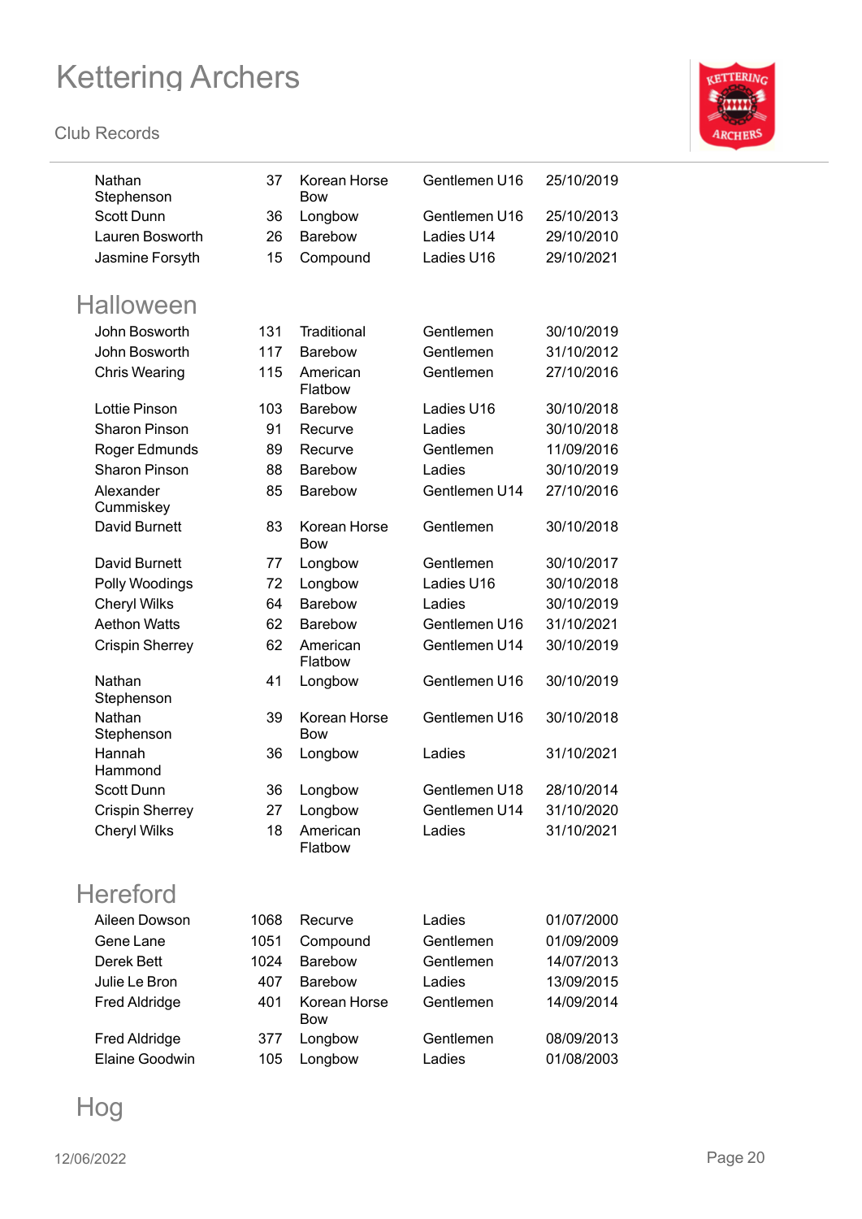| | | | | |
|---|---|---|---|---|
| Nathan Stephenson | 37 | Korean Horse Bow | Gentlemen U16 | 25/10/2019 |
| Scott Dunn | 36 | Longbow | Gentlemen U16 | 25/10/2013 |
| Lauren Bosworth | 26 | Barebow | Ladies U14 | 29/10/2010 |
| Jasmine Forsyth | 15 | Compound | Ladies U16 | 29/10/2021 |

## Halloween

| | | | | |
|---|---|---|---|---|
| John Bosworth | 131 | Traditional | Gentlemen | 30/10/2019 |
| John Bosworth | 117 | Barebow | Gentlemen | 31/10/2012 |
| Chris Wearing | 115 | American Flatbow | Gentlemen | 27/10/2016 |
| Lottie Pinson | 103 | Barebow | Ladies U16 | 30/10/2018 |
| Sharon Pinson | 91 | Recurve | Ladies | 30/10/2018 |
| Roger Edmunds | 89 | Recurve | Gentlemen | 11/09/2016 |
| Sharon Pinson | 88 | Barebow | Ladies | 30/10/2019 |
| Alexander Cummiskey | 85 | Barebow | Gentlemen U14 | 27/10/2016 |
| David Burnett | 83 | Korean Horse Bow | Gentlemen | 30/10/2018 |
| David Burnett | 77 | Longbow | Gentlemen | 30/10/2017 |
| Polly Woodings | 72 | Longbow | Ladies U16 | 30/10/2018 |
| Cheryl Wilks | 64 | Barebow | Ladies | 30/10/2019 |
| Aethon Watts | 62 | Barebow | Gentlemen U16 | 31/10/2021 |
| Crispin Sherrey | 62 | American Flatbow | Gentlemen U14 | 30/10/2019 |
| Nathan Stephenson | 41 | Longbow | Gentlemen U16 | 30/10/2019 |
| Nathan Stephenson | 39 | Korean Horse Bow | Gentlemen U16 | 30/10/2018 |
| Hannah Hammond | 36 | Longbow | Ladies | 31/10/2021 |
| Scott Dunn | 36 | Longbow | Gentlemen U18 | 28/10/2014 |
| Crispin Sherrey | 27 | Longbow | Gentlemen U14 | 31/10/2020 |
| Cheryl Wilks | 18 | American Flatbow | Ladies | 31/10/2021 |

## Hereford

| | | | | |
|---|---|---|---|---|
| Aileen Dowson | 1068 | Recurve | Ladies | 01/07/2000 |
| Gene Lane | 1051 | Compound | Gentlemen | 01/09/2009 |
| Derek Bett | 1024 | Barebow | Gentlemen | 14/07/2013 |
| Julie Le Bron | 407 | Barebow | Ladies | 13/09/2015 |
| Fred Aldridge | 401 | Korean Horse Bow | Gentlemen | 14/09/2014 |
| Fred Aldridge | 377 | Longbow | Gentlemen | 08/09/2013 |
| Elaine Goodwin | 105 | Longbow | Ladies | 01/08/2003 |

## Hog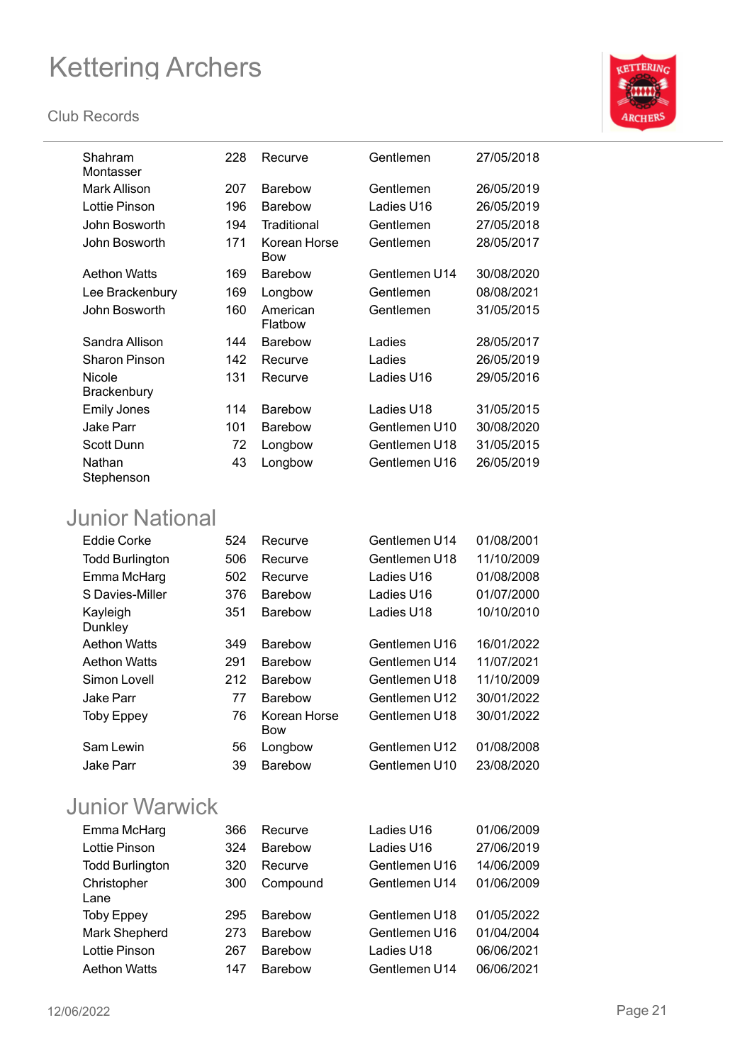| | | | | |
|---|---|---|---|---|
| Shahram Montasser | 228 | Recurve | Gentlemen | 27/05/2018 |
| Mark Allison | 207 | Barebow | Gentlemen | 26/05/2019 |
| Lottie Pinson | 196 | Barebow | Ladies U16 | 26/05/2019 |
| John Bosworth | 194 | Traditional | Gentlemen | 27/05/2018 |
| John Bosworth | 171 | Korean Horse Bow | Gentlemen | 28/05/2017 |
| Aethon Watts | 169 | Barebow | Gentlemen U14 | 30/08/2020 |
| Lee Brackenbury | 169 | Longbow | Gentlemen | 08/08/2021 |
| John Bosworth | 160 | American Flatbow | Gentlemen | 31/05/2015 |
| Sandra Allison | 144 | Barebow | Ladies | 28/05/2017 |
| Sharon Pinson | 142 | Recurve | Ladies | 26/05/2019 |
| Nicole Brackenbury | 131 | Recurve | Ladies U16 | 29/05/2016 |
| Emily Jones | 114 | Barebow | Ladies U18 | 31/05/2015 |
| Jake Parr | 101 | Barebow | Gentlemen U10 | 30/08/2020 |
| Scott Dunn | 72 | Longbow | Gentlemen U18 | 31/05/2015 |
| Nathan Stephenson | 43 | Longbow | Gentlemen U16 | 26/05/2019 |

## Junior National

| | | | | |
|---|---|---|---|---|
| Eddie Corke | 524 | Recurve | Gentlemen U14 | 01/08/2001 |
| Todd Burlington | 506 | Recurve | Gentlemen U18 | 11/10/2009 |
| Emma McHarg | 502 | Recurve | Ladies U16 | 01/08/2008 |
| S Davies-Miller | 376 | Barebow | Ladies U16 | 01/07/2000 |
| Kayleigh Dunkley | 351 | Barebow | Ladies U18 | 10/10/2010 |
| Aethon Watts | 349 | Barebow | Gentlemen U16 | 16/01/2022 |
| Aethon Watts | 291 | Barebow | Gentlemen U14 | 11/07/2021 |
| Simon Lovell | 212 | Barebow | Gentlemen U18 | 11/10/2009 |
| Jake Parr | 77 | Barebow | Gentlemen U12 | 30/01/2022 |
| Toby Eppey | 76 | Korean Horse Bow | Gentlemen U18 | 30/01/2022 |
| Sam Lewin | 56 | Longbow | Gentlemen U12 | 01/08/2008 |
| Jake Parr | 39 | Barebow | Gentlemen U10 | 23/08/2020 |

## Junior Warwick

| | | | | |
|---|---|---|---|---|
| Emma McHarg | 366 | Recurve | Ladies U16 | 01/06/2009 |
| Lottie Pinson | 324 | Barebow | Ladies U16 | 27/06/2019 |
| Todd Burlington | 320 | Recurve | Gentlemen U16 | 14/06/2009 |
| Christopher Lane | 300 | Compound | Gentlemen U14 | 01/06/2009 |
| Toby Eppey | 295 | Barebow | Gentlemen U18 | 01/05/2022 |
| Mark Shepherd | 273 | Barebow | Gentlemen U16 | 01/04/2004 |
| Lottie Pinson | 267 | Barebow | Ladies U18 | 06/06/2021 |
| Aethon Watts | 147 | Barebow | Gentlemen U14 | 06/06/2021 |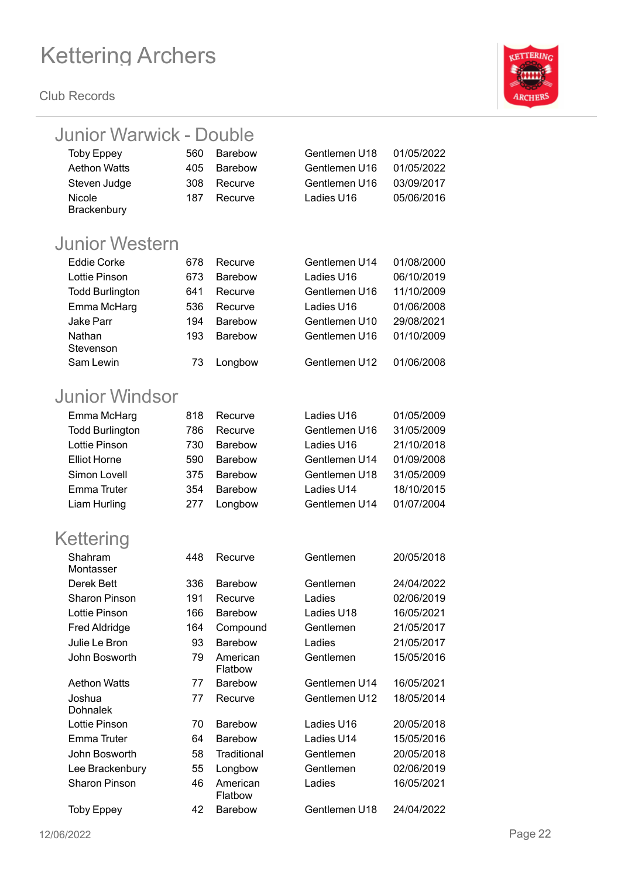# Kettering Archers

Club Records

## Junior Warwick - Double

| | | | | |
|---|---|---|---|---|
| Toby Eppey | 560 | Barebow | Gentlemen U18 | 01/05/2022 |
| Aethon Watts | 405 | Barebow | Gentlemen U16 | 01/05/2022 |
| Steven Judge | 308 | Recurve | Gentlemen U16 | 03/09/2017 |
| Nicole Brackenbury | 187 | Recurve | Ladies U16 | 05/06/2016 |

## Junior Western

| | | | | |
|---|---|---|---|---|
| Eddie Corke | 678 | Recurve | Gentlemen U14 | 01/08/2000 |
| Lottie Pinson | 673 | Barebow | Ladies U16 | 06/10/2019 |
| Todd Burlington | 641 | Recurve | Gentlemen U16 | 11/10/2009 |
| Emma McHarg | 536 | Recurve | Ladies U16 | 01/06/2008 |
| Jake Parr | 194 | Barebow | Gentlemen U10 | 29/08/2021 |
| Nathan Stevenson | 193 | Barebow | Gentlemen U16 | 01/10/2009 |
| Sam Lewin | 73 | Longbow | Gentlemen U12 | 01/06/2008 |

## Junior Windsor

| | | | | |
|---|---|---|---|---|
| Emma McHarg | 818 | Recurve | Ladies U16 | 01/05/2009 |
| Todd Burlington | 786 | Recurve | Gentlemen U16 | 31/05/2009 |
| Lottie Pinson | 730 | Barebow | Ladies U16 | 21/10/2018 |
| Elliot Horne | 590 | Barebow | Gentlemen U14 | 01/09/2008 |
| Simon Lovell | 375 | Barebow | Gentlemen U18 | 31/05/2009 |
| Emma Truter | 354 | Barebow | Ladies U14 | 18/10/2015 |
| Liam Hurling | 277 | Longbow | Gentlemen U14 | 01/07/2004 |

## Kettering

| | | | | |
|---|---|---|---|---|
| Shahram Montasser | 448 | Recurve | Gentlemen | 20/05/2018 |
| Derek Bett | 336 | Barebow | Gentlemen | 24/04/2022 |
| Sharon Pinson | 191 | Recurve | Ladies | 02/06/2019 |
| Lottie Pinson | 166 | Barebow | Ladies U18 | 16/05/2021 |
| Fred Aldridge | 164 | Compound | Gentlemen | 21/05/2017 |
| Julie Le Bron | 93 | Barebow | Ladies | 21/05/2017 |
| John Bosworth | 79 | American Flatbow | Gentlemen | 15/05/2016 |
| Aethon Watts | 77 | Barebow | Gentlemen U14 | 16/05/2021 |
| Joshua Dohnalek | 77 | Recurve | Gentlemen U12 | 18/05/2014 |
| Lottie Pinson | 70 | Barebow | Ladies U16 | 20/05/2018 |
| Emma Truter | 64 | Barebow | Ladies U14 | 15/05/2016 |
| John Bosworth | 58 | Traditional | Gentlemen | 20/05/2018 |
| Lee Brackenbury | 55 | Longbow | Gentlemen | 02/06/2019 |
| Sharon Pinson | 46 | American Flatbow | Ladies | 16/05/2021 |
| Toby Eppey | 42 | Barebow | Gentlemen U18 | 24/04/2022 |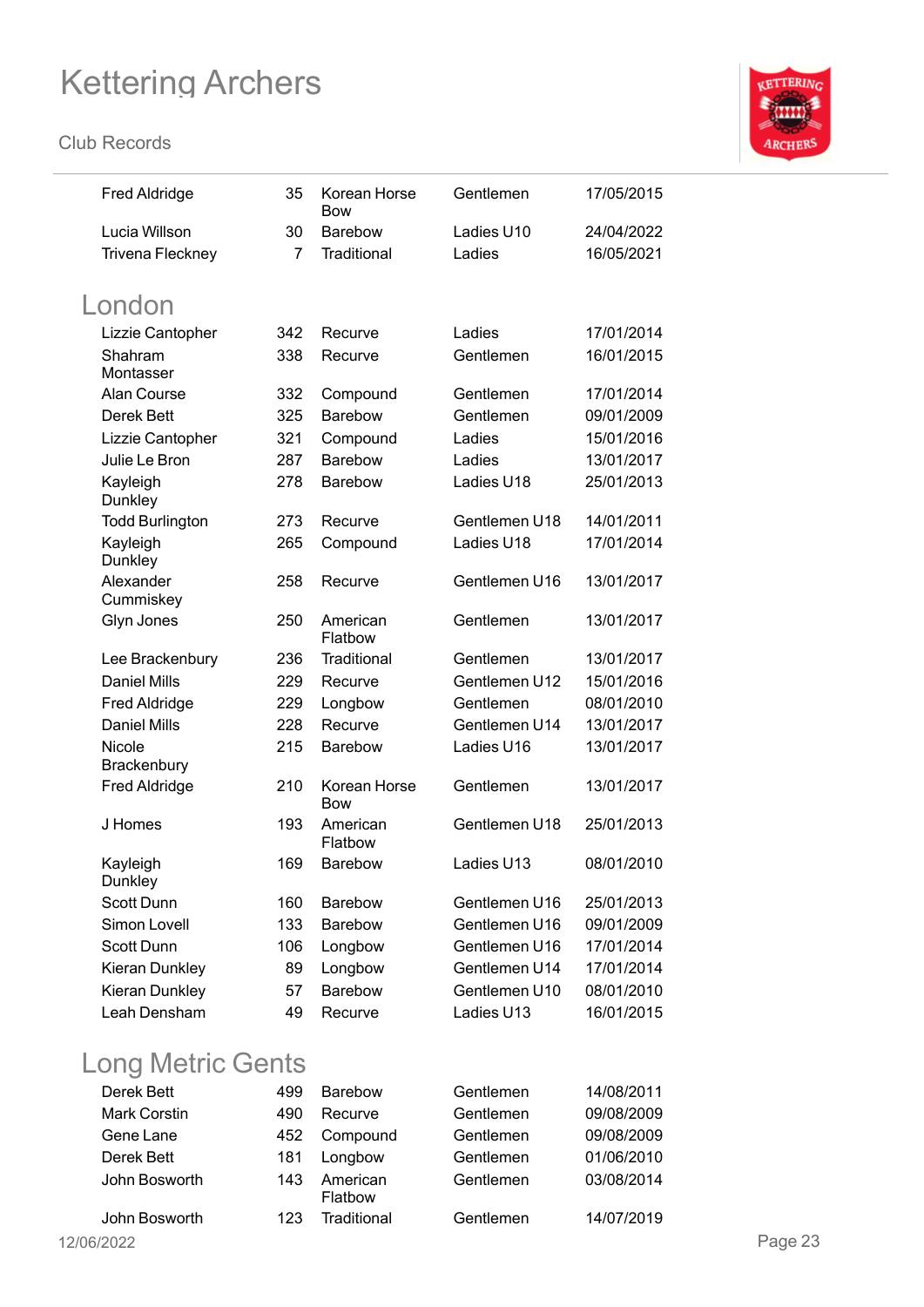| | | | | |
|---|---|---|---|---|
| Fred Aldridge | 35 | Korean Horse Bow | Gentlemen | 17/05/2015 |
| Lucia Willson | 30 | Barebow | Ladies U10 | 24/04/2022 |
| Trivena Fleckney | 7 | Traditional | Ladies | 16/05/2021 |

## London

| | | | | |
|---|---|---|---|---|
| Lizzie Cantopher | 342 | Recurve | Ladies | 17/01/2014 |
| Shahram Montasser | 338 | Recurve | Gentlemen | 16/01/2015 |
| Alan Course | 332 | Compound | Gentlemen | 17/01/2014 |
| Derek Bett | 325 | Barebow | Gentlemen | 09/01/2009 |
| Lizzie Cantopher | 321 | Compound | Ladies | 15/01/2016 |
| Julie Le Bron | 287 | Barebow | Ladies | 13/01/2017 |
| Kayleigh Dunkley | 278 | Barebow | Ladies U18 | 25/01/2013 |
| Todd Burlington | 273 | Recurve | Gentlemen U18 | 14/01/2011 |
| Kayleigh Dunkley | 265 | Compound | Ladies U18 | 17/01/2014 |
| Alexander Cummiskey | 258 | Recurve | Gentlemen U16 | 13/01/2017 |
| Glyn Jones | 250 | American Flatbow | Gentlemen | 13/01/2017 |
| Lee Brackenbury | 236 | Traditional | Gentlemen | 13/01/2017 |
| Daniel Mills | 229 | Recurve | Gentlemen U12 | 15/01/2016 |
| Fred Aldridge | 229 | Longbow | Gentlemen | 08/01/2010 |
| Daniel Mills | 228 | Recurve | Gentlemen U14 | 13/01/2017 |
| Nicole Brackenbury | 215 | Barebow | Ladies U16 | 13/01/2017 |
| Fred Aldridge | 210 | Korean Horse Bow | Gentlemen | 13/01/2017 |
| J Homes | 193 | American Flatbow | Gentlemen U18 | 25/01/2013 |
| Kayleigh Dunkley | 169 | Barebow | Ladies U13 | 08/01/2010 |
| Scott Dunn | 160 | Barebow | Gentlemen U16 | 25/01/2013 |
| Simon Lovell | 133 | Barebow | Gentlemen U16 | 09/01/2009 |
| Scott Dunn | 106 | Longbow | Gentlemen U16 | 17/01/2014 |
| Kieran Dunkley | 89 | Longbow | Gentlemen U14 | 17/01/2014 |
| Kieran Dunkley | 57 | Barebow | Gentlemen U10 | 08/01/2010 |
| Leah Densham | 49 | Recurve | Ladies U13 | 16/01/2015 |

## Long Metric Gents

| | | | | |
|---|---|---|---|---|
| Derek Bett | 499 | Barebow | Gentlemen | 14/08/2011 |
| Mark Corstin | 490 | Recurve | Gentlemen | 09/08/2009 |
| Gene Lane | 452 | Compound | Gentlemen | 09/08/2009 |
| Derek Bett | 181 | Longbow | Gentlemen | 01/06/2010 |
| John Bosworth | 143 | American Flatbow | Gentlemen | 03/08/2014 |
| John Bosworth | 123 | Traditional | Gentlemen | 14/07/2019 |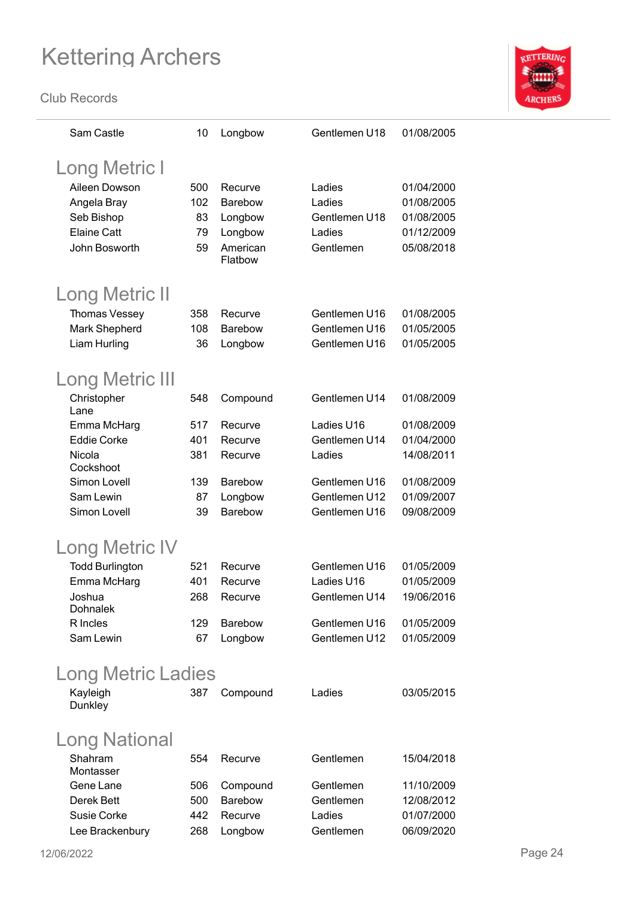| Sam Castle | 10 | Longbow | Gentlemen U18 | 01/08/2005 |
|---|---|---|---|---|

## Long Metric I

| | | | | |
|---|---|---|---|---|
| Aileen Dowson | 500 | Recurve | Ladies | 01/04/2000 |
| Angela Bray | 102 | Barebow | Ladies | 01/08/2005 |
| Seb Bishop | 83 | Longbow | Gentlemen U18 | 01/08/2005 |
| Elaine Catt | 79 | Longbow | Ladies | 01/12/2009 |
| John Bosworth | 59 | American Flatbow | Gentlemen | 05/08/2018 |

## Long Metric II

| | | | | |
|---|---|---|---|---|
| Thomas Vessey | 358 | Recurve | Gentlemen U16 | 01/08/2005 |
| Mark Shepherd | 108 | Barebow | Gentlemen U16 | 01/05/2005 |
| Liam Hurling | 36 | Longbow | Gentlemen U16 | 01/05/2005 |

## Long Metric III

| | | | | |
|---|---|---|---|---|
| Christopher Lane | 548 | Compound | Gentlemen U14 | 01/08/2009 |
| Emma McHarg | 517 | Recurve | Ladies U16 | 01/08/2009 |
| Eddie Corke | 401 | Recurve | Gentlemen U14 | 01/04/2000 |
| Nicola Cockshoot | 381 | Recurve | Ladies | 14/08/2011 |
| Simon Lovell | 139 | Barebow | Gentlemen U16 | 01/08/2009 |
| Sam Lewin | 87 | Longbow | Gentlemen U12 | 01/09/2007 |
| Simon Lovell | 39 | Barebow | Gentlemen U16 | 09/08/2009 |

## Long Metric IV

| | | | | |
|---|---|---|---|---|
| Todd Burlington | 521 | Recurve | Gentlemen U16 | 01/05/2009 |
| Emma McHarg | 401 | Recurve | Ladies U16 | 01/05/2009 |
| Joshua Dohnalek | 268 | Recurve | Gentlemen U14 | 19/06/2016 |
| R Incles | 129 | Barebow | Gentlemen U16 | 01/05/2009 |
| Sam Lewin | 67 | Longbow | Gentlemen U12 | 01/05/2009 |

## Long Metric Ladies

| | | | | |
|---|---|---|---|---|
| Kayleigh Dunkley | 387 | Compound | Ladies | 03/05/2015 |

## Long National

| | | | | |
|---|---|---|---|---|
| Shahram Montasser | 554 | Recurve | Gentlemen | 15/04/2018 |
| Gene Lane | 506 | Compound | Gentlemen | 11/10/2009 |
| Derek Bett | 500 | Barebow | Gentlemen | 12/08/2012 |
| Susie Corke | 442 | Recurve | Ladies | 01/07/2000 |
| Lee Brackenbury | 268 | Longbow | Gentlemen | 06/09/2020 |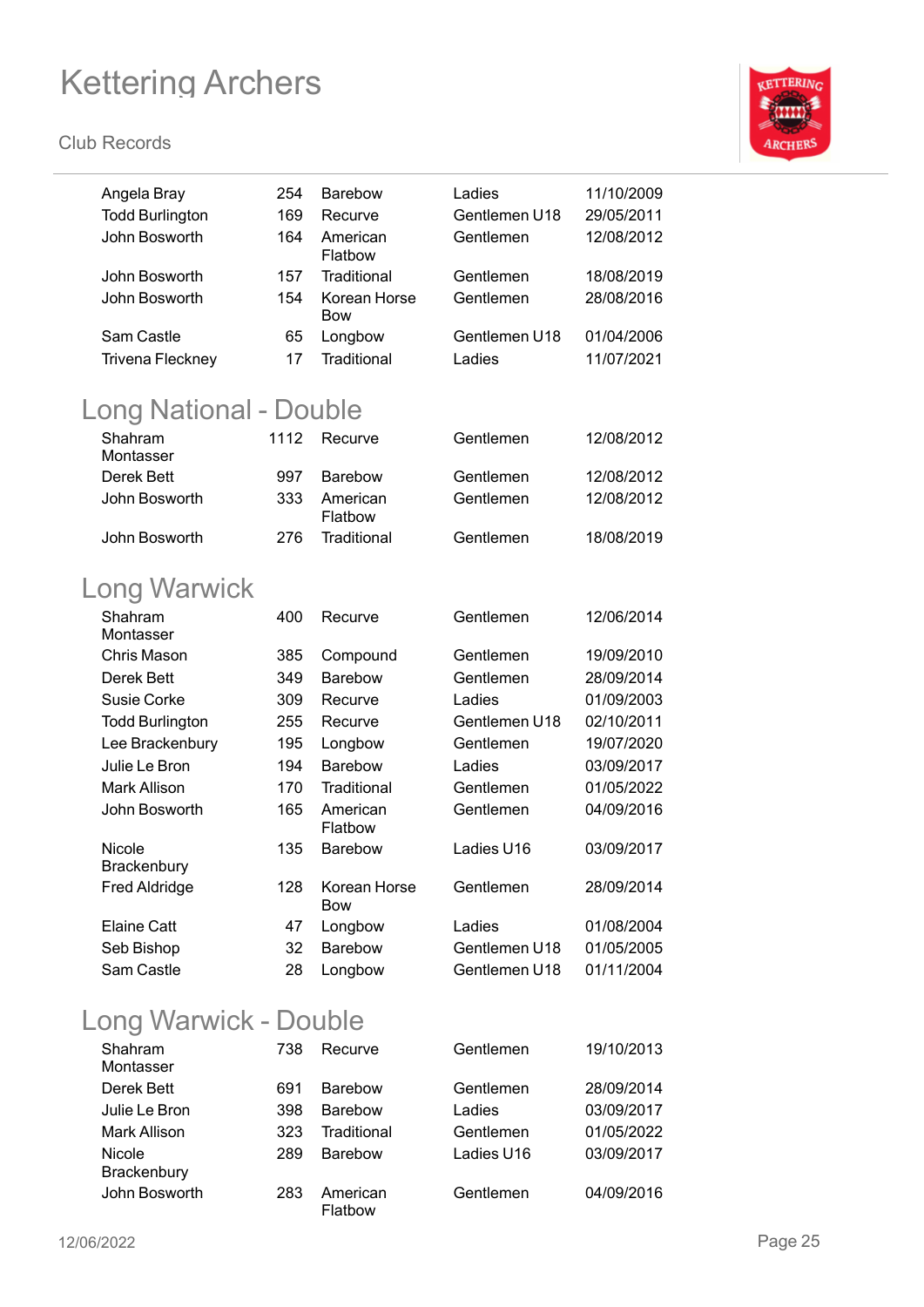| | | | | |
|---|---|---|---|---|
| Angela Bray | 254 | Barebow | Ladies | 11/10/2009 |
| Todd Burlington | 169 | Recurve | Gentlemen U18 | 29/05/2011 |
| John Bosworth | 164 | American Flatbow | Gentlemen | 12/08/2012 |
| John Bosworth | 157 | Traditional | Gentlemen | 18/08/2019 |
| John Bosworth | 154 | Korean Horse Bow | Gentlemen | 28/08/2016 |
| Sam Castle | 65 | Longbow | Gentlemen U18 | 01/04/2006 |
| Trivena Fleckney | 17 | Traditional | Ladies | 11/07/2021 |

## Long National - Double

| | | | | |
|---|---|---|---|---|
| Shahram Montasser | 1112 | Recurve | Gentlemen | 12/08/2012 |
| Derek Bett | 997 | Barebow | Gentlemen | 12/08/2012 |
| John Bosworth | 333 | American Flatbow | Gentlemen | 12/08/2012 |
| John Bosworth | 276 | Traditional | Gentlemen | 18/08/2019 |

## Long Warwick

| | | | | |
|---|---|---|---|---|
| Shahram Montasser | 400 | Recurve | Gentlemen | 12/06/2014 |
| Chris Mason | 385 | Compound | Gentlemen | 19/09/2010 |
| Derek Bett | 349 | Barebow | Gentlemen | 28/09/2014 |
| Susie Corke | 309 | Recurve | Ladies | 01/09/2003 |
| Todd Burlington | 255 | Recurve | Gentlemen U18 | 02/10/2011 |
| Lee Brackenbury | 195 | Longbow | Gentlemen | 19/07/2020 |
| Julie Le Bron | 194 | Barebow | Ladies | 03/09/2017 |
| Mark Allison | 170 | Traditional | Gentlemen | 01/05/2022 |
| John Bosworth | 165 | American Flatbow | Gentlemen | 04/09/2016 |
| Nicole Brackenbury | 135 | Barebow | Ladies U16 | 03/09/2017 |
| Fred Aldridge | 128 | Korean Horse Bow | Gentlemen | 28/09/2014 |
| Elaine Catt | 47 | Longbow | Ladies | 01/08/2004 |
| Seb Bishop | 32 | Barebow | Gentlemen U18 | 01/05/2005 |
| Sam Castle | 28 | Longbow | Gentlemen U18 | 01/11/2004 |

## Long Warwick - Double

| | | | | |
|---|---|---|---|---|
| Shahram Montasser | 738 | Recurve | Gentlemen | 19/10/2013 |
| Derek Bett | 691 | Barebow | Gentlemen | 28/09/2014 |
| Julie Le Bron | 398 | Barebow | Ladies | 03/09/2017 |
| Mark Allison | 323 | Traditional | Gentlemen | 01/05/2022 |
| Nicole Brackenbury | 289 | Barebow | Ladies U16 | 03/09/2017 |
| John Bosworth | 283 | American Flatbow | Gentlemen | 04/09/2016 |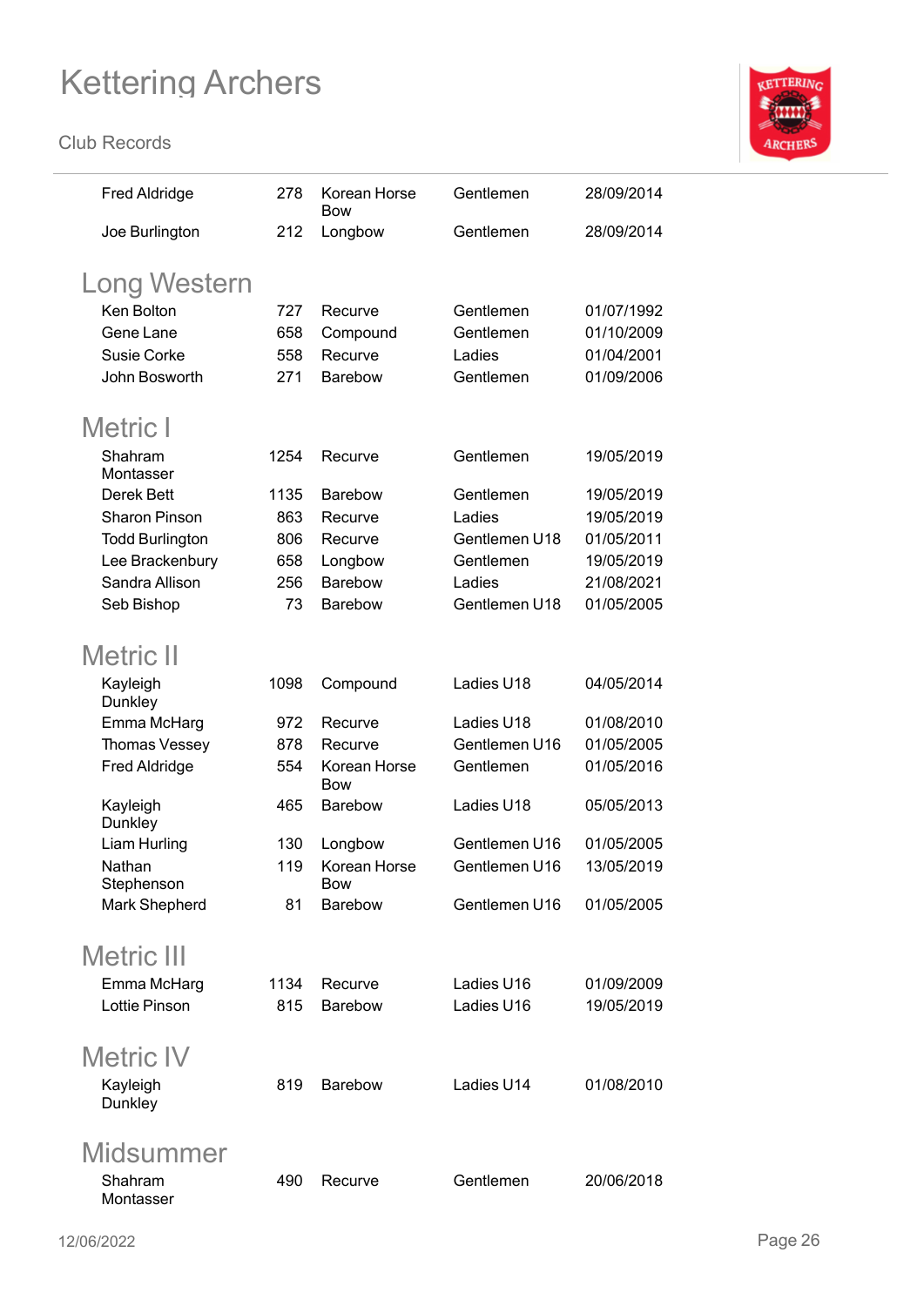| | | | | |
|---|---|---|---|---|
| Fred Aldridge | 278 | Korean Horse Bow | Gentlemen | 28/09/2014 |
| Joe Burlington | 212 | Longbow | Gentlemen | 28/09/2014 |

## Long Western

| | | | | |
|---|---|---|---|---|
| Ken Bolton | 727 | Recurve | Gentlemen | 01/07/1992 |
| Gene Lane | 658 | Compound | Gentlemen | 01/10/2009 |
| Susie Corke | 558 | Recurve | Ladies | 01/04/2001 |
| John Bosworth | 271 | Barebow | Gentlemen | 01/09/2006 |

## Metric I

| | | | | |
|---|---|---|---|---|
| Shahram Montasser | 1254 | Recurve | Gentlemen | 19/05/2019 |
| Derek Bett | 1135 | Barebow | Gentlemen | 19/05/2019 |
| Sharon Pinson | 863 | Recurve | Ladies | 19/05/2019 |
| Todd Burlington | 806 | Recurve | Gentlemen U18 | 01/05/2011 |
| Lee Brackenbury | 658 | Longbow | Gentlemen | 19/05/2019 |
| Sandra Allison | 256 | Barebow | Ladies | 21/08/2021 |
| Seb Bishop | 73 | Barebow | Gentlemen U18 | 01/05/2005 |

## Metric II

| | | | | |
|---|---|---|---|---|
| Kayleigh Dunkley | 1098 | Compound | Ladies U18 | 04/05/2014 |
| Emma McHarg | 972 | Recurve | Ladies U18 | 01/08/2010 |
| Thomas Vessey | 878 | Recurve | Gentlemen U16 | 01/05/2005 |
| Fred Aldridge | 554 | Korean Horse Bow | Gentlemen | 01/05/2016 |
| Kayleigh Dunkley | 465 | Barebow | Ladies U18 | 05/05/2013 |
| Liam Hurling | 130 | Longbow | Gentlemen U16 | 01/05/2005 |
| Nathan Stephenson | 119 | Korean Horse Bow | Gentlemen U16 | 13/05/2019 |
| Mark Shepherd | 81 | Barebow | Gentlemen U16 | 01/05/2005 |

## Metric III

| | | | | |
|---|---|---|---|---|
| Emma McHarg | 1134 | Recurve | Ladies U16 | 01/09/2009 |
| Lottie Pinson | 815 | Barebow | Ladies U16 | 19/05/2019 |

## Metric IV

| | | | | |
|---|---|---|---|---|
| Kayleigh Dunkley | 819 | Barebow | Ladies U14 | 01/08/2010 |

## Midsummer

| | | | | |
|---|---|---|---|---|
| Shahram Montasser | 490 | Recurve | Gentlemen | 20/06/2018 |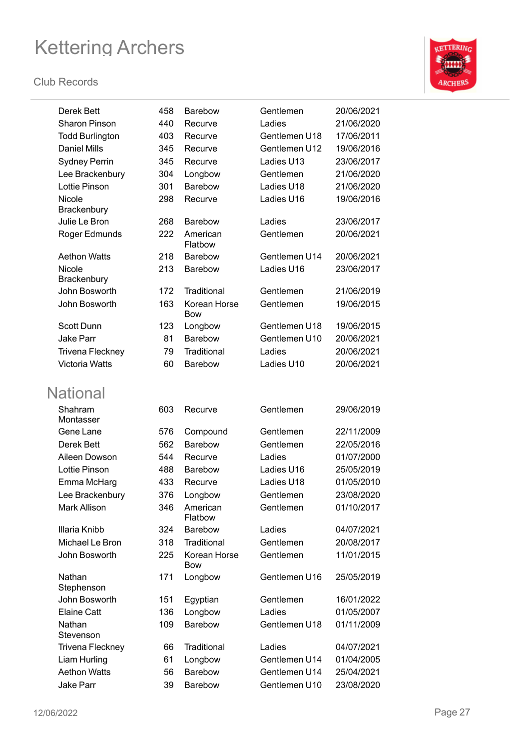| | | | | |
|---|---|---|---|---|
| Derek Bett | 458 | Barebow | Gentlemen | 20/06/2021 |
| Sharon Pinson | 440 | Recurve | Ladies | 21/06/2020 |
| Todd Burlington | 403 | Recurve | Gentlemen U18 | 17/06/2011 |
| Daniel Mills | 345 | Recurve | Gentlemen U12 | 19/06/2016 |
| Sydney Perrin | 345 | Recurve | Ladies U13 | 23/06/2017 |
| Lee Brackenbury | 304 | Longbow | Gentlemen | 21/06/2020 |
| Lottie Pinson | 301 | Barebow | Ladies U18 | 21/06/2020 |
| Nicole Brackenbury | 298 | Recurve | Ladies U16 | 19/06/2016 |
| Julie Le Bron | 268 | Barebow | Ladies | 23/06/2017 |
| Roger Edmunds | 222 | American Flatbow | Gentlemen | 20/06/2021 |
| Aethon Watts | 218 | Barebow | Gentlemen U14 | 20/06/2021 |
| Nicole Brackenbury | 213 | Barebow | Ladies U16 | 23/06/2017 |
| John Bosworth | 172 | Traditional | Gentlemen | 21/06/2019 |
| John Bosworth | 163 | Korean Horse Bow | Gentlemen | 19/06/2015 |
| Scott Dunn | 123 | Longbow | Gentlemen U18 | 19/06/2015 |
| Jake Parr | 81 | Barebow | Gentlemen U10 | 20/06/2021 |
| Trivena Fleckney | 79 | Traditional | Ladies | 20/06/2021 |
| Victoria Watts | 60 | Barebow | Ladies U10 | 20/06/2021 |

## National

| | | | | |
|---|---|---|---|---|
| Shahram Montasser | 603 | Recurve | Gentlemen | 29/06/2019 |
| Gene Lane | 576 | Compound | Gentlemen | 22/11/2009 |
| Derek Bett | 562 | Barebow | Gentlemen | 22/05/2016 |
| Aileen Dowson | 544 | Recurve | Ladies | 01/07/2000 |
| Lottie Pinson | 488 | Barebow | Ladies U16 | 25/05/2019 |
| Emma McHarg | 433 | Recurve | Ladies U18 | 01/05/2010 |
| Lee Brackenbury | 376 | Longbow | Gentlemen | 23/08/2020 |
| Mark Allison | 346 | American Flatbow | Gentlemen | 01/10/2017 |
| Illaria Knibb | 324 | Barebow | Ladies | 04/07/2021 |
| Michael Le Bron | 318 | Traditional | Gentlemen | 20/08/2017 |
| John Bosworth | 225 | Korean Horse Bow | Gentlemen | 11/01/2015 |
| Nathan Stephenson | 171 | Longbow | Gentlemen U16 | 25/05/2019 |
| John Bosworth | 151 | Egyptian | Gentlemen | 16/01/2022 |
| Elaine Catt | 136 | Longbow | Ladies | 01/05/2007 |
| Nathan Stevenson | 109 | Barebow | Gentlemen U18 | 01/11/2009 |
| Trivena Fleckney | 66 | Traditional | Ladies | 04/07/2021 |
| Liam Hurling | 61 | Longbow | Gentlemen U14 | 01/04/2005 |
| Aethon Watts | 56 | Barebow | Gentlemen U14 | 25/04/2021 |
| Jake Parr | 39 | Barebow | Gentlemen U10 | 23/08/2020 |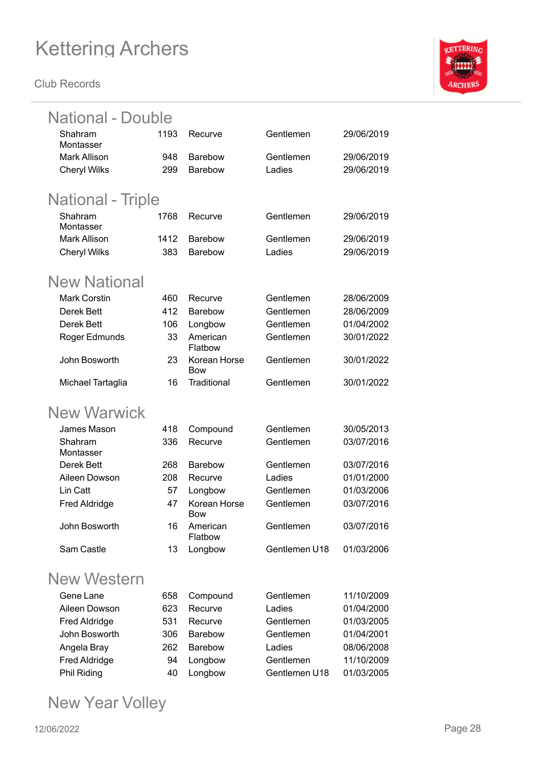# Kettering Archers

Club Records

## National - Double

| | | | | |
|---|---|---|---|---|
| Shahram Montasser | 1193 | Recurve | Gentlemen | 29/06/2019 |
| Mark Allison | 948 | Barebow | Gentlemen | 29/06/2019 |
| Cheryl Wilks | 299 | Barebow | Ladies | 29/06/2019 |

## National - Triple

| | | | | |
|---|---|---|---|---|
| Shahram Montasser | 1768 | Recurve | Gentlemen | 29/06/2019 |
| Mark Allison | 1412 | Barebow | Gentlemen | 29/06/2019 |
| Cheryl Wilks | 383 | Barebow | Ladies | 29/06/2019 |

## New National

| | | | | |
|---|---|---|---|---|
| Mark Corstin | 460 | Recurve | Gentlemen | 28/06/2009 |
| Derek Bett | 412 | Barebow | Gentlemen | 28/06/2009 |
| Derek Bett | 106 | Longbow | Gentlemen | 01/04/2002 |
| Roger Edmunds | 33 | American Flatbow | Gentlemen | 30/01/2022 |
| John Bosworth | 23 | Korean Horse Bow | Gentlemen | 30/01/2022 |
| Michael Tartaglia | 16 | Traditional | Gentlemen | 30/01/2022 |

## New Warwick

| | | | | |
|---|---|---|---|---|
| James Mason | 418 | Compound | Gentlemen | 30/05/2013 |
| Shahram Montasser | 336 | Recurve | Gentlemen | 03/07/2016 |
| Derek Bett | 268 | Barebow | Gentlemen | 03/07/2016 |
| Aileen Dowson | 208 | Recurve | Ladies | 01/01/2000 |
| Lin Catt | 57 | Longbow | Gentlemen | 01/03/2006 |
| Fred Aldridge | 47 | Korean Horse Bow | Gentlemen | 03/07/2016 |
| John Bosworth | 16 | American Flatbow | Gentlemen | 03/07/2016 |
| Sam Castle | 13 | Longbow | Gentlemen U18 | 01/03/2006 |

## New Western

| | | | | |
|---|---|---|---|---|
| Gene Lane | 658 | Compound | Gentlemen | 11/10/2009 |
| Aileen Dowson | 623 | Recurve | Ladies | 01/04/2000 |
| Fred Aldridge | 531 | Recurve | Gentlemen | 01/03/2005 |
| John Bosworth | 306 | Barebow | Gentlemen | 01/04/2001 |
| Angela Bray | 262 | Barebow | Ladies | 08/06/2008 |
| Fred Aldridge | 94 | Longbow | Gentlemen | 11/10/2009 |
| Phil Riding | 40 | Longbow | Gentlemen U18 | 01/03/2005 |

## New Year Volley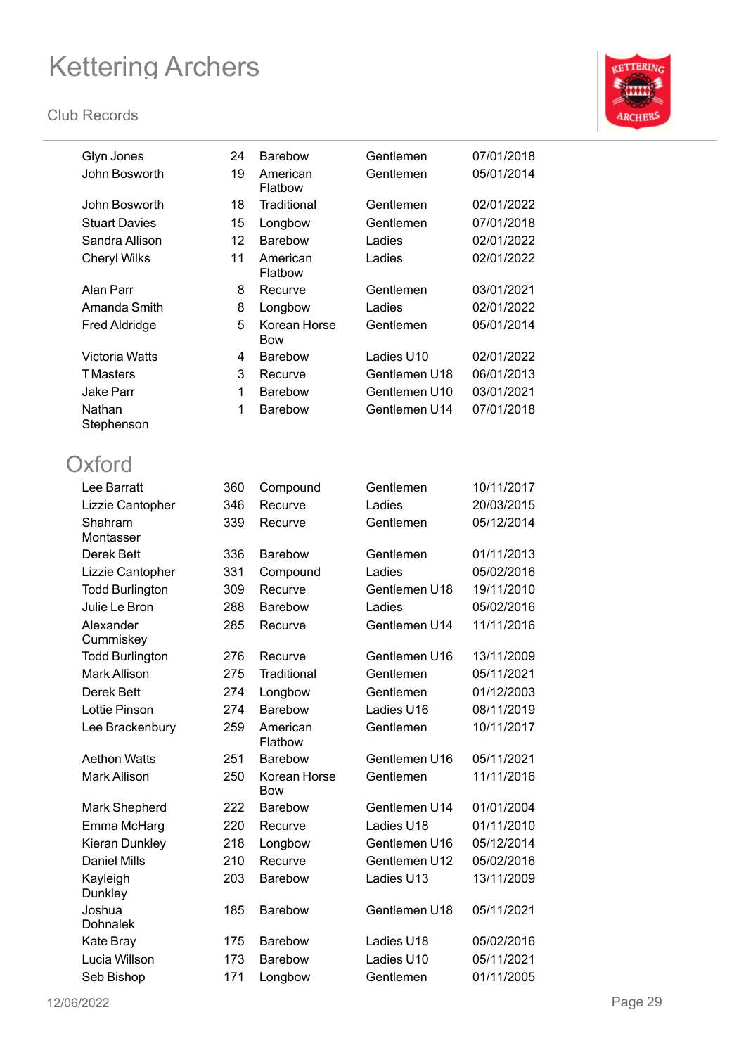| | | | | |
|---|---|---|---|---|
| Glyn Jones | 24 | Barebow | Gentlemen | 07/01/2018 |
| John Bosworth | 19 | American Flatbow | Gentlemen | 05/01/2014 |
| John Bosworth | 18 | Traditional | Gentlemen | 02/01/2022 |
| Stuart Davies | 15 | Longbow | Gentlemen | 07/01/2018 |
| Sandra Allison | 12 | Barebow | Ladies | 02/01/2022 |
| Cheryl Wilks | 11 | American Flatbow | Ladies | 02/01/2022 |
| Alan Parr | 8 | Recurve | Gentlemen | 03/01/2021 |
| Amanda Smith | 8 | Longbow | Ladies | 02/01/2022 |
| Fred Aldridge | 5 | Korean Horse Bow | Gentlemen | 05/01/2014 |
| Victoria Watts | 4 | Barebow | Ladies U10 | 02/01/2022 |
| T Masters | 3 | Recurve | Gentlemen U18 | 06/01/2013 |
| Jake Parr | 1 | Barebow | Gentlemen U10 | 03/01/2021 |
| Nathan Stephenson | 1 | Barebow | Gentlemen U14 | 07/01/2018 |

## Oxford

| | | | | |
|---|---|---|---|---|
| Lee Barratt | 360 | Compound | Gentlemen | 10/11/2017 |
| Lizzie Cantopher | 346 | Recurve | Ladies | 20/03/2015 |
| Shahram Montasser | 339 | Recurve | Gentlemen | 05/12/2014 |
| Derek Bett | 336 | Barebow | Gentlemen | 01/11/2013 |
| Lizzie Cantopher | 331 | Compound | Ladies | 05/02/2016 |
| Todd Burlington | 309 | Recurve | Gentlemen U18 | 19/11/2010 |
| Julie Le Bron | 288 | Barebow | Ladies | 05/02/2016 |
| Alexander Cummiskey | 285 | Recurve | Gentlemen U14 | 11/11/2016 |
| Todd Burlington | 276 | Recurve | Gentlemen U16 | 13/11/2009 |
| Mark Allison | 275 | Traditional | Gentlemen | 05/11/2021 |
| Derek Bett | 274 | Longbow | Gentlemen | 01/12/2003 |
| Lottie Pinson | 274 | Barebow | Ladies U16 | 08/11/2019 |
| Lee Brackenbury | 259 | American Flatbow | Gentlemen | 10/11/2017 |
| Aethon Watts | 251 | Barebow | Gentlemen U16 | 05/11/2021 |
| Mark Allison | 250 | Korean Horse Bow | Gentlemen | 11/11/2016 |
| Mark Shepherd | 222 | Barebow | Gentlemen U14 | 01/01/2004 |
| Emma McHarg | 220 | Recurve | Ladies U18 | 01/11/2010 |
| Kieran Dunkley | 218 | Longbow | Gentlemen U16 | 05/12/2014 |
| Daniel Mills | 210 | Recurve | Gentlemen U12 | 05/02/2016 |
| Kayleigh Dunkley | 203 | Barebow | Ladies U13 | 13/11/2009 |
| Joshua Dohnalek | 185 | Barebow | Gentlemen U18 | 05/11/2021 |
| Kate Bray | 175 | Barebow | Ladies U18 | 05/02/2016 |
| Lucia Willson | 173 | Barebow | Ladies U10 | 05/11/2021 |
| Seb Bishop | 171 | Longbow | Gentlemen | 01/11/2005 |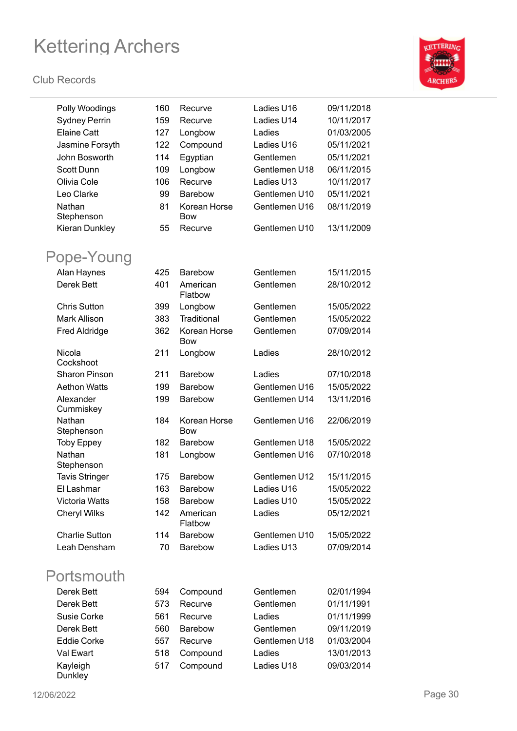| | | | | |
|---|---|---|---|---|
| Polly Woodings | 160 | Recurve | Ladies U16 | 09/11/2018 |
| Sydney Perrin | 159 | Recurve | Ladies U14 | 10/11/2017 |
| Elaine Catt | 127 | Longbow | Ladies | 01/03/2005 |
| Jasmine Forsyth | 122 | Compound | Ladies U16 | 05/11/2021 |
| John Bosworth | 114 | Egyptian | Gentlemen | 05/11/2021 |
| Scott Dunn | 109 | Longbow | Gentlemen U18 | 06/11/2015 |
| Olivia Cole | 106 | Recurve | Ladies U13 | 10/11/2017 |
| Leo Clarke | 99 | Barebow | Gentlemen U10 | 05/11/2021 |
| Nathan Stephenson | 81 | Korean Horse Bow | Gentlemen U16 | 08/11/2019 |
| Kieran Dunkley | 55 | Recurve | Gentlemen U10 | 13/11/2009 |

## Pope-Young

| | | | | |
|---|---|---|---|---|
| Alan Haynes | 425 | Barebow | Gentlemen | 15/11/2015 |
| Derek Bett | 401 | American Flatbow | Gentlemen | 28/10/2012 |
| Chris Sutton | 399 | Longbow | Gentlemen | 15/05/2022 |
| Mark Allison | 383 | Traditional | Gentlemen | 15/05/2022 |
| Fred Aldridge | 362 | Korean Horse Bow | Gentlemen | 07/09/2014 |
| Nicola Cockshoot | 211 | Longbow | Ladies | 28/10/2012 |
| Sharon Pinson | 211 | Barebow | Ladies | 07/10/2018 |
| Aethon Watts | 199 | Barebow | Gentlemen U16 | 15/05/2022 |
| Alexander Cummiskey | 199 | Barebow | Gentlemen U14 | 13/11/2016 |
| Nathan Stephenson | 184 | Korean Horse Bow | Gentlemen U16 | 22/06/2019 |
| Toby Eppey | 182 | Barebow | Gentlemen U18 | 15/05/2022 |
| Nathan Stephenson | 181 | Longbow | Gentlemen U16 | 07/10/2018 |
| Tavis Stringer | 175 | Barebow | Gentlemen U12 | 15/11/2015 |
| El Lashmar | 163 | Barebow | Ladies U16 | 15/05/2022 |
| Victoria Watts | 158 | Barebow | Ladies U10 | 15/05/2022 |
| Cheryl Wilks | 142 | American Flatbow | Ladies | 05/12/2021 |
| Charlie Sutton | 114 | Barebow | Gentlemen U10 | 15/05/2022 |
| Leah Densham | 70 | Barebow | Ladies U13 | 07/09/2014 |

## Portsmouth

| | | | | |
|---|---|---|---|---|
| Derek Bett | 594 | Compound | Gentlemen | 02/01/1994 |
| Derek Bett | 573 | Recurve | Gentlemen | 01/11/1991 |
| Susie Corke | 561 | Recurve | Ladies | 01/11/1999 |
| Derek Bett | 560 | Barebow | Gentlemen | 09/11/2019 |
| Eddie Corke | 557 | Recurve | Gentlemen U18 | 01/03/2004 |
| Val Ewart | 518 | Compound | Ladies | 13/01/2013 |
| Kayleigh Dunkley | 517 | Compound | Ladies U18 | 09/03/2014 |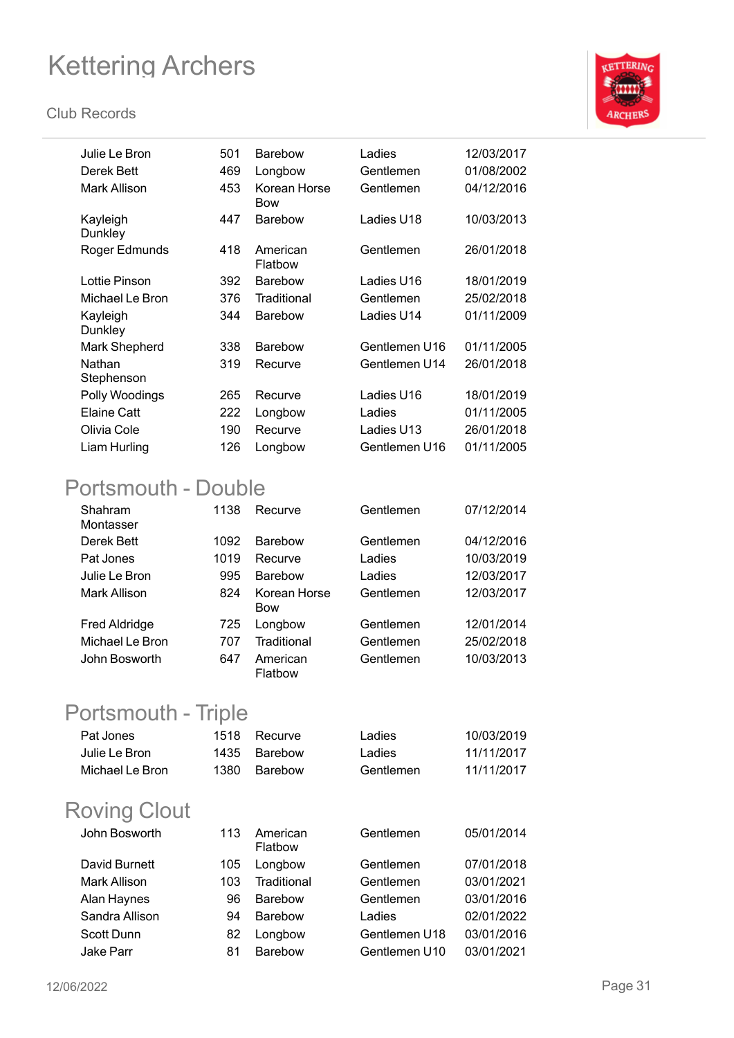| | | | | |
|---|---|---|---|---|
| Julie Le Bron | 501 | Barebow | Ladies | 12/03/2017 |
| Derek Bett | 469 | Longbow | Gentlemen | 01/08/2002 |
| Mark Allison | 453 | Korean Horse Bow | Gentlemen | 04/12/2016 |
| Kayleigh Dunkley | 447 | Barebow | Ladies U18 | 10/03/2013 |
| Roger Edmunds | 418 | American Flatbow | Gentlemen | 26/01/2018 |
| Lottie Pinson | 392 | Barebow | Ladies U16 | 18/01/2019 |
| Michael Le Bron | 376 | Traditional | Gentlemen | 25/02/2018 |
| Kayleigh Dunkley | 344 | Barebow | Ladies U14 | 01/11/2009 |
| Mark Shepherd | 338 | Barebow | Gentlemen U16 | 01/11/2005 |
| Nathan Stephenson | 319 | Recurve | Gentlemen U14 | 26/01/2018 |
| Polly Woodings | 265 | Recurve | Ladies U16 | 18/01/2019 |
| Elaine Catt | 222 | Longbow | Ladies | 01/11/2005 |
| Olivia Cole | 190 | Recurve | Ladies U13 | 26/01/2018 |
| Liam Hurling | 126 | Longbow | Gentlemen U16 | 01/11/2005 |

## Portsmouth - Double

| | | | | |
|---|---|---|---|---|
| Shahram Montasser | 1138 | Recurve | Gentlemen | 07/12/2014 |
| Derek Bett | 1092 | Barebow | Gentlemen | 04/12/2016 |
| Pat Jones | 1019 | Recurve | Ladies | 10/03/2019 |
| Julie Le Bron | 995 | Barebow | Ladies | 12/03/2017 |
| Mark Allison | 824 | Korean Horse Bow | Gentlemen | 12/03/2017 |
| Fred Aldridge | 725 | Longbow | Gentlemen | 12/01/2014 |
| Michael Le Bron | 707 | Traditional | Gentlemen | 25/02/2018 |
| John Bosworth | 647 | American Flatbow | Gentlemen | 10/03/2013 |

## Portsmouth - Triple

| | | | | |
|---|---|---|---|---|
| Pat Jones | 1518 | Recurve | Ladies | 10/03/2019 |
| Julie Le Bron | 1435 | Barebow | Ladies | 11/11/2017 |
| Michael Le Bron | 1380 | Barebow | Gentlemen | 11/11/2017 |

## Roving Clout

| | | | | |
|---|---|---|---|---|
| John Bosworth | 113 | American Flatbow | Gentlemen | 05/01/2014 |
| David Burnett | 105 | Longbow | Gentlemen | 07/01/2018 |
| Mark Allison | 103 | Traditional | Gentlemen | 03/01/2021 |
| Alan Haynes | 96 | Barebow | Gentlemen | 03/01/2016 |
| Sandra Allison | 94 | Barebow | Ladies | 02/01/2022 |
| Scott Dunn | 82 | Longbow | Gentlemen U18 | 03/01/2016 |
| Jake Parr | 81 | Barebow | Gentlemen U10 | 03/01/2021 |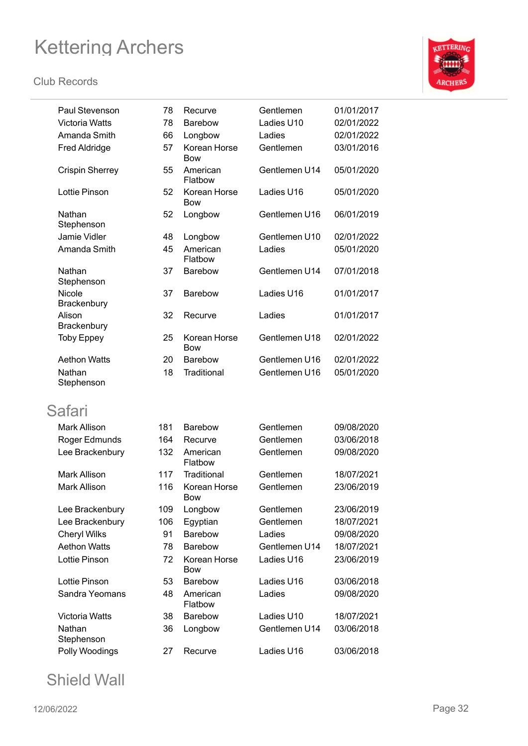| | | | | |
|---|---|---|---|---|
| Paul Stevenson | 78 | Recurve | Gentlemen | 01/01/2017 |
| Victoria Watts | 78 | Barebow | Ladies U10 | 02/01/2022 |
| Amanda Smith | 66 | Longbow | Ladies | 02/01/2022 |
| Fred Aldridge | 57 | Korean Horse Bow | Gentlemen | 03/01/2016 |
| Crispin Sherrey | 55 | American Flatbow | Gentlemen U14 | 05/01/2020 |
| Lottie Pinson | 52 | Korean Horse Bow | Ladies U16 | 05/01/2020 |
| Nathan Stephenson | 52 | Longbow | Gentlemen U16 | 06/01/2019 |
| Jamie Vidler | 48 | Longbow | Gentlemen U10 | 02/01/2022 |
| Amanda Smith | 45 | American Flatbow | Ladies | 05/01/2020 |
| Nathan Stephenson | 37 | Barebow | Gentlemen U14 | 07/01/2018 |
| Nicole Brackenbury | 37 | Barebow | Ladies U16 | 01/01/2017 |
| Alison Brackenbury | 32 | Recurve | Ladies | 01/01/2017 |
| Toby Eppey | 25 | Korean Horse Bow | Gentlemen U18 | 02/01/2022 |
| Aethon Watts | 20 | Barebow | Gentlemen U16 | 02/01/2022 |
| Nathan Stephenson | 18 | Traditional | Gentlemen U16 | 05/01/2020 |

## Safari

| | | | | |
|---|---|---|---|---|
| Mark Allison | 181 | Barebow | Gentlemen | 09/08/2020 |
| Roger Edmunds | 164 | Recurve | Gentlemen | 03/06/2018 |
| Lee Brackenbury | 132 | American Flatbow | Gentlemen | 09/08/2020 |
| Mark Allison | 117 | Traditional | Gentlemen | 18/07/2021 |
| Mark Allison | 116 | Korean Horse Bow | Gentlemen | 23/06/2019 |
| Lee Brackenbury | 109 | Longbow | Gentlemen | 23/06/2019 |
| Lee Brackenbury | 106 | Egyptian | Gentlemen | 18/07/2021 |
| Cheryl Wilks | 91 | Barebow | Ladies | 09/08/2020 |
| Aethon Watts | 78 | Barebow | Gentlemen U14 | 18/07/2021 |
| Lottie Pinson | 72 | Korean Horse Bow | Ladies U16 | 23/06/2019 |
| Lottie Pinson | 53 | Barebow | Ladies U16 | 03/06/2018 |
| Sandra Yeomans | 48 | American Flatbow | Ladies | 09/08/2020 |
| Victoria Watts | 38 | Barebow | Ladies U10 | 18/07/2021 |
| Nathan Stephenson | 36 | Longbow | Gentlemen U14 | 03/06/2018 |
| Polly Woodings | 27 | Recurve | Ladies U16 | 03/06/2018 |

## Shield Wall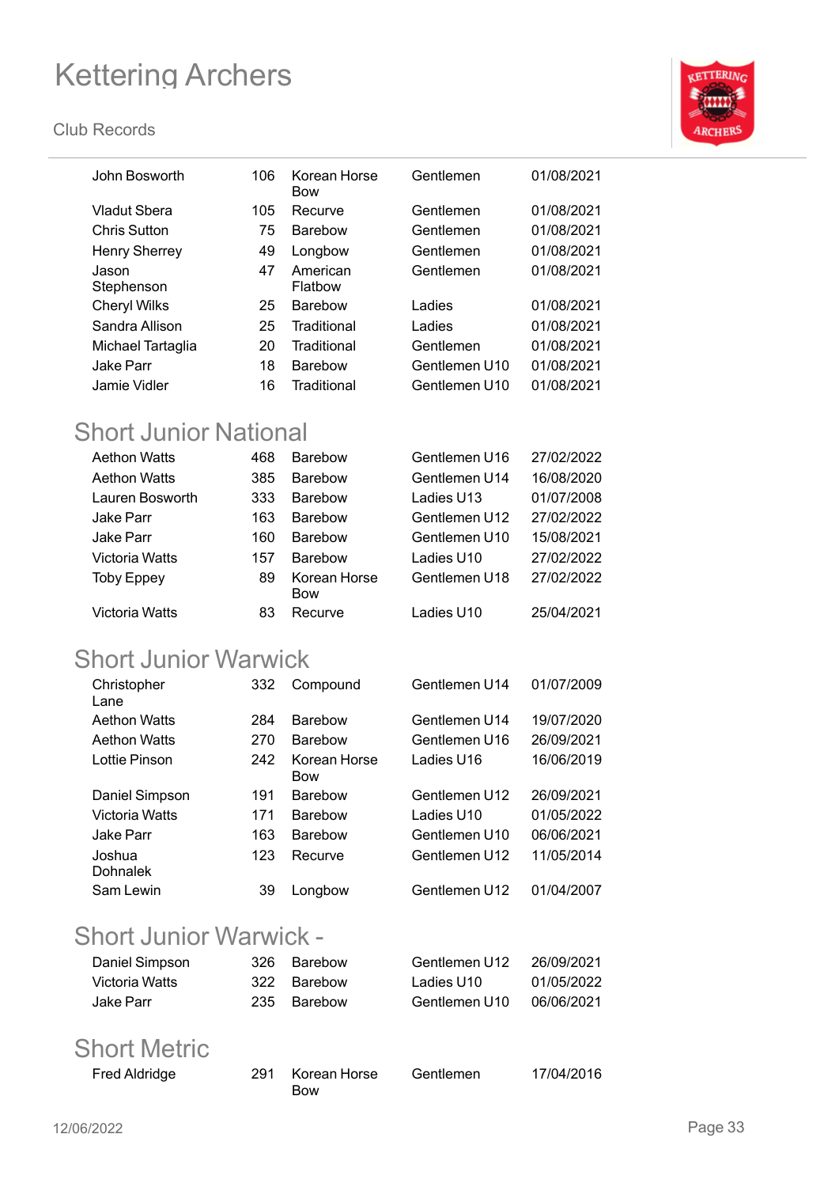| | | | | |
|---|---|---|---|---|
| John Bosworth | 106 | Korean Horse Bow | Gentlemen | 01/08/2021 |
| Vladut Sbera | 105 | Recurve | Gentlemen | 01/08/2021 |
| Chris Sutton | 75 | Barebow | Gentlemen | 01/08/2021 |
| Henry Sherrey | 49 | Longbow | Gentlemen | 01/08/2021 |
| Jason Stephenson | 47 | American Flatbow | Gentlemen | 01/08/2021 |
| Cheryl Wilks | 25 | Barebow | Ladies | 01/08/2021 |
| Sandra Allison | 25 | Traditional | Ladies | 01/08/2021 |
| Michael Tartaglia | 20 | Traditional | Gentlemen | 01/08/2021 |
| Jake Parr | 18 | Barebow | Gentlemen U10 | 01/08/2021 |
| Jamie Vidler | 16 | Traditional | Gentlemen U10 | 01/08/2021 |

## Short Junior National

| | | | | |
|---|---|---|---|---|
| Aethon Watts | 468 | Barebow | Gentlemen U16 | 27/02/2022 |
| Aethon Watts | 385 | Barebow | Gentlemen U14 | 16/08/2020 |
| Lauren Bosworth | 333 | Barebow | Ladies U13 | 01/07/2008 |
| Jake Parr | 163 | Barebow | Gentlemen U12 | 27/02/2022 |
| Jake Parr | 160 | Barebow | Gentlemen U10 | 15/08/2021 |
| Victoria Watts | 157 | Barebow | Ladies U10 | 27/02/2022 |
| Toby Eppey | 89 | Korean Horse Bow | Gentlemen U18 | 27/02/2022 |
| Victoria Watts | 83 | Recurve | Ladies U10 | 25/04/2021 |

## Short Junior Warwick

| | | | | |
|---|---|---|---|---|
| Christopher Lane | 332 | Compound | Gentlemen U14 | 01/07/2009 |
| Aethon Watts | 284 | Barebow | Gentlemen U14 | 19/07/2020 |
| Aethon Watts | 270 | Barebow | Gentlemen U16 | 26/09/2021 |
| Lottie Pinson | 242 | Korean Horse Bow | Ladies U16 | 16/06/2019 |
| Daniel Simpson | 191 | Barebow | Gentlemen U12 | 26/09/2021 |
| Victoria Watts | 171 | Barebow | Ladies U10 | 01/05/2022 |
| Jake Parr | 163 | Barebow | Gentlemen U10 | 06/06/2021 |
| Joshua Dohnalek | 123 | Recurve | Gentlemen U12 | 11/05/2014 |
| Sam Lewin | 39 | Longbow | Gentlemen U12 | 01/04/2007 |

## Short Junior Warwick -

| | | | | |
|---|---|---|---|---|
| Daniel Simpson | 326 | Barebow | Gentlemen U12 | 26/09/2021 |
| Victoria Watts | 322 | Barebow | Ladies U10 | 01/05/2022 |
| Jake Parr | 235 | Barebow | Gentlemen U10 | 06/06/2021 |

## Short Metric

| | | | | |
|---|---|---|---|---|
| Fred Aldridge | 291 | Korean Horse Bow | Gentlemen | 17/04/2016 |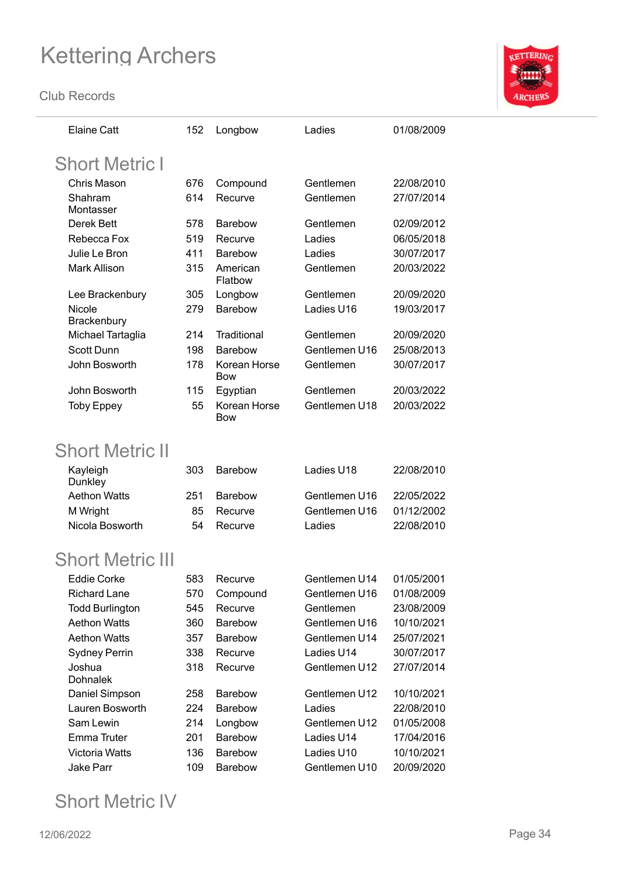| | | | | |
|---|---|---|---|---|
| Elaine Catt | 152 | Longbow | Ladies | 01/08/2009 |

## Short Metric I

| | | | | |
|---|---|---|---|---|
| Chris Mason | 676 | Compound | Gentlemen | 22/08/2010 |
| Shahram Montasser | 614 | Recurve | Gentlemen | 27/07/2014 |
| Derek Bett | 578 | Barebow | Gentlemen | 02/09/2012 |
| Rebecca Fox | 519 | Recurve | Ladies | 06/05/2018 |
| Julie Le Bron | 411 | Barebow | Ladies | 30/07/2017 |
| Mark Allison | 315 | American Flatbow | Gentlemen | 20/03/2022 |
| Lee Brackenbury | 305 | Longbow | Gentlemen | 20/09/2020 |
| Nicole Brackenbury | 279 | Barebow | Ladies U16 | 19/03/2017 |
| Michael Tartaglia | 214 | Traditional | Gentlemen | 20/09/2020 |
| Scott Dunn | 198 | Barebow | Gentlemen U16 | 25/08/2013 |
| John Bosworth | 178 | Korean Horse Bow | Gentlemen | 30/07/2017 |
| John Bosworth | 115 | Egyptian | Gentlemen | 20/03/2022 |
| Toby Eppey | 55 | Korean Horse Bow | Gentlemen U18 | 20/03/2022 |

## Short Metric II

| | | | | |
|---|---|---|---|---|
| Kayleigh Dunkley | 303 | Barebow | Ladies U18 | 22/08/2010 |
| Aethon Watts | 251 | Barebow | Gentlemen U16 | 22/05/2022 |
| M Wright | 85 | Recurve | Gentlemen U16 | 01/12/2002 |
| Nicola Bosworth | 54 | Recurve | Ladies | 22/08/2010 |

## Short Metric III

| | | | | |
|---|---|---|---|---|
| Eddie Corke | 583 | Recurve | Gentlemen U14 | 01/05/2001 |
| Richard Lane | 570 | Compound | Gentlemen U16 | 01/08/2009 |
| Todd Burlington | 545 | Recurve | Gentlemen | 23/08/2009 |
| Aethon Watts | 360 | Barebow | Gentlemen U16 | 10/10/2021 |
| Aethon Watts | 357 | Barebow | Gentlemen U14 | 25/07/2021 |
| Sydney Perrin | 338 | Recurve | Ladies U14 | 30/07/2017 |
| Joshua Dohnalek | 318 | Recurve | Gentlemen U12 | 27/07/2014 |
| Daniel Simpson | 258 | Barebow | Gentlemen U12 | 10/10/2021 |
| Lauren Bosworth | 224 | Barebow | Ladies | 22/08/2010 |
| Sam Lewin | 214 | Longbow | Gentlemen U12 | 01/05/2008 |
| Emma Truter | 201 | Barebow | Ladies U14 | 17/04/2016 |
| Victoria Watts | 136 | Barebow | Ladies U10 | 10/10/2021 |
| Jake Parr | 109 | Barebow | Gentlemen U10 | 20/09/2020 |

## Short Metric IV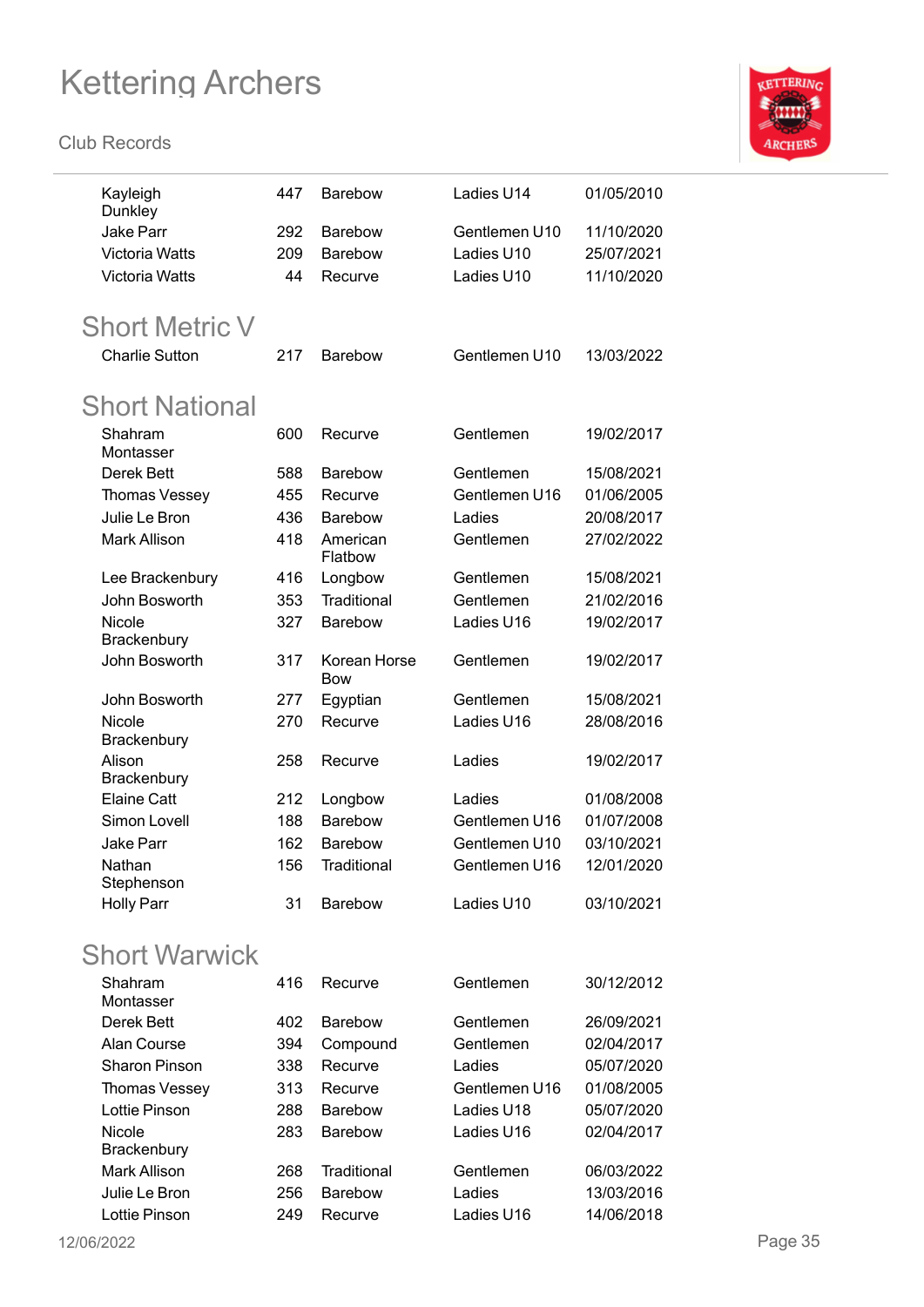| | | | | |
|---|---|---|---|---|
| Kayleigh Dunkley | 447 | Barebow | Ladies U14 | 01/05/2010 |
| Jake Parr | 292 | Barebow | Gentlemen U10 | 11/10/2020 |
| Victoria Watts | 209 | Barebow | Ladies U10 | 25/07/2021 |
| Victoria Watts | 44 | Recurve | Ladies U10 | 11/10/2020 |

## Short Metric V

| | | | | |
|---|---|---|---|---|
| Charlie Sutton | 217 | Barebow | Gentlemen U10 | 13/03/2022 |

## Short National

| | | | | |
|---|---|---|---|---|
| Shahram Montasser | 600 | Recurve | Gentlemen | 19/02/2017 |
| Derek Bett | 588 | Barebow | Gentlemen | 15/08/2021 |
| Thomas Vessey | 455 | Recurve | Gentlemen U16 | 01/06/2005 |
| Julie Le Bron | 436 | Barebow | Ladies | 20/08/2017 |
| Mark Allison | 418 | American Flatbow | Gentlemen | 27/02/2022 |
| Lee Brackenbury | 416 | Longbow | Gentlemen | 15/08/2021 |
| John Bosworth | 353 | Traditional | Gentlemen | 21/02/2016 |
| Nicole Brackenbury | 327 | Barebow | Ladies U16 | 19/02/2017 |
| John Bosworth | 317 | Korean Horse Bow | Gentlemen | 19/02/2017 |
| John Bosworth | 277 | Egyptian | Gentlemen | 15/08/2021 |
| Nicole Brackenbury | 270 | Recurve | Ladies U16 | 28/08/2016 |
| Alison Brackenbury | 258 | Recurve | Ladies | 19/02/2017 |
| Elaine Catt | 212 | Longbow | Ladies | 01/08/2008 |
| Simon Lovell | 188 | Barebow | Gentlemen U16 | 01/07/2008 |
| Jake Parr | 162 | Barebow | Gentlemen U10 | 03/10/2021 |
| Nathan Stephenson | 156 | Traditional | Gentlemen U16 | 12/01/2020 |
| Holly Parr | 31 | Barebow | Ladies U10 | 03/10/2021 |

## Short Warwick

| | | | | |
|---|---|---|---|---|
| Shahram Montasser | 416 | Recurve | Gentlemen | 30/12/2012 |
| Derek Bett | 402 | Barebow | Gentlemen | 26/09/2021 |
| Alan Course | 394 | Compound | Gentlemen | 02/04/2017 |
| Sharon Pinson | 338 | Recurve | Ladies | 05/07/2020 |
| Thomas Vessey | 313 | Recurve | Gentlemen U16 | 01/08/2005 |
| Lottie Pinson | 288 | Barebow | Ladies U18 | 05/07/2020 |
| Nicole Brackenbury | 283 | Barebow | Ladies U16 | 02/04/2017 |
| Mark Allison | 268 | Traditional | Gentlemen | 06/03/2022 |
| Julie Le Bron | 256 | Barebow | Ladies | 13/03/2016 |
| Lottie Pinson | 249 | Recurve | Ladies U16 | 14/06/2018 |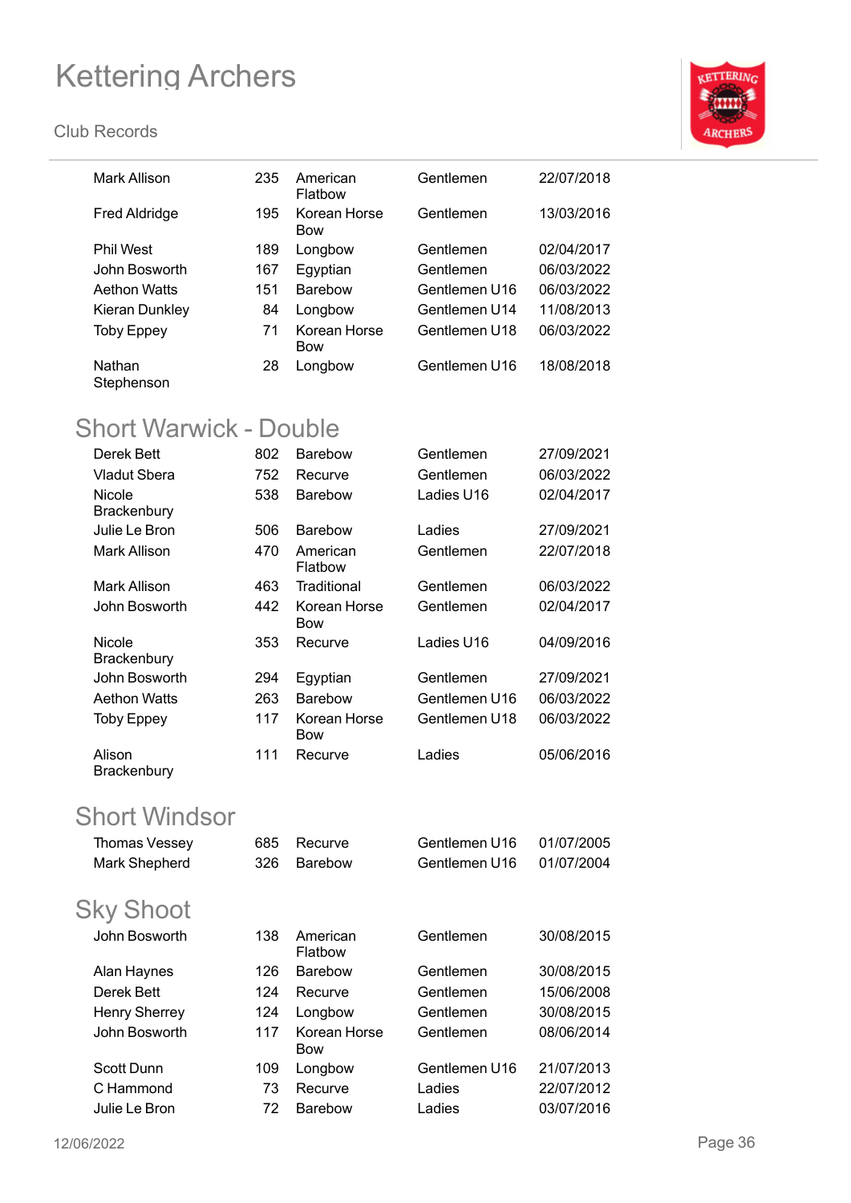| | | | | |
|---|---|---|---|---|
| Mark Allison | 235 | American Flatbow | Gentlemen | 22/07/2018 |
| Fred Aldridge | 195 | Korean Horse Bow | Gentlemen | 13/03/2016 |
| Phil West | 189 | Longbow | Gentlemen | 02/04/2017 |
| John Bosworth | 167 | Egyptian | Gentlemen | 06/03/2022 |
| Aethon Watts | 151 | Barebow | Gentlemen U16 | 06/03/2022 |
| Kieran Dunkley | 84 | Longbow | Gentlemen U14 | 11/08/2013 |
| Toby Eppey | 71 | Korean Horse Bow | Gentlemen U18 | 06/03/2022 |
| Nathan Stephenson | 28 | Longbow | Gentlemen U16 | 18/08/2018 |

## Short Warwick - Double

| | | | | |
|---|---|---|---|---|
| Derek Bett | 802 | Barebow | Gentlemen | 27/09/2021 |
| Vladut Sbera | 752 | Recurve | Gentlemen | 06/03/2022 |
| Nicole Brackenbury | 538 | Barebow | Ladies U16 | 02/04/2017 |
| Julie Le Bron | 506 | Barebow | Ladies | 27/09/2021 |
| Mark Allison | 470 | American Flatbow | Gentlemen | 22/07/2018 |
| Mark Allison | 463 | Traditional | Gentlemen | 06/03/2022 |
| John Bosworth | 442 | Korean Horse Bow | Gentlemen | 02/04/2017 |
| Nicole Brackenbury | 353 | Recurve | Ladies U16 | 04/09/2016 |
| John Bosworth | 294 | Egyptian | Gentlemen | 27/09/2021 |
| Aethon Watts | 263 | Barebow | Gentlemen U16 | 06/03/2022 |
| Toby Eppey | 117 | Korean Horse Bow | Gentlemen U18 | 06/03/2022 |
| Alison Brackenbury | 111 | Recurve | Ladies | 05/06/2016 |

## Short Windsor

| | | | | |
|---|---|---|---|---|
| Thomas Vessey | 685 | Recurve | Gentlemen U16 | 01/07/2005 |
| Mark Shepherd | 326 | Barebow | Gentlemen U16 | 01/07/2004 |

## Sky Shoot

| | | | | |
|---|---|---|---|---|
| John Bosworth | 138 | American Flatbow | Gentlemen | 30/08/2015 |
| Alan Haynes | 126 | Barebow | Gentlemen | 30/08/2015 |
| Derek Bett | 124 | Recurve | Gentlemen | 15/06/2008 |
| Henry Sherrey | 124 | Longbow | Gentlemen | 30/08/2015 |
| John Bosworth | 117 | Korean Horse Bow | Gentlemen | 08/06/2014 |
| Scott Dunn | 109 | Longbow | Gentlemen U16 | 21/07/2013 |
| C Hammond | 73 | Recurve | Ladies | 22/07/2012 |
| Julie Le Bron | 72 | Barebow | Ladies | 03/07/2016 |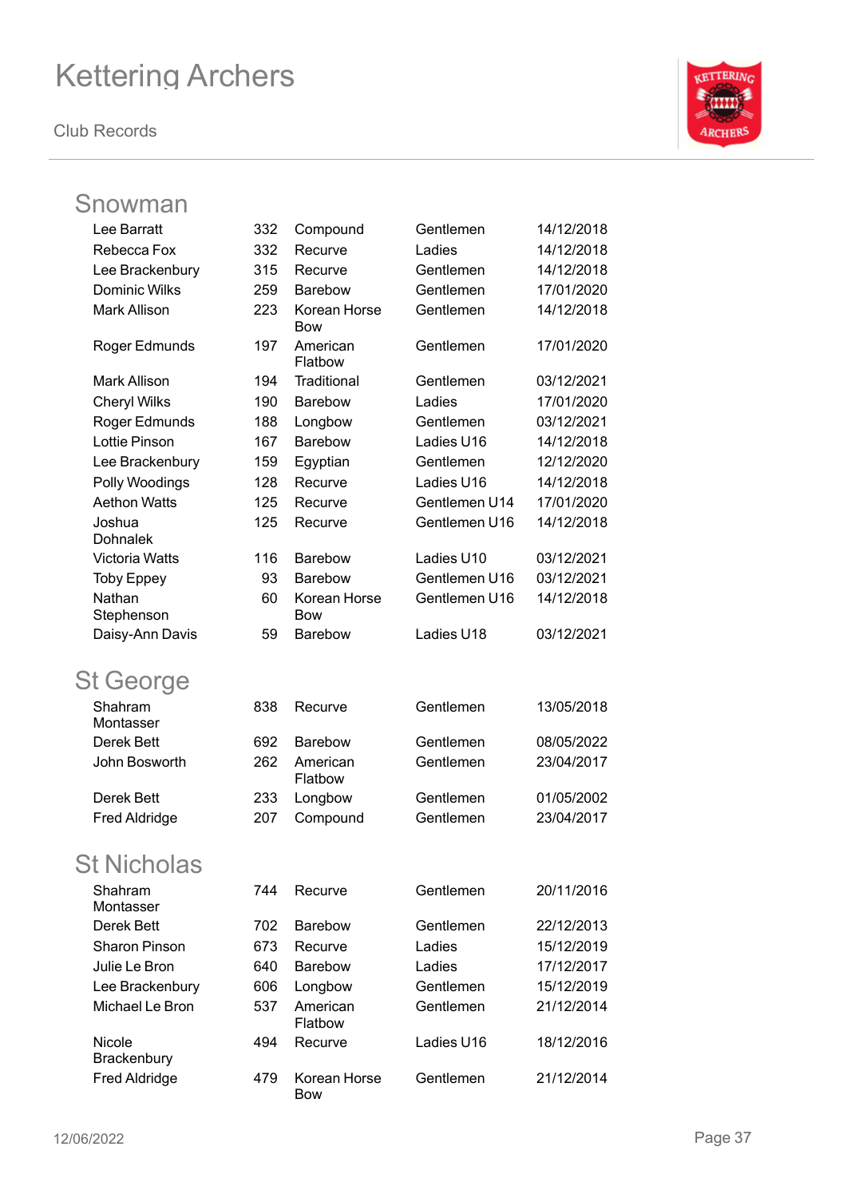# Kettering Archers

Club Records

## Snowman

| Name | Score | Bow | Category | Date |
|---|---|---|---|---|
| Lee Barratt | 332 | Compound | Gentlemen | 14/12/2018 |
| Rebecca Fox | 332 | Recurve | Ladies | 14/12/2018 |
| Lee Brackenbury | 315 | Recurve | Gentlemen | 14/12/2018 |
| Dominic Wilks | 259 | Barebow | Gentlemen | 17/01/2020 |
| Mark Allison | 223 | Korean Horse Bow | Gentlemen | 14/12/2018 |
| Roger Edmunds | 197 | American Flatbow | Gentlemen | 17/01/2020 |
| Mark Allison | 194 | Traditional | Gentlemen | 03/12/2021 |
| Cheryl Wilks | 190 | Barebow | Ladies | 17/01/2020 |
| Roger Edmunds | 188 | Longbow | Gentlemen | 03/12/2021 |
| Lottie Pinson | 167 | Barebow | Ladies U16 | 14/12/2018 |
| Lee Brackenbury | 159 | Egyptian | Gentlemen | 12/12/2020 |
| Polly Woodings | 128 | Recurve | Ladies U16 | 14/12/2018 |
| Aethon Watts | 125 | Recurve | Gentlemen U14 | 17/01/2020 |
| Joshua Dohnalek | 125 | Recurve | Gentlemen U16 | 14/12/2018 |
| Victoria Watts | 116 | Barebow | Ladies U10 | 03/12/2021 |
| Toby Eppey | 93 | Barebow | Gentlemen U16 | 03/12/2021 |
| Nathan Stephenson | 60 | Korean Horse Bow | Gentlemen U16 | 14/12/2018 |
| Daisy-Ann Davis | 59 | Barebow | Ladies U18 | 03/12/2021 |

## St George

| Name | Score | Bow | Category | Date |
|---|---|---|---|---|
| Shahram Montasser | 838 | Recurve | Gentlemen | 13/05/2018 |
| Derek Bett | 692 | Barebow | Gentlemen | 08/05/2022 |
| John Bosworth | 262 | American Flatbow | Gentlemen | 23/04/2017 |
| Derek Bett | 233 | Longbow | Gentlemen | 01/05/2002 |
| Fred Aldridge | 207 | Compound | Gentlemen | 23/04/2017 |

## St Nicholas

| Name | Score | Bow | Category | Date |
|---|---|---|---|---|
| Shahram Montasser | 744 | Recurve | Gentlemen | 20/11/2016 |
| Derek Bett | 702 | Barebow | Gentlemen | 22/12/2013 |
| Sharon Pinson | 673 | Recurve | Ladies | 15/12/2019 |
| Julie Le Bron | 640 | Barebow | Ladies | 17/12/2017 |
| Lee Brackenbury | 606 | Longbow | Gentlemen | 15/12/2019 |
| Michael Le Bron | 537 | American Flatbow | Gentlemen | 21/12/2014 |
| Nicole Brackenbury | 494 | Recurve | Ladies U16 | 18/12/2016 |
| Fred Aldridge | 479 | Korean Horse Bow | Gentlemen | 21/12/2014 |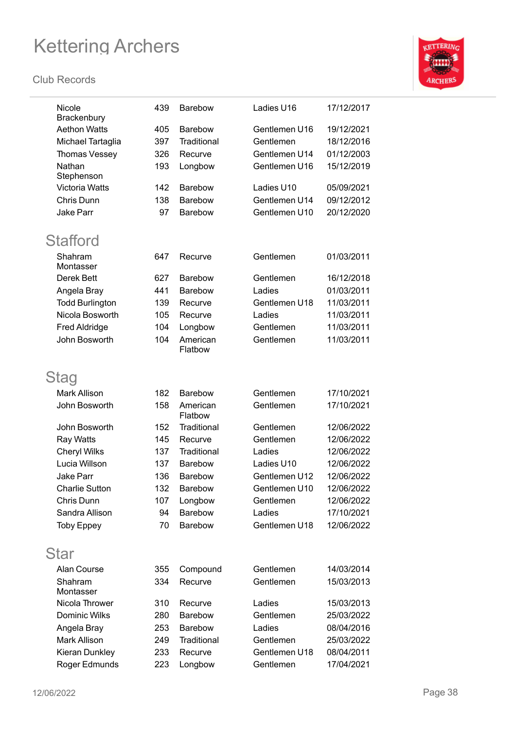| Name | Score | Bow | Class | Date |
|---|---|---|---|---|
| Nicole Brackenbury | 439 | Barebow | Ladies U16 | 17/12/2017 |
| Aethon Watts | 405 | Barebow | Gentlemen U16 | 19/12/2021 |
| Michael Tartaglia | 397 | Traditional | Gentlemen | 18/12/2016 |
| Thomas Vessey | 326 | Recurve | Gentlemen U14 | 01/12/2003 |
| Nathan Stephenson | 193 | Longbow | Gentlemen U16 | 15/12/2019 |
| Victoria Watts | 142 | Barebow | Ladies U10 | 05/09/2021 |
| Chris Dunn | 138 | Barebow | Gentlemen U14 | 09/12/2012 |
| Jake Parr | 97 | Barebow | Gentlemen U10 | 20/12/2020 |

## Stafford

| Name | Score | Bow | Class | Date |
|---|---|---|---|---|
| Shahram Montasser | 647 | Recurve | Gentlemen | 01/03/2011 |
| Derek Bett | 627 | Barebow | Gentlemen | 16/12/2018 |
| Angela Bray | 441 | Barebow | Ladies | 01/03/2011 |
| Todd Burlington | 139 | Recurve | Gentlemen U18 | 11/03/2011 |
| Nicola Bosworth | 105 | Recurve | Ladies | 11/03/2011 |
| Fred Aldridge | 104 | Longbow | Gentlemen | 11/03/2011 |
| John Bosworth | 104 | American Flatbow | Gentlemen | 11/03/2011 |

## Stag

| Name | Score | Bow | Class | Date |
|---|---|---|---|---|
| Mark Allison | 182 | Barebow | Gentlemen | 17/10/2021 |
| John Bosworth | 158 | American Flatbow | Gentlemen | 17/10/2021 |
| John Bosworth | 152 | Traditional | Gentlemen | 12/06/2022 |
| Ray Watts | 145 | Recurve | Gentlemen | 12/06/2022 |
| Cheryl Wilks | 137 | Traditional | Ladies | 12/06/2022 |
| Lucia Willson | 137 | Barebow | Ladies U10 | 12/06/2022 |
| Jake Parr | 136 | Barebow | Gentlemen U12 | 12/06/2022 |
| Charlie Sutton | 132 | Barebow | Gentlemen U10 | 12/06/2022 |
| Chris Dunn | 107 | Longbow | Gentlemen | 12/06/2022 |
| Sandra Allison | 94 | Barebow | Ladies | 17/10/2021 |
| Toby Eppey | 70 | Barebow | Gentlemen U18 | 12/06/2022 |

## Star

| Name | Score | Bow | Class | Date |
|---|---|---|---|---|
| Alan Course | 355 | Compound | Gentlemen | 14/03/2014 |
| Shahram Montasser | 334 | Recurve | Gentlemen | 15/03/2013 |
| Nicola Thrower | 310 | Recurve | Ladies | 15/03/2013 |
| Dominic Wilks | 280 | Barebow | Gentlemen | 25/03/2022 |
| Angela Bray | 253 | Barebow | Ladies | 08/04/2016 |
| Mark Allison | 249 | Traditional | Gentlemen | 25/03/2022 |
| Kieran Dunkley | 233 | Recurve | Gentlemen U18 | 08/04/2011 |
| Roger Edmunds | 223 | Longbow | Gentlemen | 17/04/2021 |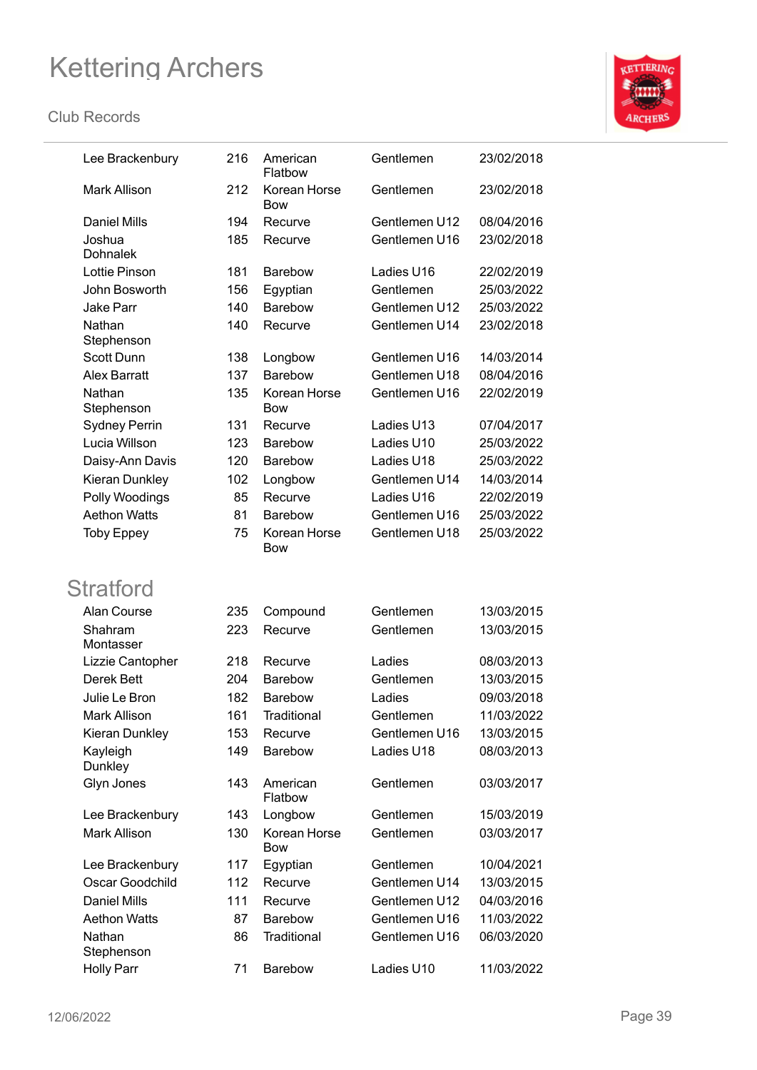| | | | | |
|---|---|---|---|---|
| Lee Brackenbury | 216 | American Flatbow | Gentlemen | 23/02/2018 |
| Mark Allison | 212 | Korean Horse Bow | Gentlemen | 23/02/2018 |
| Daniel Mills | 194 | Recurve | Gentlemen U12 | 08/04/2016 |
| Joshua Dohnalek | 185 | Recurve | Gentlemen U16 | 23/02/2018 |
| Lottie Pinson | 181 | Barebow | Ladies U16 | 22/02/2019 |
| John Bosworth | 156 | Egyptian | Gentlemen | 25/03/2022 |
| Jake Parr | 140 | Barebow | Gentlemen U12 | 25/03/2022 |
| Nathan Stephenson | 140 | Recurve | Gentlemen U14 | 23/02/2018 |
| Scott Dunn | 138 | Longbow | Gentlemen U16 | 14/03/2014 |
| Alex Barratt | 137 | Barebow | Gentlemen U18 | 08/04/2016 |
| Nathan Stephenson | 135 | Korean Horse Bow | Gentlemen U16 | 22/02/2019 |
| Sydney Perrin | 131 | Recurve | Ladies U13 | 07/04/2017 |
| Lucia Willson | 123 | Barebow | Ladies U10 | 25/03/2022 |
| Daisy-Ann Davis | 120 | Barebow | Ladies U18 | 25/03/2022 |
| Kieran Dunkley | 102 | Longbow | Gentlemen U14 | 14/03/2014 |
| Polly Woodings | 85 | Recurve | Ladies U16 | 22/02/2019 |
| Aethon Watts | 81 | Barebow | Gentlemen U16 | 25/03/2022 |
| Toby Eppey | 75 | Korean Horse Bow | Gentlemen U18 | 25/03/2022 |

## Stratford

| | | | | |
|---|---|---|---|---|
| Alan Course | 235 | Compound | Gentlemen | 13/03/2015 |
| Shahram Montasser | 223 | Recurve | Gentlemen | 13/03/2015 |
| Lizzie Cantopher | 218 | Recurve | Ladies | 08/03/2013 |
| Derek Bett | 204 | Barebow | Gentlemen | 13/03/2015 |
| Julie Le Bron | 182 | Barebow | Ladies | 09/03/2018 |
| Mark Allison | 161 | Traditional | Gentlemen | 11/03/2022 |
| Kieran Dunkley | 153 | Recurve | Gentlemen U16 | 13/03/2015 |
| Kayleigh Dunkley | 149 | Barebow | Ladies U18 | 08/03/2013 |
| Glyn Jones | 143 | American Flatbow | Gentlemen | 03/03/2017 |
| Lee Brackenbury | 143 | Longbow | Gentlemen | 15/03/2019 |
| Mark Allison | 130 | Korean Horse Bow | Gentlemen | 03/03/2017 |
| Lee Brackenbury | 117 | Egyptian | Gentlemen | 10/04/2021 |
| Oscar Goodchild | 112 | Recurve | Gentlemen U14 | 13/03/2015 |
| Daniel Mills | 111 | Recurve | Gentlemen U12 | 04/03/2016 |
| Aethon Watts | 87 | Barebow | Gentlemen U16 | 11/03/2022 |
| Nathan Stephenson | 86 | Traditional | Gentlemen U16 | 06/03/2020 |
| Holly Parr | 71 | Barebow | Ladies U10 | 11/03/2022 |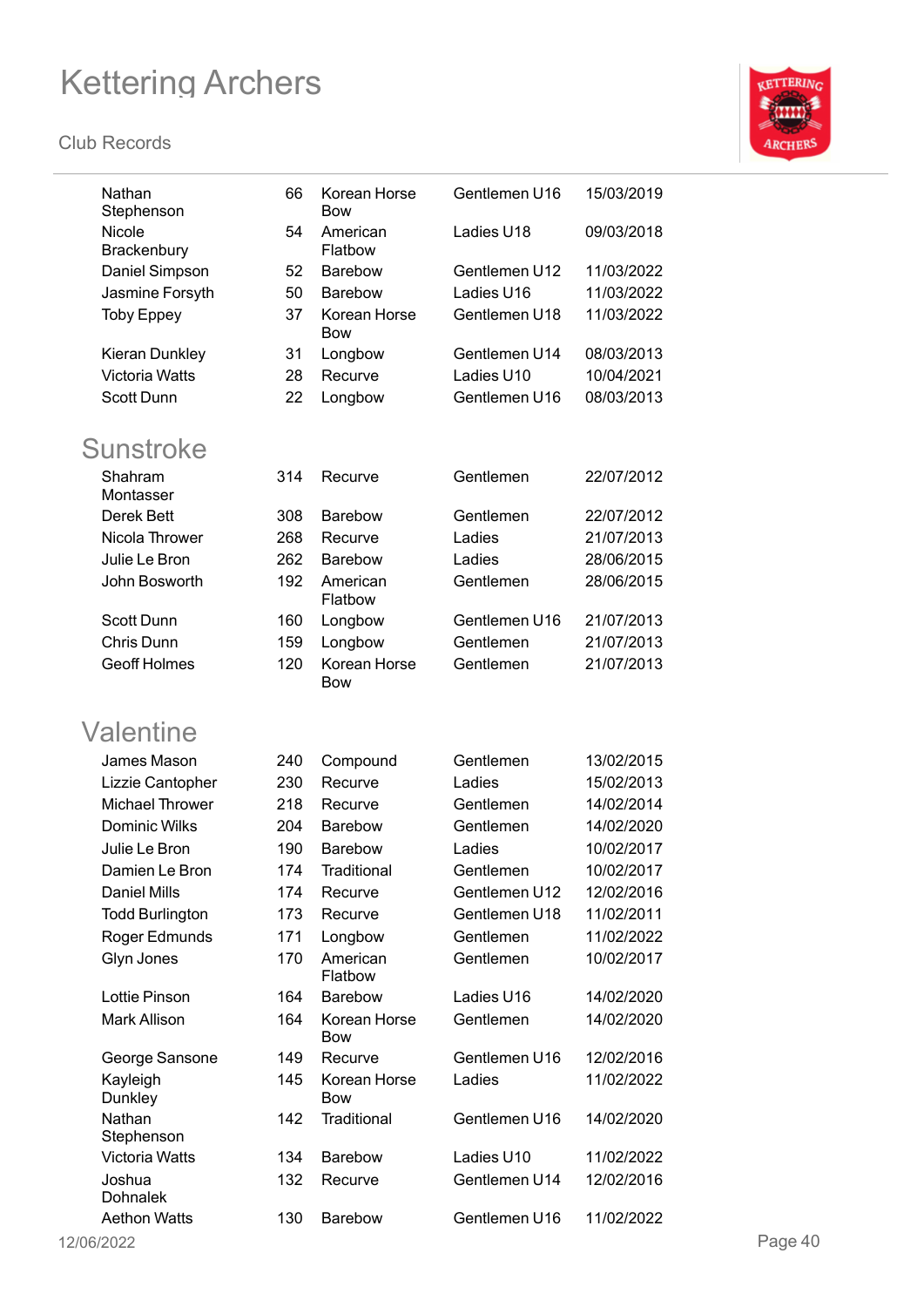| | | | | |
|---|---|---|---|---|
| Nathan Stephenson | 66 | Korean Horse Bow | Gentlemen U16 | 15/03/2019 |
| Nicole Brackenbury | 54 | American Flatbow | Ladies U18 | 09/03/2018 |
| Daniel Simpson | 52 | Barebow | Gentlemen U12 | 11/03/2022 |
| Jasmine Forsyth | 50 | Barebow | Ladies U16 | 11/03/2022 |
| Toby Eppey | 37 | Korean Horse Bow | Gentlemen U18 | 11/03/2022 |
| Kieran Dunkley | 31 | Longbow | Gentlemen U14 | 08/03/2013 |
| Victoria Watts | 28 | Recurve | Ladies U10 | 10/04/2021 |
| Scott Dunn | 22 | Longbow | Gentlemen U16 | 08/03/2013 |

## Sunstroke

| | | | | |
|---|---|---|---|---|
| Shahram Montasser | 314 | Recurve | Gentlemen | 22/07/2012 |
| Derek Bett | 308 | Barebow | Gentlemen | 22/07/2012 |
| Nicola Thrower | 268 | Recurve | Ladies | 21/07/2013 |
| Julie Le Bron | 262 | Barebow | Ladies | 28/06/2015 |
| John Bosworth | 192 | American Flatbow | Gentlemen | 28/06/2015 |
| Scott Dunn | 160 | Longbow | Gentlemen U16 | 21/07/2013 |
| Chris Dunn | 159 | Longbow | Gentlemen | 21/07/2013 |
| Geoff Holmes | 120 | Korean Horse Bow | Gentlemen | 21/07/2013 |

## Valentine

| | | | | |
|---|---|---|---|---|
| James Mason | 240 | Compound | Gentlemen | 13/02/2015 |
| Lizzie Cantopher | 230 | Recurve | Ladies | 15/02/2013 |
| Michael Thrower | 218 | Recurve | Gentlemen | 14/02/2014 |
| Dominic Wilks | 204 | Barebow | Gentlemen | 14/02/2020 |
| Julie Le Bron | 190 | Barebow | Ladies | 10/02/2017 |
| Damien Le Bron | 174 | Traditional | Gentlemen | 10/02/2017 |
| Daniel Mills | 174 | Recurve | Gentlemen U12 | 12/02/2016 |
| Todd Burlington | 173 | Recurve | Gentlemen U18 | 11/02/2011 |
| Roger Edmunds | 171 | Longbow | Gentlemen | 11/02/2022 |
| Glyn Jones | 170 | American Flatbow | Gentlemen | 10/02/2017 |
| Lottie Pinson | 164 | Barebow | Ladies U16 | 14/02/2020 |
| Mark Allison | 164 | Korean Horse Bow | Gentlemen | 14/02/2020 |
| George Sansone | 149 | Recurve | Gentlemen U16 | 12/02/2016 |
| Kayleigh Dunkley | 145 | Korean Horse Bow | Ladies | 11/02/2022 |
| Nathan Stephenson | 142 | Traditional | Gentlemen U16 | 14/02/2020 |
| Victoria Watts | 134 | Barebow | Ladies U10 | 11/02/2022 |
| Joshua Dohnalek | 132 | Recurve | Gentlemen U14 | 12/02/2016 |
| Aethon Watts | 130 | Barebow | Gentlemen U16 | 11/02/2022 |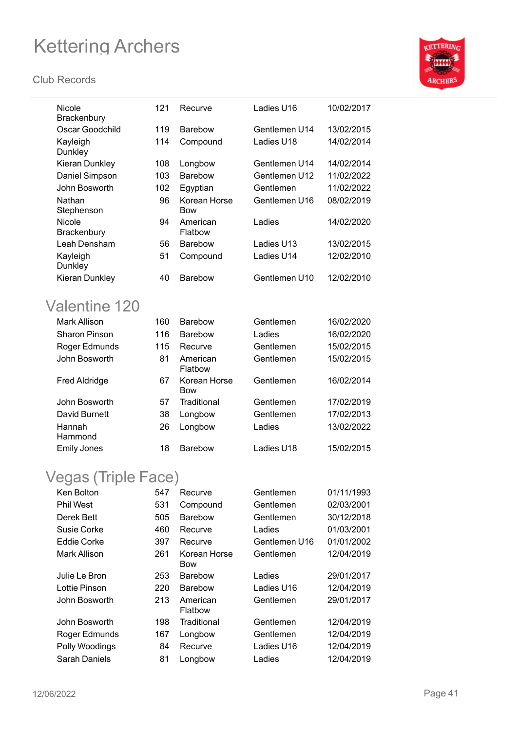| | | | | |
|---|---|---|---|---|
| Nicole Brackenbury | 121 | Recurve | Ladies U16 | 10/02/2017 |
| Oscar Goodchild | 119 | Barebow | Gentlemen U14 | 13/02/2015 |
| Kayleigh Dunkley | 114 | Compound | Ladies U18 | 14/02/2014 |
| Kieran Dunkley | 108 | Longbow | Gentlemen U14 | 14/02/2014 |
| Daniel Simpson | 103 | Barebow | Gentlemen U12 | 11/02/2022 |
| John Bosworth | 102 | Egyptian | Gentlemen | 11/02/2022 |
| Nathan Stephenson | 96 | Korean Horse Bow | Gentlemen U16 | 08/02/2019 |
| Nicole Brackenbury | 94 | American Flatbow | Ladies | 14/02/2020 |
| Leah Densham | 56 | Barebow | Ladies U13 | 13/02/2015 |
| Kayleigh Dunkley | 51 | Compound | Ladies U14 | 12/02/2010 |
| Kieran Dunkley | 40 | Barebow | Gentlemen U10 | 12/02/2010 |

## Valentine 120

| | | | | |
|---|---|---|---|---|
| Mark Allison | 160 | Barebow | Gentlemen | 16/02/2020 |
| Sharon Pinson | 116 | Barebow | Ladies | 16/02/2020 |
| Roger Edmunds | 115 | Recurve | Gentlemen | 15/02/2015 |
| John Bosworth | 81 | American Flatbow | Gentlemen | 15/02/2015 |
| Fred Aldridge | 67 | Korean Horse Bow | Gentlemen | 16/02/2014 |
| John Bosworth | 57 | Traditional | Gentlemen | 17/02/2019 |
| David Burnett | 38 | Longbow | Gentlemen | 17/02/2013 |
| Hannah Hammond | 26 | Longbow | Ladies | 13/02/2022 |
| Emily Jones | 18 | Barebow | Ladies U18 | 15/02/2015 |

## Vegas (Triple Face)

| | | | | |
|---|---|---|---|---|
| Ken Bolton | 547 | Recurve | Gentlemen | 01/11/1993 |
| Phil West | 531 | Compound | Gentlemen | 02/03/2001 |
| Derek Bett | 505 | Barebow | Gentlemen | 30/12/2018 |
| Susie Corke | 460 | Recurve | Ladies | 01/03/2001 |
| Eddie Corke | 397 | Recurve | Gentlemen U16 | 01/01/2002 |
| Mark Allison | 261 | Korean Horse Bow | Gentlemen | 12/04/2019 |
| Julie Le Bron | 253 | Barebow | Ladies | 29/01/2017 |
| Lottie Pinson | 220 | Barebow | Ladies U16 | 12/04/2019 |
| John Bosworth | 213 | American Flatbow | Gentlemen | 29/01/2017 |
| John Bosworth | 198 | Traditional | Gentlemen | 12/04/2019 |
| Roger Edmunds | 167 | Longbow | Gentlemen | 12/04/2019 |
| Polly Woodings | 84 | Recurve | Ladies U16 | 12/04/2019 |
| Sarah Daniels | 81 | Longbow | Ladies | 12/04/2019 |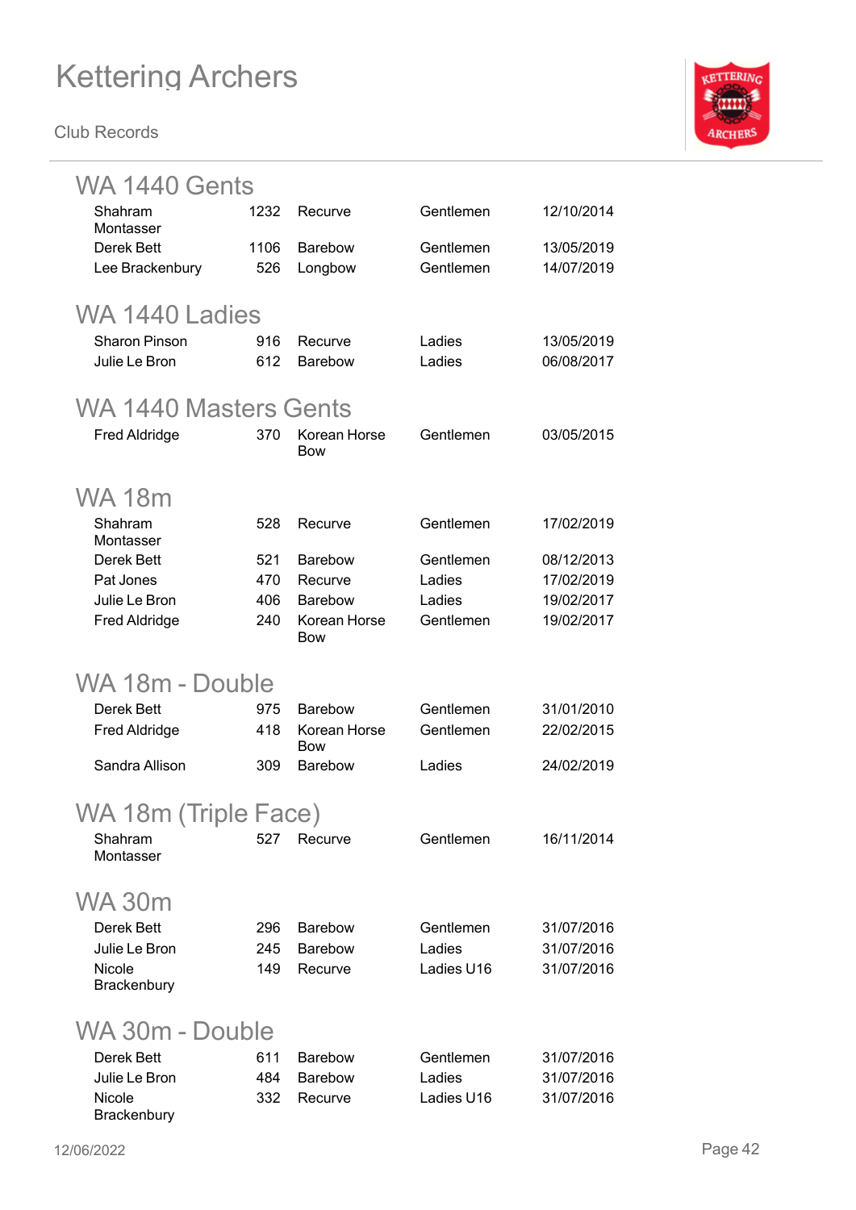# Kettering Archers

Club Records

## WA 1440 Gents

| Name | Score | Bow | Category | Date |
|---|---|---|---|---|
| Shahram Montasser | 1232 | Recurve | Gentlemen | 12/10/2014 |
| Derek Bett | 1106 | Barebow | Gentlemen | 13/05/2019 |
| Lee Brackenbury | 526 | Longbow | Gentlemen | 14/07/2019 |

## WA 1440 Ladies

| Name | Score | Bow | Category | Date |
|---|---|---|---|---|
| Sharon Pinson | 916 | Recurve | Ladies | 13/05/2019 |
| Julie Le Bron | 612 | Barebow | Ladies | 06/08/2017 |

## WA 1440 Masters Gents

| Name | Score | Bow | Category | Date |
|---|---|---|---|---|
| Fred Aldridge | 370 | Korean Horse Bow | Gentlemen | 03/05/2015 |

## WA 18m

| Name | Score | Bow | Category | Date |
|---|---|---|---|---|
| Shahram Montasser | 528 | Recurve | Gentlemen | 17/02/2019 |
| Derek Bett | 521 | Barebow | Gentlemen | 08/12/2013 |
| Pat Jones | 470 | Recurve | Ladies | 17/02/2019 |
| Julie Le Bron | 406 | Barebow | Ladies | 19/02/2017 |
| Fred Aldridge | 240 | Korean Horse Bow | Gentlemen | 19/02/2017 |

## WA 18m - Double

| Name | Score | Bow | Category | Date |
|---|---|---|---|---|
| Derek Bett | 975 | Barebow | Gentlemen | 31/01/2010 |
| Fred Aldridge | 418 | Korean Horse Bow | Gentlemen | 22/02/2015 |
| Sandra Allison | 309 | Barebow | Ladies | 24/02/2019 |

## WA 18m (Triple Face)

| Name | Score | Bow | Category | Date |
|---|---|---|---|---|
| Shahram Montasser | 527 | Recurve | Gentlemen | 16/11/2014 |

## WA 30m

| Name | Score | Bow | Category | Date |
|---|---|---|---|---|
| Derek Bett | 296 | Barebow | Gentlemen | 31/07/2016 |
| Julie Le Bron | 245 | Barebow | Ladies | 31/07/2016 |
| Nicole Brackenbury | 149 | Recurve | Ladies U16 | 31/07/2016 |

## WA 30m - Double

| Name | Score | Bow | Category | Date |
|---|---|---|---|---|
| Derek Bett | 611 | Barebow | Gentlemen | 31/07/2016 |
| Julie Le Bron | 484 | Barebow | Ladies | 31/07/2016 |
| Nicole Brackenbury | 332 | Recurve | Ladies U16 | 31/07/2016 |

12/06/2022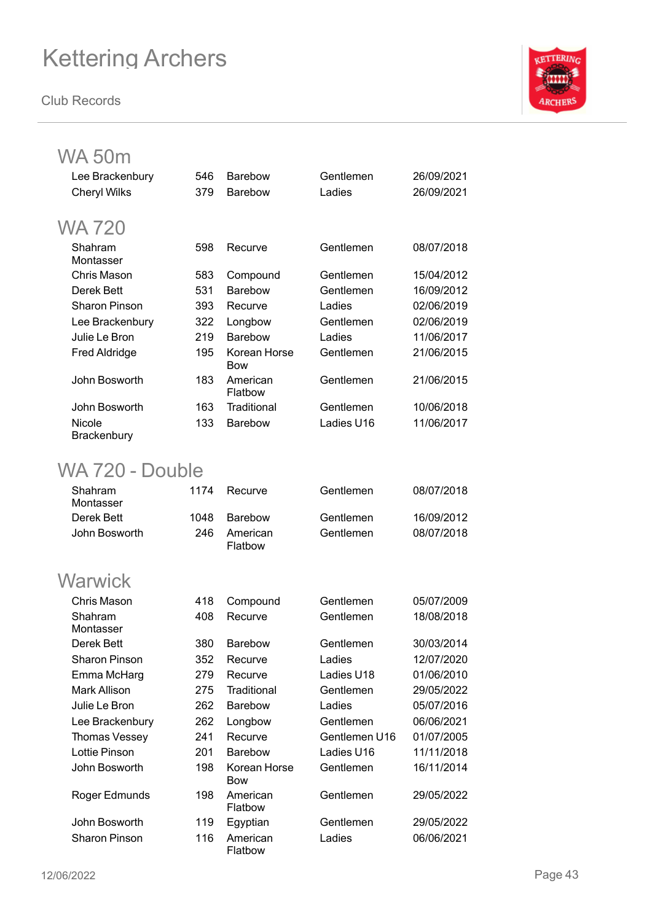# Kettering Archers

Club Records

## WA 50m

| | | | | |
|---|---|---|---|---|
| Lee Brackenbury | 546 | Barebow | Gentlemen | 26/09/2021 |
| Cheryl Wilks | 379 | Barebow | Ladies | 26/09/2021 |

## WA 720

| | | | | |
|---|---|---|---|---|
| Shahram Montasser | 598 | Recurve | Gentlemen | 08/07/2018 |
| Chris Mason | 583 | Compound | Gentlemen | 15/04/2012 |
| Derek Bett | 531 | Barebow | Gentlemen | 16/09/2012 |
| Sharon Pinson | 393 | Recurve | Ladies | 02/06/2019 |
| Lee Brackenbury | 322 | Longbow | Gentlemen | 02/06/2019 |
| Julie Le Bron | 219 | Barebow | Ladies | 11/06/2017 |
| Fred Aldridge | 195 | Korean Horse Bow | Gentlemen | 21/06/2015 |
| John Bosworth | 183 | American Flatbow | Gentlemen | 21/06/2015 |
| John Bosworth | 163 | Traditional | Gentlemen | 10/06/2018 |
| Nicole Brackenbury | 133 | Barebow | Ladies U16 | 11/06/2017 |

## WA 720 - Double

| | | | | |
|---|---|---|---|---|
| Shahram Montasser | 1174 | Recurve | Gentlemen | 08/07/2018 |
| Derek Bett | 1048 | Barebow | Gentlemen | 16/09/2012 |
| John Bosworth | 246 | American Flatbow | Gentlemen | 08/07/2018 |

## Warwick

| | | | | |
|---|---|---|---|---|
| Chris Mason | 418 | Compound | Gentlemen | 05/07/2009 |
| Shahram Montasser | 408 | Recurve | Gentlemen | 18/08/2018 |
| Derek Bett | 380 | Barebow | Gentlemen | 30/03/2014 |
| Sharon Pinson | 352 | Recurve | Ladies | 12/07/2020 |
| Emma McHarg | 279 | Recurve | Ladies U18 | 01/06/2010 |
| Mark Allison | 275 | Traditional | Gentlemen | 29/05/2022 |
| Julie Le Bron | 262 | Barebow | Ladies | 05/07/2016 |
| Lee Brackenbury | 262 | Longbow | Gentlemen | 06/06/2021 |
| Thomas Vessey | 241 | Recurve | Gentlemen U16 | 01/07/2005 |
| Lottie Pinson | 201 | Barebow | Ladies U16 | 11/11/2018 |
| John Bosworth | 198 | Korean Horse Bow | Gentlemen | 16/11/2014 |
| Roger Edmunds | 198 | American Flatbow | Gentlemen | 29/05/2022 |
| John Bosworth | 119 | Egyptian | Gentlemen | 29/05/2022 |
| Sharon Pinson | 116 | American Flatbow | Ladies | 06/06/2021 |

12/06/2022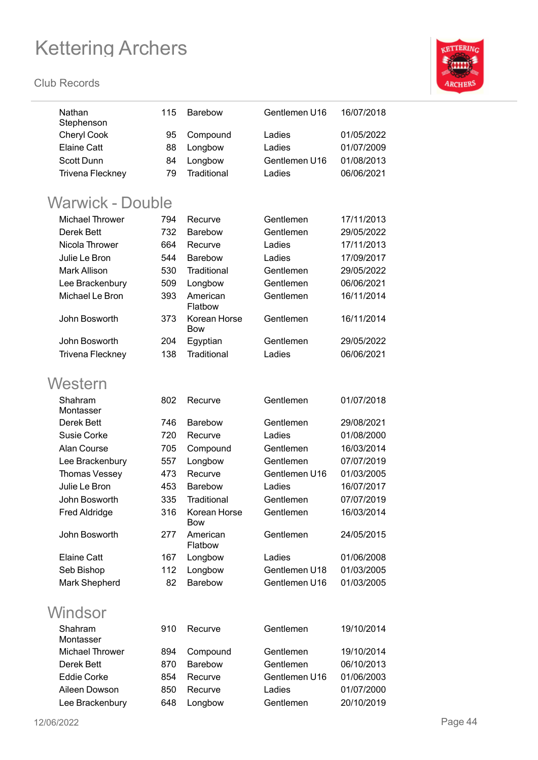| | | | | |
|---|---|---|---|---|
| Nathan Stephenson | 115 | Barebow | Gentlemen U16 | 16/07/2018 |
| Cheryl Cook | 95 | Compound | Ladies | 01/05/2022 |
| Elaine Catt | 88 | Longbow | Ladies | 01/07/2009 |
| Scott Dunn | 84 | Longbow | Gentlemen U16 | 01/08/2013 |
| Trivena Fleckney | 79 | Traditional | Ladies | 06/06/2021 |

## Warwick - Double

| | | | | |
|---|---|---|---|---|
| Michael Thrower | 794 | Recurve | Gentlemen | 17/11/2013 |
| Derek Bett | 732 | Barebow | Gentlemen | 29/05/2022 |
| Nicola Thrower | 664 | Recurve | Ladies | 17/11/2013 |
| Julie Le Bron | 544 | Barebow | Ladies | 17/09/2017 |
| Mark Allison | 530 | Traditional | Gentlemen | 29/05/2022 |
| Lee Brackenbury | 509 | Longbow | Gentlemen | 06/06/2021 |
| Michael Le Bron | 393 | American Flatbow | Gentlemen | 16/11/2014 |
| John Bosworth | 373 | Korean Horse Bow | Gentlemen | 16/11/2014 |
| John Bosworth | 204 | Egyptian | Gentlemen | 29/05/2022 |
| Trivena Fleckney | 138 | Traditional | Ladies | 06/06/2021 |

## Western

| | | | | |
|---|---|---|---|---|
| Shahram Montasser | 802 | Recurve | Gentlemen | 01/07/2018 |
| Derek Bett | 746 | Barebow | Gentlemen | 29/08/2021 |
| Susie Corke | 720 | Recurve | Ladies | 01/08/2000 |
| Alan Course | 705 | Compound | Gentlemen | 16/03/2014 |
| Lee Brackenbury | 557 | Longbow | Gentlemen | 07/07/2019 |
| Thomas Vessey | 473 | Recurve | Gentlemen U16 | 01/03/2005 |
| Julie Le Bron | 453 | Barebow | Ladies | 16/07/2017 |
| John Bosworth | 335 | Traditional | Gentlemen | 07/07/2019 |
| Fred Aldridge | 316 | Korean Horse Bow | Gentlemen | 16/03/2014 |
| John Bosworth | 277 | American Flatbow | Gentlemen | 24/05/2015 |
| Elaine Catt | 167 | Longbow | Ladies | 01/06/2008 |
| Seb Bishop | 112 | Longbow | Gentlemen U18 | 01/03/2005 |
| Mark Shepherd | 82 | Barebow | Gentlemen U16 | 01/03/2005 |

## Windsor

| | | | | |
|---|---|---|---|---|
| Shahram Montasser | 910 | Recurve | Gentlemen | 19/10/2014 |
| Michael Thrower | 894 | Compound | Gentlemen | 19/10/2014 |
| Derek Bett | 870 | Barebow | Gentlemen | 06/10/2013 |
| Eddie Corke | 854 | Recurve | Gentlemen U16 | 01/06/2003 |
| Aileen Dowson | 850 | Recurve | Ladies | 01/07/2000 |
| Lee Brackenbury | 648 | Longbow | Gentlemen | 20/10/2019 |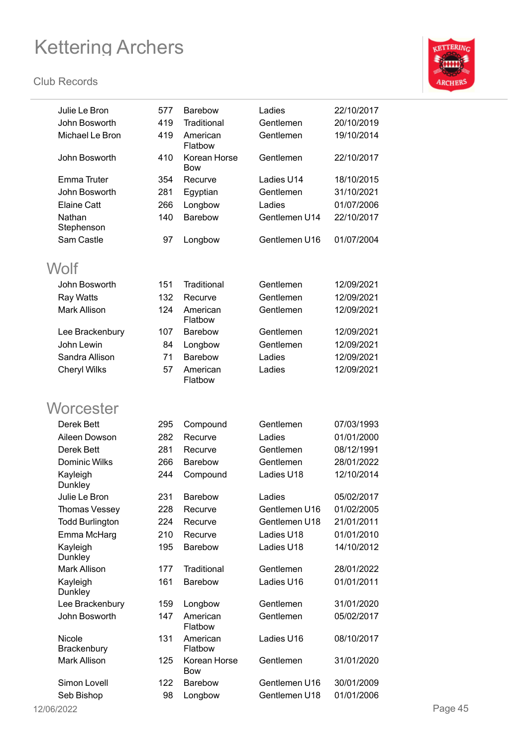| | | | | |
|---|---|---|---|---|
| Julie Le Bron | 577 | Barebow | Ladies | 22/10/2017 |
| John Bosworth | 419 | Traditional | Gentlemen | 20/10/2019 |
| Michael Le Bron | 419 | American Flatbow | Gentlemen | 19/10/2014 |
| John Bosworth | 410 | Korean Horse Bow | Gentlemen | 22/10/2017 |
| Emma Truter | 354 | Recurve | Ladies U14 | 18/10/2015 |
| John Bosworth | 281 | Egyptian | Gentlemen | 31/10/2021 |
| Elaine Catt | 266 | Longbow | Ladies | 01/07/2006 |
| Nathan Stephenson | 140 | Barebow | Gentlemen U14 | 22/10/2017 |
| Sam Castle | 97 | Longbow | Gentlemen U16 | 01/07/2004 |

## Wolf

| | | | | |
|---|---|---|---|---|
| John Bosworth | 151 | Traditional | Gentlemen | 12/09/2021 |
| Ray Watts | 132 | Recurve | Gentlemen | 12/09/2021 |
| Mark Allison | 124 | American Flatbow | Gentlemen | 12/09/2021 |
| Lee Brackenbury | 107 | Barebow | Gentlemen | 12/09/2021 |
| John Lewin | 84 | Longbow | Gentlemen | 12/09/2021 |
| Sandra Allison | 71 | Barebow | Ladies | 12/09/2021 |
| Cheryl Wilks | 57 | American Flatbow | Ladies | 12/09/2021 |

## Worcester

| | | | | |
|---|---|---|---|---|
| Derek Bett | 295 | Compound | Gentlemen | 07/03/1993 |
| Aileen Dowson | 282 | Recurve | Ladies | 01/01/2000 |
| Derek Bett | 281 | Recurve | Gentlemen | 08/12/1991 |
| Dominic Wilks | 266 | Barebow | Gentlemen | 28/01/2022 |
| Kayleigh Dunkley | 244 | Compound | Ladies U18 | 12/10/2014 |
| Julie Le Bron | 231 | Barebow | Ladies | 05/02/2017 |
| Thomas Vessey | 228 | Recurve | Gentlemen U16 | 01/02/2005 |
| Todd Burlington | 224 | Recurve | Gentlemen U18 | 21/01/2011 |
| Emma McHarg | 210 | Recurve | Ladies U18 | 01/01/2010 |
| Kayleigh Dunkley | 195 | Barebow | Ladies U18 | 14/10/2012 |
| Mark Allison | 177 | Traditional | Gentlemen | 28/01/2022 |
| Kayleigh Dunkley | 161 | Barebow | Ladies U16 | 01/01/2011 |
| Lee Brackenbury | 159 | Longbow | Gentlemen | 31/01/2020 |
| John Bosworth | 147 | American Flatbow | Gentlemen | 05/02/2017 |
| Nicole Brackenbury | 131 | American Flatbow | Ladies U16 | 08/10/2017 |
| Mark Allison | 125 | Korean Horse Bow | Gentlemen | 31/01/2020 |
| Simon Lovell | 122 | Barebow | Gentlemen U16 | 30/01/2009 |
| Seb Bishop | 98 | Longbow | Gentlemen U18 | 01/01/2006 |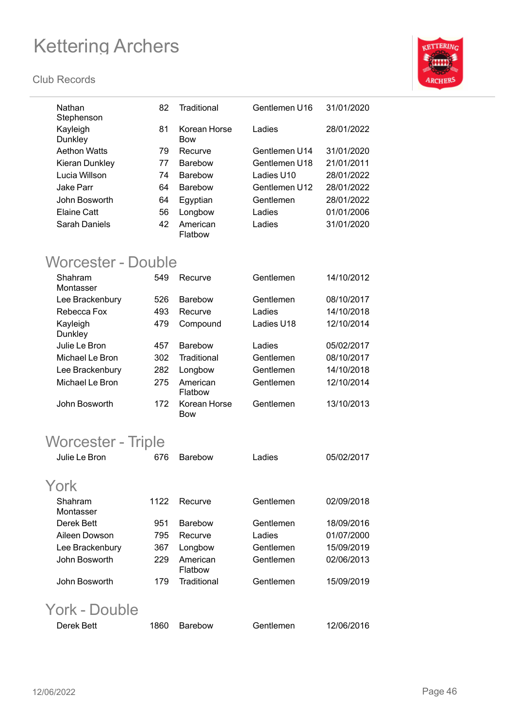| | | | | |
|---|---|---|---|---|
| Nathan Stephenson | 82 | Traditional | Gentlemen U16 | 31/01/2020 |
| Kayleigh Dunkley | 81 | Korean Horse Bow | Ladies | 28/01/2022 |
| Aethon Watts | 79 | Recurve | Gentlemen U14 | 31/01/2020 |
| Kieran Dunkley | 77 | Barebow | Gentlemen U18 | 21/01/2011 |
| Lucia Willson | 74 | Barebow | Ladies U10 | 28/01/2022 |
| Jake Parr | 64 | Barebow | Gentlemen U12 | 28/01/2022 |
| John Bosworth | 64 | Egyptian | Gentlemen | 28/01/2022 |
| Elaine Catt | 56 | Longbow | Ladies | 01/01/2006 |
| Sarah Daniels | 42 | American Flatbow | Ladies | 31/01/2020 |

## Worcester - Double

| | | | | |
|---|---|---|---|---|
| Shahram Montasser | 549 | Recurve | Gentlemen | 14/10/2012 |
| Lee Brackenbury | 526 | Barebow | Gentlemen | 08/10/2017 |
| Rebecca Fox | 493 | Recurve | Ladies | 14/10/2018 |
| Kayleigh Dunkley | 479 | Compound | Ladies U18 | 12/10/2014 |
| Julie Le Bron | 457 | Barebow | Ladies | 05/02/2017 |
| Michael Le Bron | 302 | Traditional | Gentlemen | 08/10/2017 |
| Lee Brackenbury | 282 | Longbow | Gentlemen | 14/10/2018 |
| Michael Le Bron | 275 | American Flatbow | Gentlemen | 12/10/2014 |
| John Bosworth | 172 | Korean Horse Bow | Gentlemen | 13/10/2013 |

## Worcester - Triple

| | | | | |
|---|---|---|---|---|
| Julie Le Bron | 676 | Barebow | Ladies | 05/02/2017 |

## York

| | | | | |
|---|---|---|---|---|
| Shahram Montasser | 1122 | Recurve | Gentlemen | 02/09/2018 |
| Derek Bett | 951 | Barebow | Gentlemen | 18/09/2016 |
| Aileen Dowson | 795 | Recurve | Ladies | 01/07/2000 |
| Lee Brackenbury | 367 | Longbow | Gentlemen | 15/09/2019 |
| John Bosworth | 229 | American Flatbow | Gentlemen | 02/06/2013 |
| John Bosworth | 179 | Traditional | Gentlemen | 15/09/2019 |

## York - Double

| | | | | |
|---|---|---|---|---|
| Derek Bett | 1860 | Barebow | Gentlemen | 12/06/2016 |